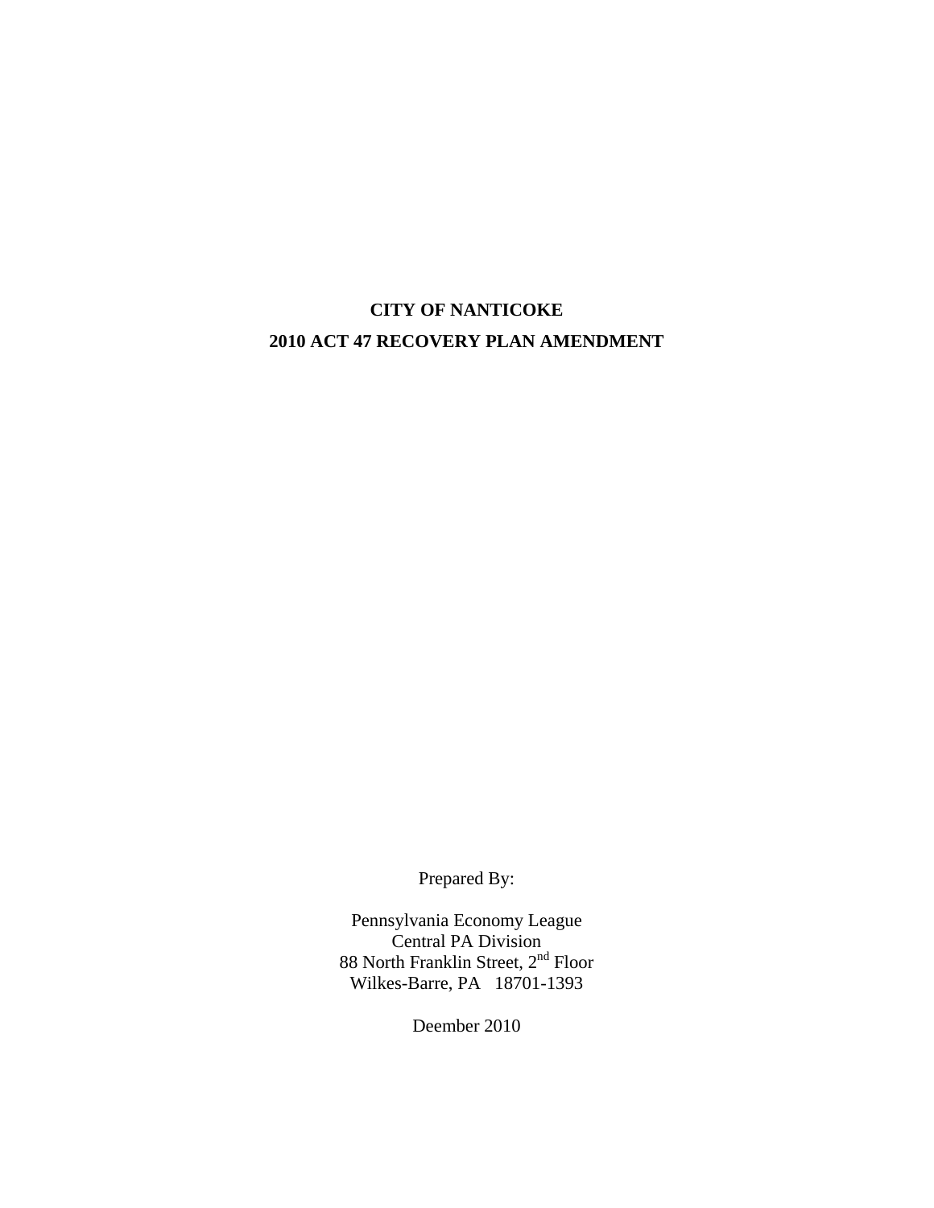# CITY OF NANTICOKE

# 2010 ACT 47 RECOVERY PLAN AMENDMENT

Prepared By:

Pennsylvania Economy League
Central PA Division
88 North Franklin Street, 2nd Floor
Wilkes-Barre, PA 18701-1393

Deember 2010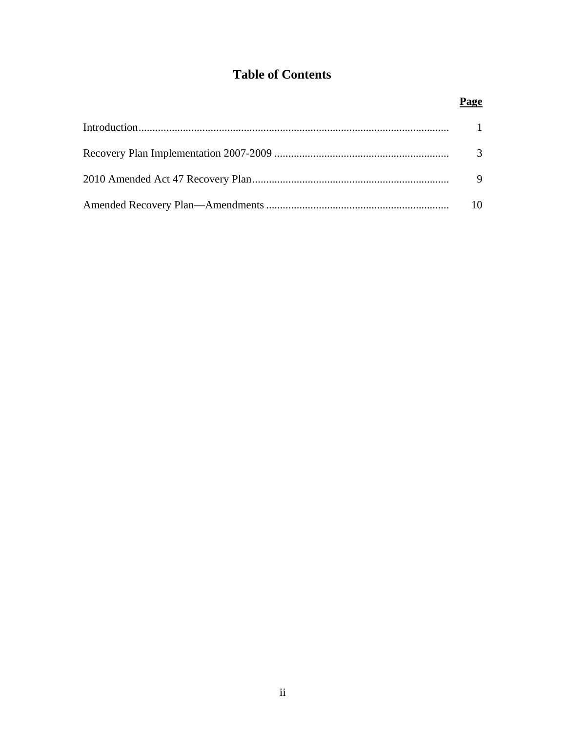# Table of Contents

| | Page |
|---|---|
| Introduction | 1 |
| Recovery Plan Implementation 2007-2009 | 3 |
| 2010 Amended Act 47 Recovery Plan | 9 |
| Amended Recovery Plan—Amendments | 10 |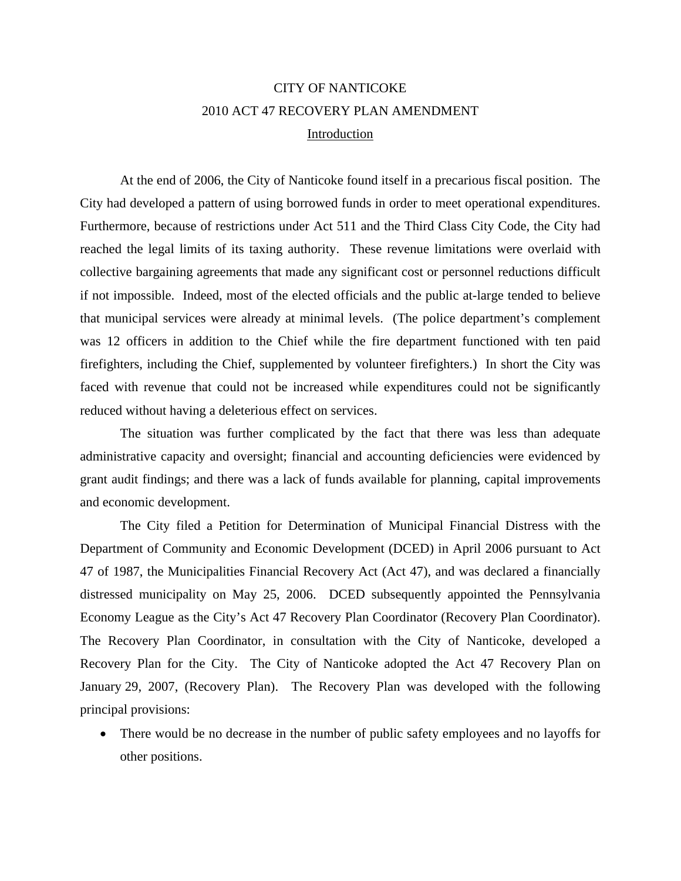# CITY OF NANTICOKE

## 2010 ACT 47 RECOVERY PLAN AMENDMENT

### Introduction

At the end of 2006, the City of Nanticoke found itself in a precarious fiscal position. The City had developed a pattern of using borrowed funds in order to meet operational expenditures. Furthermore, because of restrictions under Act 511 and the Third Class City Code, the City had reached the legal limits of its taxing authority. These revenue limitations were overlaid with collective bargaining agreements that made any significant cost or personnel reductions difficult if not impossible. Indeed, most of the elected officials and the public at-large tended to believe that municipal services were already at minimal levels. (The police department's complement was 12 officers in addition to the Chief while the fire department functioned with ten paid firefighters, including the Chief, supplemented by volunteer firefighters.) In short the City was faced with revenue that could not be increased while expenditures could not be significantly reduced without having a deleterious effect on services.

The situation was further complicated by the fact that there was less than adequate administrative capacity and oversight; financial and accounting deficiencies were evidenced by grant audit findings; and there was a lack of funds available for planning, capital improvements and economic development.

The City filed a Petition for Determination of Municipal Financial Distress with the Department of Community and Economic Development (DCED) in April 2006 pursuant to Act 47 of 1987, the Municipalities Financial Recovery Act (Act 47), and was declared a financially distressed municipality on May 25, 2006. DCED subsequently appointed the Pennsylvania Economy League as the City's Act 47 Recovery Plan Coordinator (Recovery Plan Coordinator). The Recovery Plan Coordinator, in consultation with the City of Nanticoke, developed a Recovery Plan for the City. The City of Nanticoke adopted the Act 47 Recovery Plan on January 29, 2007, (Recovery Plan). The Recovery Plan was developed with the following principal provisions:

- There would be no decrease in the number of public safety employees and no layoffs for other positions.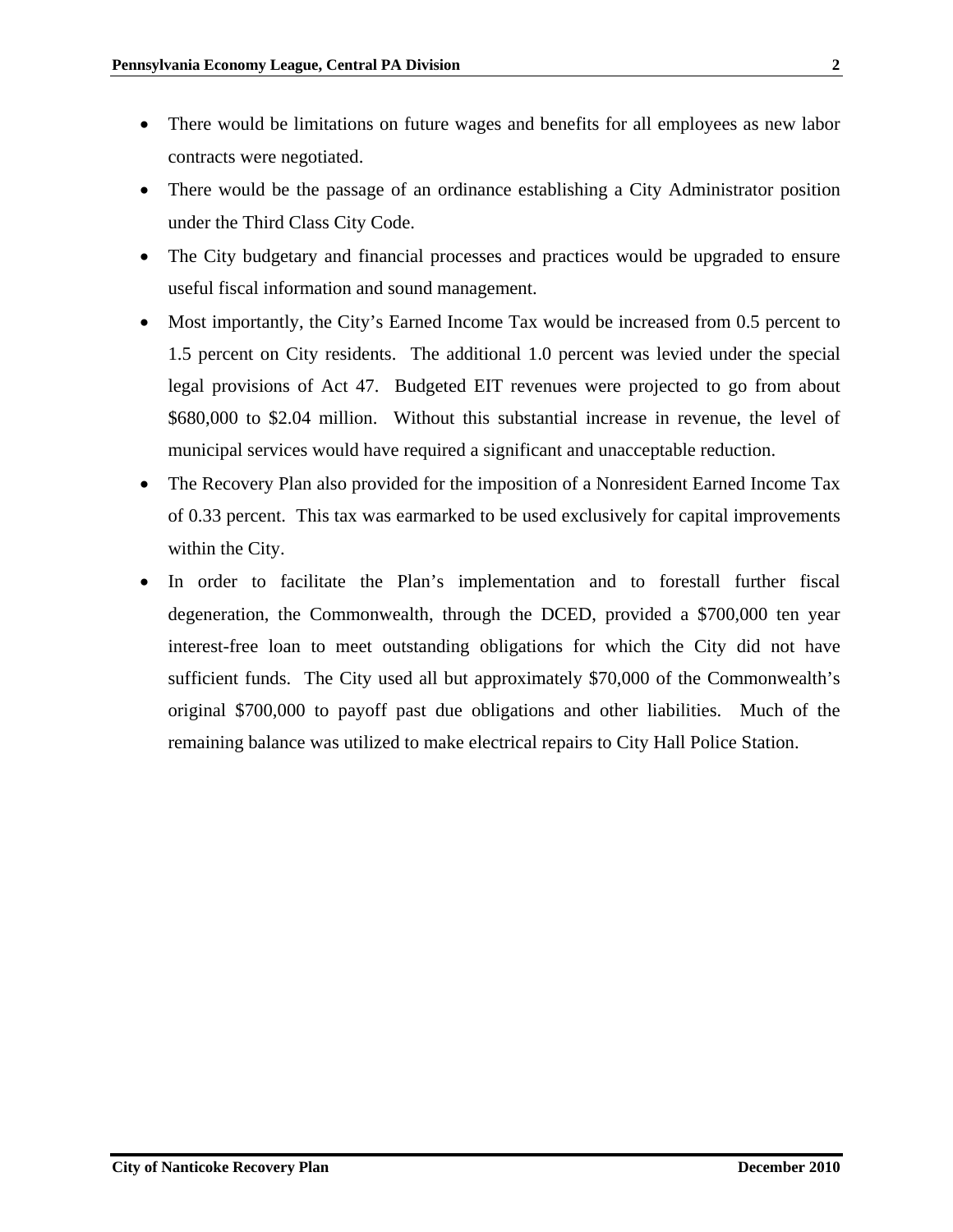- There would be limitations on future wages and benefits for all employees as new labor contracts were negotiated.
- There would be the passage of an ordinance establishing a City Administrator position under the Third Class City Code.
- The City budgetary and financial processes and practices would be upgraded to ensure useful fiscal information and sound management.
- Most importantly, the City's Earned Income Tax would be increased from 0.5 percent to 1.5 percent on City residents. The additional 1.0 percent was levied under the special legal provisions of Act 47. Budgeted EIT revenues were projected to go from about $680,000 to $2.04 million. Without this substantial increase in revenue, the level of municipal services would have required a significant and unacceptable reduction.
- The Recovery Plan also provided for the imposition of a Nonresident Earned Income Tax of 0.33 percent. This tax was earmarked to be used exclusively for capital improvements within the City.
- In order to facilitate the Plan's implementation and to forestall further fiscal degeneration, the Commonwealth, through the DCED, provided a $700,000 ten year interest-free loan to meet outstanding obligations for which the City did not have sufficient funds. The City used all but approximately $70,000 of the Commonwealth's original $700,000 to payoff past due obligations and other liabilities. Much of the remaining balance was utilized to make electrical repairs to City Hall Police Station.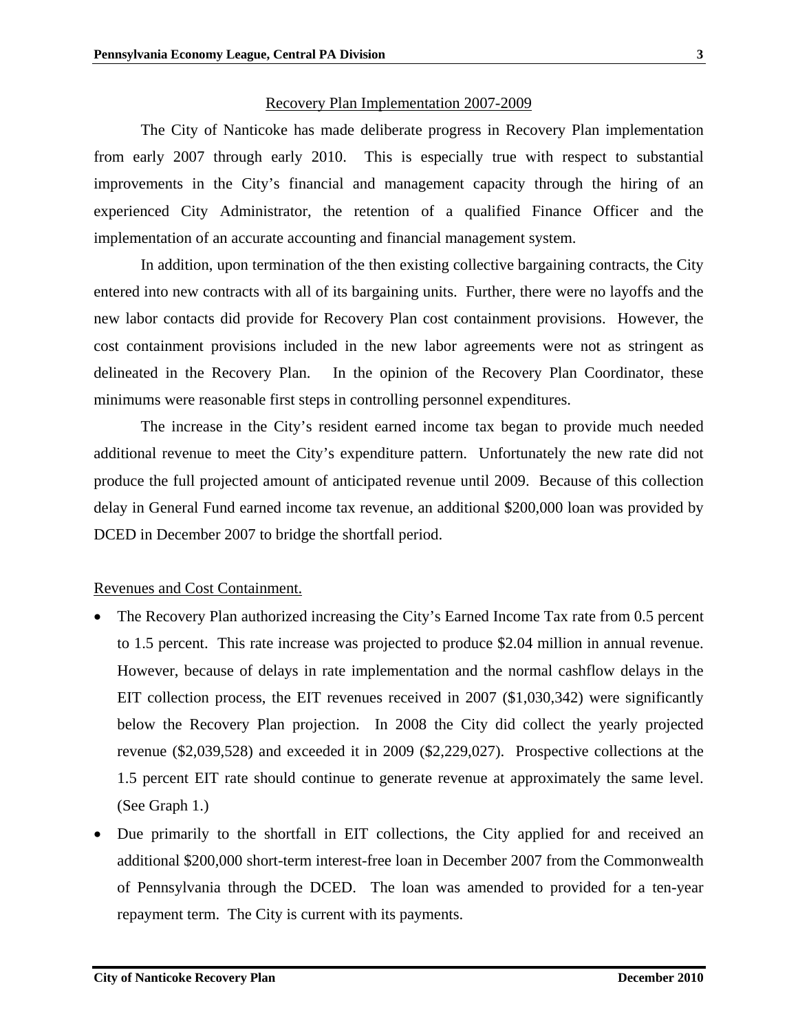## Recovery Plan Implementation 2007-2009

The City of Nanticoke has made deliberate progress in Recovery Plan implementation from early 2007 through early 2010. This is especially true with respect to substantial improvements in the City's financial and management capacity through the hiring of an experienced City Administrator, the retention of a qualified Finance Officer and the implementation of an accurate accounting and financial management system.

In addition, upon termination of the then existing collective bargaining contracts, the City entered into new contracts with all of its bargaining units. Further, there were no layoffs and the new labor contacts did provide for Recovery Plan cost containment provisions. However, the cost containment provisions included in the new labor agreements were not as stringent as delineated in the Recovery Plan. In the opinion of the Recovery Plan Coordinator, these minimums were reasonable first steps in controlling personnel expenditures.

The increase in the City's resident earned income tax began to provide much needed additional revenue to meet the City's expenditure pattern. Unfortunately the new rate did not produce the full projected amount of anticipated revenue until 2009. Because of this collection delay in General Fund earned income tax revenue, an additional $200,000 loan was provided by DCED in December 2007 to bridge the shortfall period.

### Revenues and Cost Containment.

- The Recovery Plan authorized increasing the City's Earned Income Tax rate from 0.5 percent to 1.5 percent. This rate increase was projected to produce $2.04 million in annual revenue. However, because of delays in rate implementation and the normal cashflow delays in the EIT collection process, the EIT revenues received in 2007 ($1,030,342) were significantly below the Recovery Plan projection. In 2008 the City did collect the yearly projected revenue ($2,039,528) and exceeded it in 2009 ($2,229,027). Prospective collections at the 1.5 percent EIT rate should continue to generate revenue at approximately the same level. (See Graph 1.)
- Due primarily to the shortfall in EIT collections, the City applied for and received an additional $200,000 short-term interest-free loan in December 2007 from the Commonwealth of Pennsylvania through the DCED. The loan was amended to provided for a ten-year repayment term. The City is current with its payments.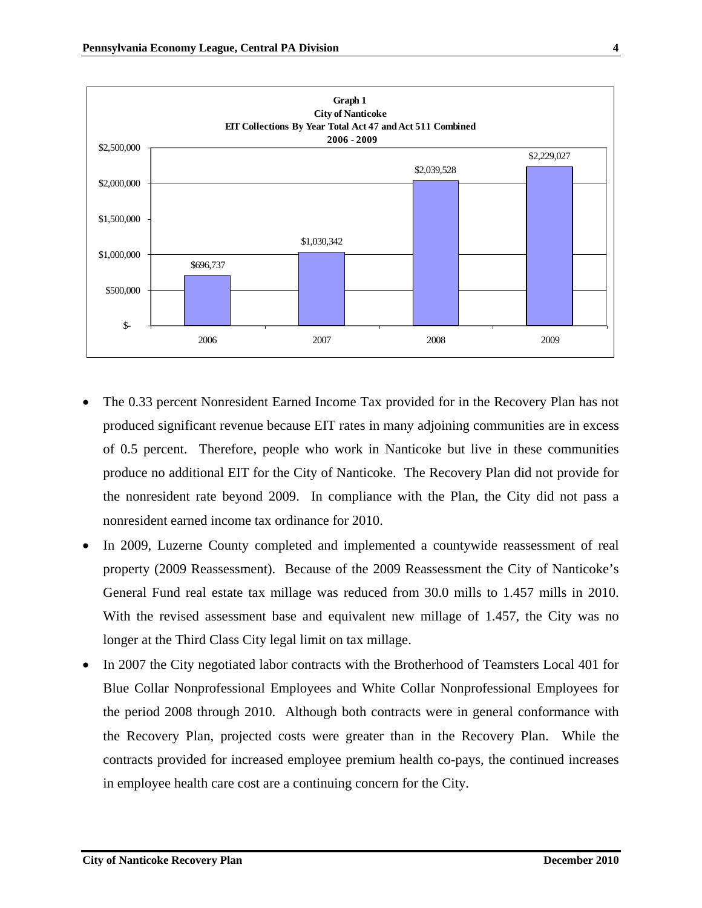**Graph 1**
**City of Nanticoke**
**EIT Collections By Year Total Act 47 and Act 511 Combined**
**2006 - 2009**

$2,500,000
$2,000,000
$1,500,000
$1,000,000
$500,000
$-

$696,737
$1,030,342
$2,039,528
$2,229,027

2006
2007
2008
2009

- The 0.33 percent Nonresident Earned Income Tax provided for in the Recovery Plan has not produced significant revenue because EIT rates in many adjoining communities are in excess of 0.5 percent. Therefore, people who work in Nanticoke but live in these communities produce no additional EIT for the City of Nanticoke. The Recovery Plan did not provide for the nonresident rate beyond 2009. In compliance with the Plan, the City did not pass a nonresident earned income tax ordinance for 2010.
- In 2009, Luzerne County completed and implemented a countywide reassessment of real property (2009 Reassessment). Because of the 2009 Reassessment the City of Nanticoke's General Fund real estate tax millage was reduced from 30.0 mills to 1.457 mills in 2010. With the revised assessment base and equivalent new millage of 1.457, the City was no longer at the Third Class City legal limit on tax millage.
- In 2007 the City negotiated labor contracts with the Brotherhood of Teamsters Local 401 for Blue Collar Nonprofessional Employees and White Collar Nonprofessional Employees for the period 2008 through 2010. Although both contracts were in general conformance with the Recovery Plan, projected costs were greater than in the Recovery Plan. While the contracts provided for increased employee premium health co-pays, the continued increases in employee health care cost are a continuing concern for the City.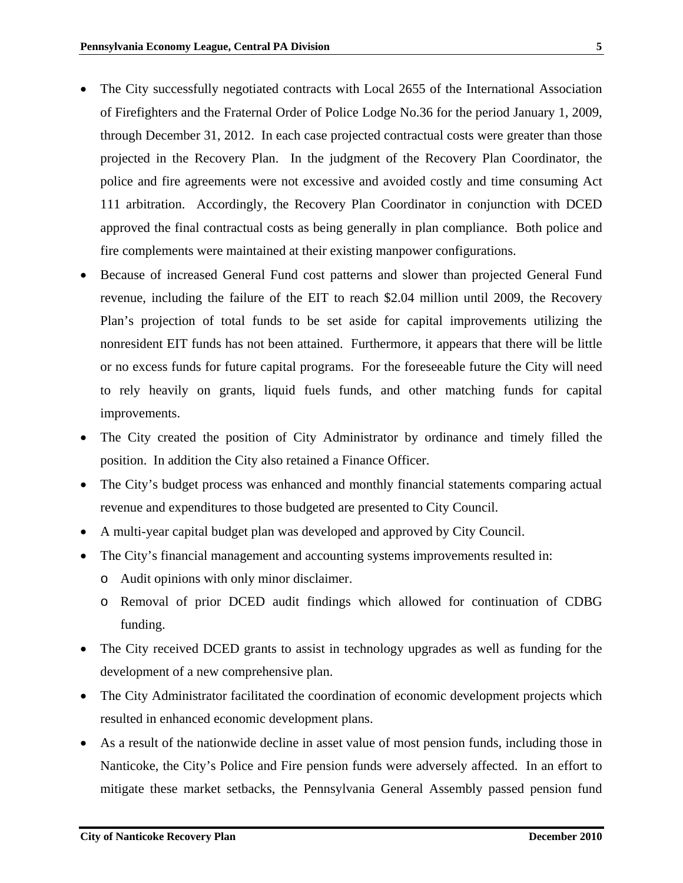- The City successfully negotiated contracts with Local 2655 of the International Association of Firefighters and the Fraternal Order of Police Lodge No.36 for the period January 1, 2009, through December 31, 2012. In each case projected contractual costs were greater than those projected in the Recovery Plan. In the judgment of the Recovery Plan Coordinator, the police and fire agreements were not excessive and avoided costly and time consuming Act 111 arbitration. Accordingly, the Recovery Plan Coordinator in conjunction with DCED approved the final contractual costs as being generally in plan compliance. Both police and fire complements were maintained at their existing manpower configurations.
- Because of increased General Fund cost patterns and slower than projected General Fund revenue, including the failure of the EIT to reach $2.04 million until 2009, the Recovery Plan's projection of total funds to be set aside for capital improvements utilizing the nonresident EIT funds has not been attained. Furthermore, it appears that there will be little or no excess funds for future capital programs. For the foreseeable future the City will need to rely heavily on grants, liquid fuels funds, and other matching funds for capital improvements.
- The City created the position of City Administrator by ordinance and timely filled the position. In addition the City also retained a Finance Officer.
- The City's budget process was enhanced and monthly financial statements comparing actual revenue and expenditures to those budgeted are presented to City Council.
- A multi-year capital budget plan was developed and approved by City Council.
- The City's financial management and accounting systems improvements resulted in:
  - Audit opinions with only minor disclaimer.
  - Removal of prior DCED audit findings which allowed for continuation of CDBG funding.
- The City received DCED grants to assist in technology upgrades as well as funding for the development of a new comprehensive plan.
- The City Administrator facilitated the coordination of economic development projects which resulted in enhanced economic development plans.
- As a result of the nationwide decline in asset value of most pension funds, including those in Nanticoke, the City's Police and Fire pension funds were adversely affected. In an effort to mitigate these market setbacks, the Pennsylvania General Assembly passed pension fund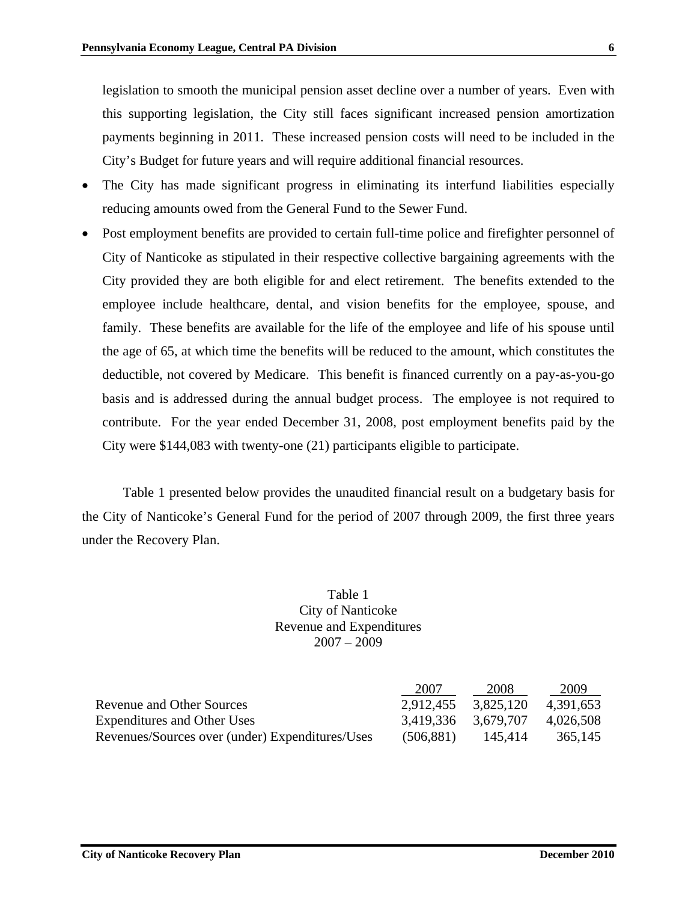legislation to smooth the municipal pension asset decline over a number of years. Even with this supporting legislation, the City still faces significant increased pension amortization payments beginning in 2011. These increased pension costs will need to be included in the City's Budget for future years and will require additional financial resources.

- The City has made significant progress in eliminating its interfund liabilities especially reducing amounts owed from the General Fund to the Sewer Fund.
- Post employment benefits are provided to certain full-time police and firefighter personnel of City of Nanticoke as stipulated in their respective collective bargaining agreements with the City provided they are both eligible for and elect retirement. The benefits extended to the employee include healthcare, dental, and vision benefits for the employee, spouse, and family. These benefits are available for the life of the employee and life of his spouse until the age of 65, at which time the benefits will be reduced to the amount, which constitutes the deductible, not covered by Medicare. This benefit is financed currently on a pay-as-you-go basis and is addressed during the annual budget process. The employee is not required to contribute. For the year ended December 31, 2008, post employment benefits paid by the City were $144,083 with twenty-one (21) participants eligible to participate.

Table 1 presented below provides the unaudited financial result on a budgetary basis for the City of Nanticoke's General Fund for the period of 2007 through 2009, the first three years under the Recovery Plan.

Table 1
City of Nanticoke
Revenue and Expenditures
2007 – 2009

| | 2007 | 2008 | 2009 |
|---|---|---|---|
| Revenue and Other Sources | 2,912,455 | 3,825,120 | 4,391,653 |
| Expenditures and Other Uses | 3,419,336 | 3,679,707 | 4,026,508 |
| Revenues/Sources over (under) Expenditures/Uses | (506,881) | 145,414 | 365,145 |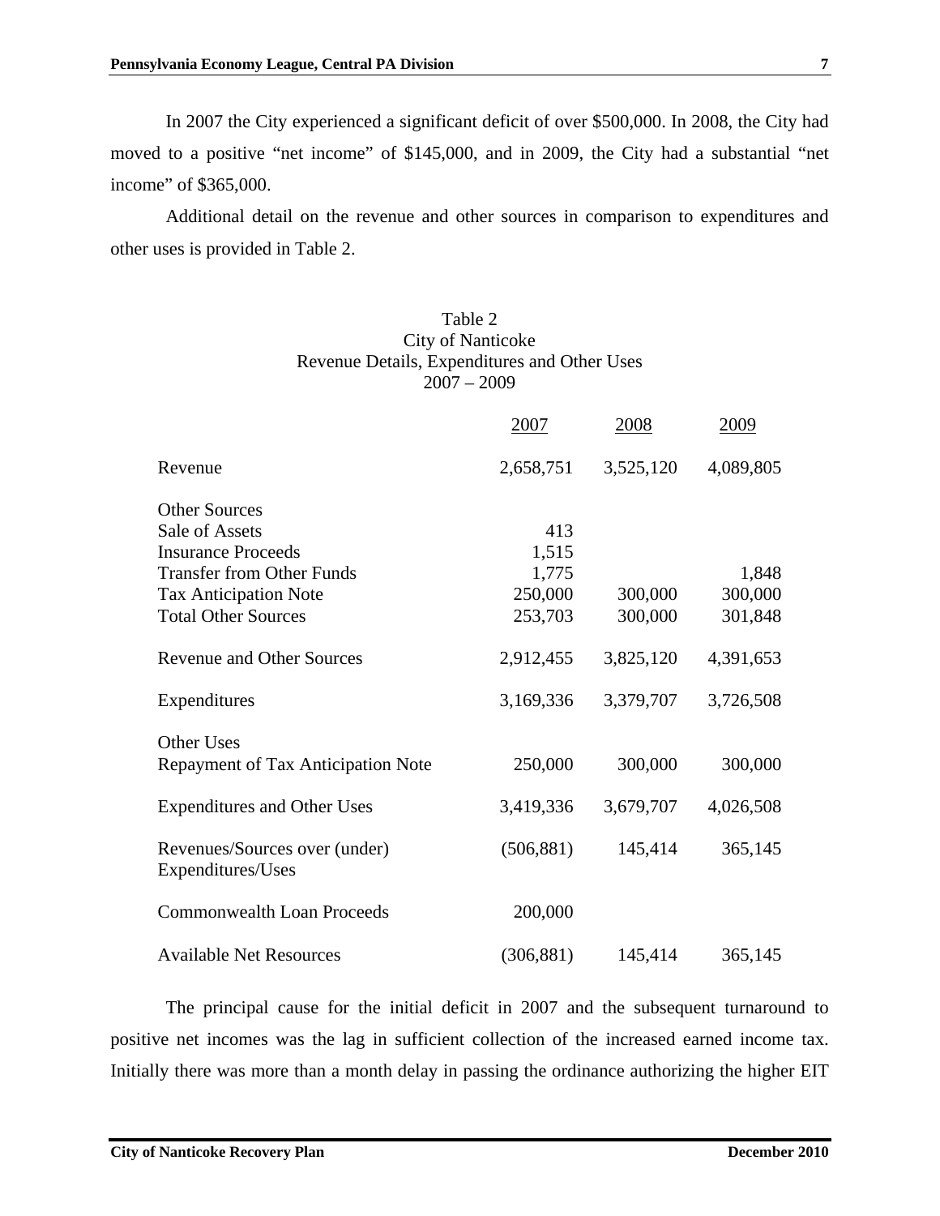In 2007 the City experienced a significant deficit of over $500,000. In 2008, the City had moved to a positive “net income” of $145,000, and in 2009, the City had a substantial “net income” of $365,000.

Additional detail on the revenue and other sources in comparison to expenditures and other uses is provided in Table 2.

Table 2
City of Nanticoke
Revenue Details, Expenditures and Other Uses
2007 – 2009

| | 2007 | 2008 | 2009 |
|---|---|---|---|
| Revenue | 2,658,751 | 3,525,120 | 4,089,805 |
| Other Sources | | | |
| Sale of Assets | 413 | | |
| Insurance Proceeds | 1,515 | | |
| Transfer from Other Funds | 1,775 | | 1,848 |
| Tax Anticipation Note | 250,000 | 300,000 | 300,000 |
| Total Other Sources | 253,703 | 300,000 | 301,848 |
| Revenue and Other Sources | 2,912,455 | 3,825,120 | 4,391,653 |
| Expenditures | 3,169,336 | 3,379,707 | 3,726,508 |
| Other Uses | | | |
| Repayment of Tax Anticipation Note | 250,000 | 300,000 | 300,000 |
| Expenditures and Other Uses | 3,419,336 | 3,679,707 | 4,026,508 |
| Revenues/Sources over (under) Expenditures/Uses | (506,881) | 145,414 | 365,145 |
| Commonwealth Loan Proceeds | 200,000 | | |
| Available Net Resources | (306,881) | 145,414 | 365,145 |

The principal cause for the initial deficit in 2007 and the subsequent turnaround to positive net incomes was the lag in sufficient collection of the increased earned income tax. Initially there was more than a month delay in passing the ordinance authorizing the higher EIT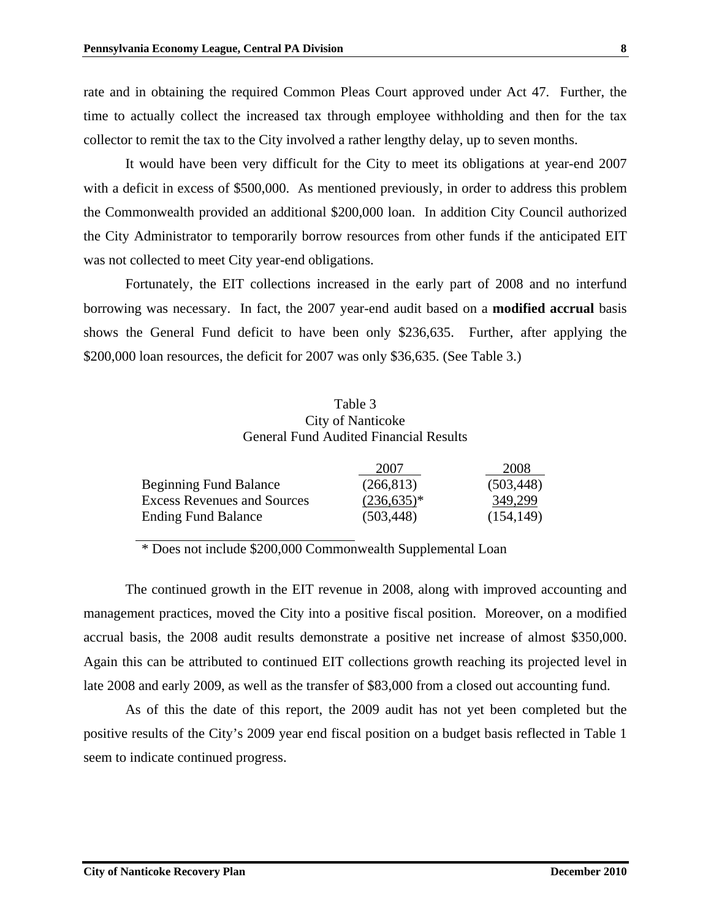rate and in obtaining the required Common Pleas Court approved under Act 47. Further, the time to actually collect the increased tax through employee withholding and then for the tax collector to remit the tax to the City involved a rather lengthy delay, up to seven months.

It would have been very difficult for the City to meet its obligations at year-end 2007 with a deficit in excess of $500,000. As mentioned previously, in order to address this problem the Commonwealth provided an additional $200,000 loan. In addition City Council authorized the City Administrator to temporarily borrow resources from other funds if the anticipated EIT was not collected to meet City year-end obligations.

Fortunately, the EIT collections increased in the early part of 2008 and no interfund borrowing was necessary. In fact, the 2007 year-end audit based on a **modified accrual** basis shows the General Fund deficit to have been only $236,635. Further, after applying the $200,000 loan resources, the deficit for 2007 was only $36,635. (See Table 3.)

Table 3
City of Nanticoke
General Fund Audited Financial Results

| | 2007 | 2008 |
|---|---|---|
| Beginning Fund Balance | (266,813) | (503,448) |
| Excess Revenues and Sources | (236,635)* | 349,299 |
| Ending Fund Balance | (503,448) | (154,149) |

* Does not include $200,000 Commonwealth Supplemental Loan

The continued growth in the EIT revenue in 2008, along with improved accounting and management practices, moved the City into a positive fiscal position. Moreover, on a modified accrual basis, the 2008 audit results demonstrate a positive net increase of almost $350,000. Again this can be attributed to continued EIT collections growth reaching its projected level in late 2008 and early 2009, as well as the transfer of $83,000 from a closed out accounting fund.

As of this the date of this report, the 2009 audit has not yet been completed but the positive results of the City's 2009 year end fiscal position on a budget basis reflected in Table 1 seem to indicate continued progress.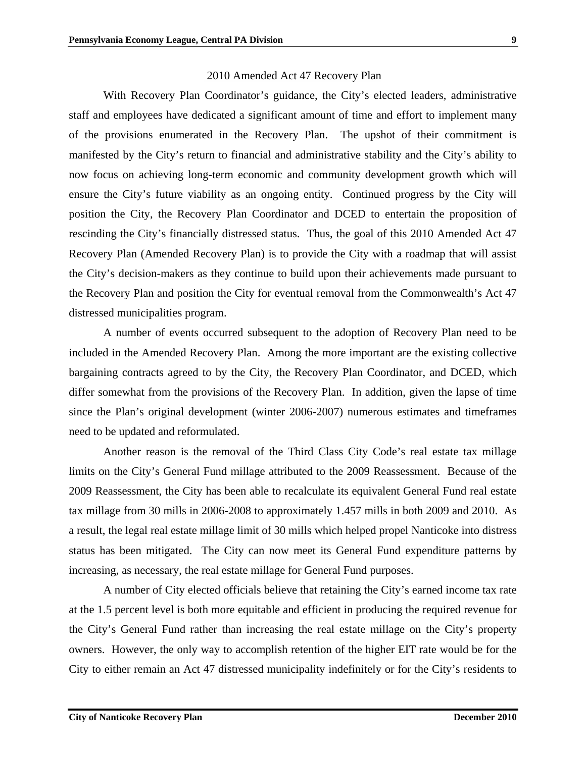## 2010 Amended Act 47 Recovery Plan

With Recovery Plan Coordinator's guidance, the City's elected leaders, administrative staff and employees have dedicated a significant amount of time and effort to implement many of the provisions enumerated in the Recovery Plan. The upshot of their commitment is manifested by the City's return to financial and administrative stability and the City's ability to now focus on achieving long-term economic and community development growth which will ensure the City's future viability as an ongoing entity. Continued progress by the City will position the City, the Recovery Plan Coordinator and DCED to entertain the proposition of rescinding the City's financially distressed status. Thus, the goal of this 2010 Amended Act 47 Recovery Plan (Amended Recovery Plan) is to provide the City with a roadmap that will assist the City's decision-makers as they continue to build upon their achievements made pursuant to the Recovery Plan and position the City for eventual removal from the Commonwealth's Act 47 distressed municipalities program.

A number of events occurred subsequent to the adoption of Recovery Plan need to be included in the Amended Recovery Plan. Among the more important are the existing collective bargaining contracts agreed to by the City, the Recovery Plan Coordinator, and DCED, which differ somewhat from the provisions of the Recovery Plan. In addition, given the lapse of time since the Plan's original development (winter 2006-2007) numerous estimates and timeframes need to be updated and reformulated.

Another reason is the removal of the Third Class City Code's real estate tax millage limits on the City's General Fund millage attributed to the 2009 Reassessment. Because of the 2009 Reassessment, the City has been able to recalculate its equivalent General Fund real estate tax millage from 30 mills in 2006-2008 to approximately 1.457 mills in both 2009 and 2010. As a result, the legal real estate millage limit of 30 mills which helped propel Nanticoke into distress status has been mitigated. The City can now meet its General Fund expenditure patterns by increasing, as necessary, the real estate millage for General Fund purposes.

A number of City elected officials believe that retaining the City's earned income tax rate at the 1.5 percent level is both more equitable and efficient in producing the required revenue for the City's General Fund rather than increasing the real estate millage on the City's property owners. However, the only way to accomplish retention of the higher EIT rate would be for the City to either remain an Act 47 distressed municipality indefinitely or for the City's residents to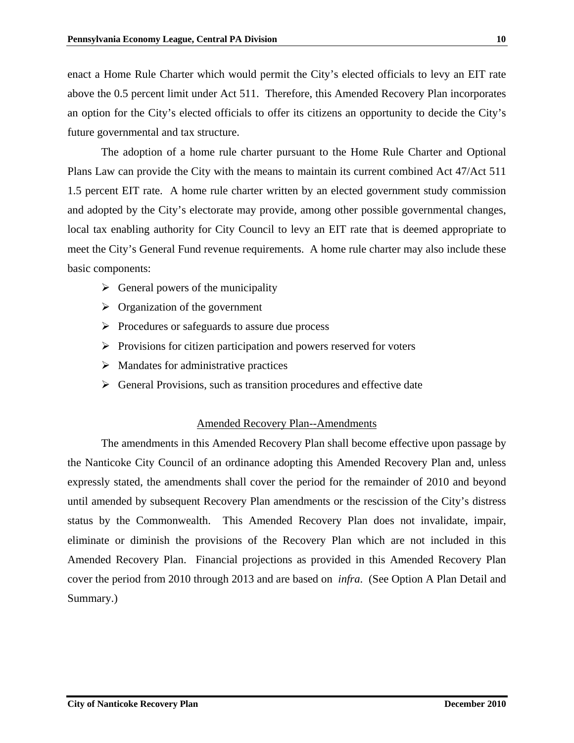enact a Home Rule Charter which would permit the City's elected officials to levy an EIT rate above the 0.5 percent limit under Act 511. Therefore, this Amended Recovery Plan incorporates an option for the City's elected officials to offer its citizens an opportunity to decide the City's future governmental and tax structure.

The adoption of a home rule charter pursuant to the Home Rule Charter and Optional Plans Law can provide the City with the means to maintain its current combined Act 47/Act 511 1.5 percent EIT rate. A home rule charter written by an elected government study commission and adopted by the City's electorate may provide, among other possible governmental changes, local tax enabling authority for City Council to levy an EIT rate that is deemed appropriate to meet the City's General Fund revenue requirements. A home rule charter may also include these basic components:

- General powers of the municipality
- Organization of the government
- Procedures or safeguards to assure due process
- Provisions for citizen participation and powers reserved for voters
- Mandates for administrative practices
- General Provisions, such as transition procedures and effective date

## Amended Recovery Plan--Amendments

The amendments in this Amended Recovery Plan shall become effective upon passage by the Nanticoke City Council of an ordinance adopting this Amended Recovery Plan and, unless expressly stated, the amendments shall cover the period for the remainder of 2010 and beyond until amended by subsequent Recovery Plan amendments or the rescission of the City's distress status by the Commonwealth. This Amended Recovery Plan does not invalidate, impair, eliminate or diminish the provisions of the Recovery Plan which are not included in this Amended Recovery Plan. Financial projections as provided in this Amended Recovery Plan cover the period from 2010 through 2013 and are based on *infra*. (See Option A Plan Detail and Summary.)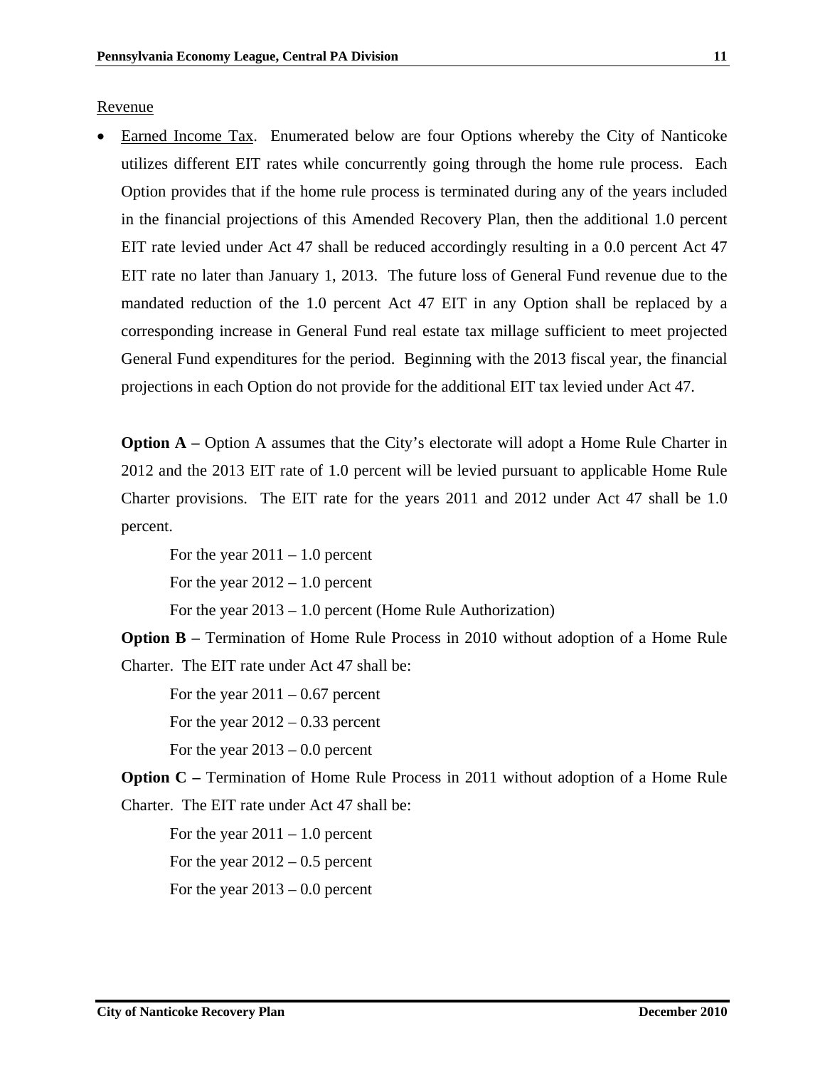Revenue

- Earned Income Tax. Enumerated below are four Options whereby the City of Nanticoke utilizes different EIT rates while concurrently going through the home rule process. Each Option provides that if the home rule process is terminated during any of the years included in the financial projections of this Amended Recovery Plan, then the additional 1.0 percent EIT rate levied under Act 47 shall be reduced accordingly resulting in a 0.0 percent Act 47 EIT rate no later than January 1, 2013. The future loss of General Fund revenue due to the mandated reduction of the 1.0 percent Act 47 EIT in any Option shall be replaced by a corresponding increase in General Fund real estate tax millage sufficient to meet projected General Fund expenditures for the period. Beginning with the 2013 fiscal year, the financial projections in each Option do not provide for the additional EIT tax levied under Act 47.

  **Option A –** Option A assumes that the City's electorate will adopt a Home Rule Charter in 2012 and the 2013 EIT rate of 1.0 percent will be levied pursuant to applicable Home Rule Charter provisions. The EIT rate for the years 2011 and 2012 under Act 47 shall be 1.0 percent.

  For the year 2011 – 1.0 percent
  For the year 2012 – 1.0 percent
  For the year 2013 – 1.0 percent (Home Rule Authorization)

  **Option B –** Termination of Home Rule Process in 2010 without adoption of a Home Rule Charter. The EIT rate under Act 47 shall be:

  For the year 2011 – 0.67 percent
  For the year 2012 – 0.33 percent
  For the year 2013 – 0.0 percent

  **Option C –** Termination of Home Rule Process in 2011 without adoption of a Home Rule Charter. The EIT rate under Act 47 shall be:

  For the year 2011 – 1.0 percent
  For the year 2012 – 0.5 percent
  For the year 2013 – 0.0 percent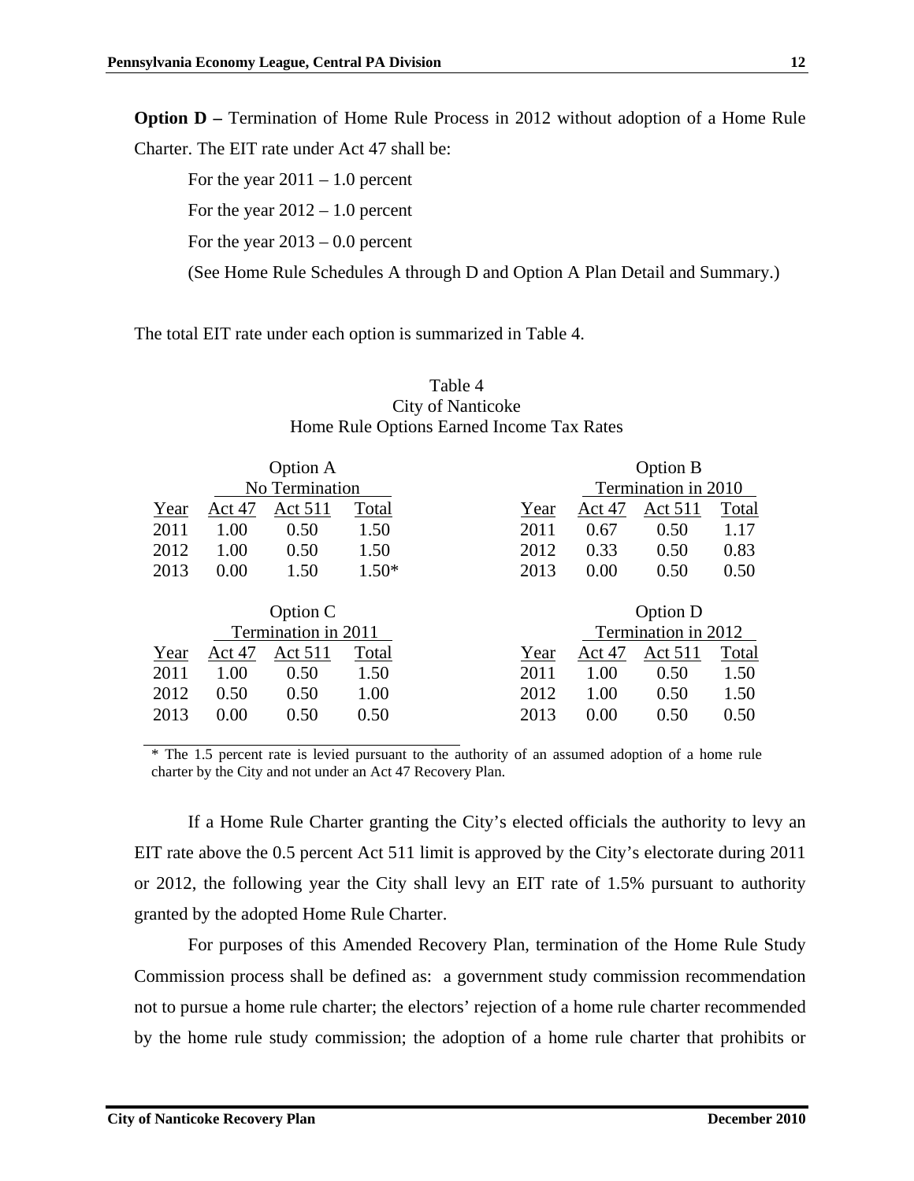**Option D –** Termination of Home Rule Process in 2012 without adoption of a Home Rule Charter. The EIT rate under Act 47 shall be:

For the year 2011 – 1.0 percent

For the year 2012 – 1.0 percent

For the year 2013 – 0.0 percent

(See Home Rule Schedules A through D and Option A Plan Detail and Summary.)

The total EIT rate under each option is summarized in Table 4.

Table 4
City of Nanticoke
Home Rule Options Earned Income Tax Rates

| | Option A No Termination | | |
|---|---|---|---|
| Year | Act 47 | Act 511 | Total |
| 2011 | 1.00 | 0.50 | 1.50 |
| 2012 | 1.00 | 0.50 | 1.50 |
| 2013 | 0.00 | 1.50 | 1.50* |

| | Option B Termination in 2010 | | |
|---|---|---|---|
| Year | Act 47 | Act 511 | Total |
| 2011 | 0.67 | 0.50 | 1.17 |
| 2012 | 0.33 | 0.50 | 0.83 |
| 2013 | 0.00 | 0.50 | 0.50 |

| | Option C Termination in 2011 | | |
|---|---|---|---|
| Year | Act 47 | Act 511 | Total |
| 2011 | 1.00 | 0.50 | 1.50 |
| 2012 | 0.50 | 0.50 | 1.00 |
| 2013 | 0.00 | 0.50 | 0.50 |

| | Option D Termination in 2012 | | |
|---|---|---|---|
| Year | Act 47 | Act 511 | Total |
| 2011 | 1.00 | 0.50 | 1.50 |
| 2012 | 1.00 | 0.50 | 1.50 |
| 2013 | 0.00 | 0.50 | 0.50 |

* The 1.5 percent rate is levied pursuant to the authority of an assumed adoption of a home rule charter by the City and not under an Act 47 Recovery Plan.

If a Home Rule Charter granting the City's elected officials the authority to levy an EIT rate above the 0.5 percent Act 511 limit is approved by the City's electorate during 2011 or 2012, the following year the City shall levy an EIT rate of 1.5% pursuant to authority granted by the adopted Home Rule Charter.

For purposes of this Amended Recovery Plan, termination of the Home Rule Study Commission process shall be defined as: a government study commission recommendation not to pursue a home rule charter; the electors' rejection of a home rule charter recommended by the home rule study commission; the adoption of a home rule charter that prohibits or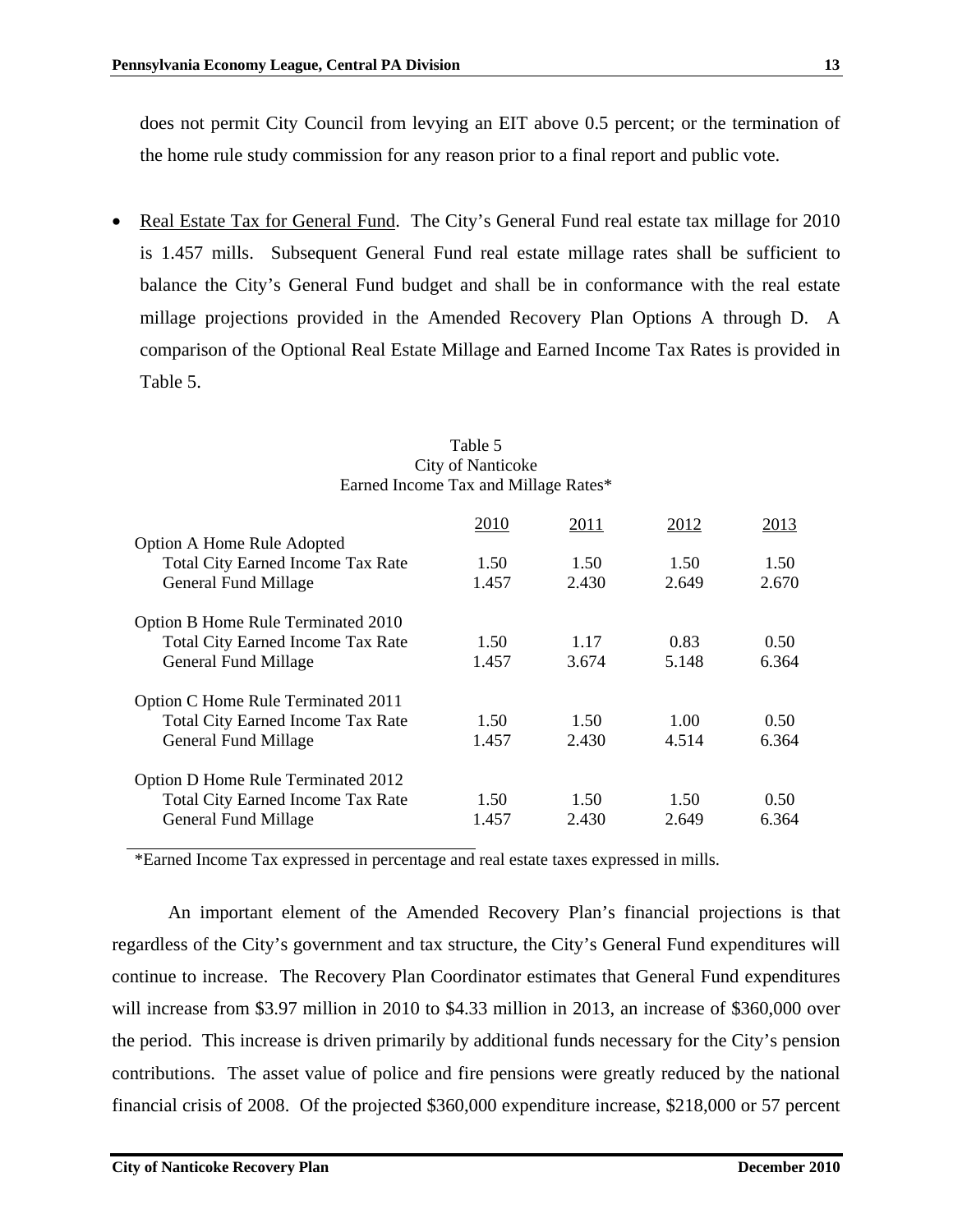does not permit City Council from levying an EIT above 0.5 percent; or the termination of the home rule study commission for any reason prior to a final report and public vote.

- Real Estate Tax for General Fund. The City's General Fund real estate tax millage for 2010 is 1.457 mills. Subsequent General Fund real estate millage rates shall be sufficient to balance the City's General Fund budget and shall be in conformance with the real estate millage projections provided in the Amended Recovery Plan Options A through D. A comparison of the Optional Real Estate Millage and Earned Income Tax Rates is provided in Table 5.

Table 5
City of Nanticoke
Earned Income Tax and Millage Rates*

| | 2010 | 2011 | 2012 | 2013 |
|---|---|---|---|---|
| Option A Home Rule Adopted | | | | |
| Total City Earned Income Tax Rate | 1.50 | 1.50 | 1.50 | 1.50 |
| General Fund Millage | 1.457 | 2.430 | 2.649 | 2.670 |
| Option B Home Rule Terminated 2010 | | | | |
| Total City Earned Income Tax Rate | 1.50 | 1.17 | 0.83 | 0.50 |
| General Fund Millage | 1.457 | 3.674 | 5.148 | 6.364 |
| Option C Home Rule Terminated 2011 | | | | |
| Total City Earned Income Tax Rate | 1.50 | 1.50 | 1.00 | 0.50 |
| General Fund Millage | 1.457 | 2.430 | 4.514 | 6.364 |
| Option D Home Rule Terminated 2012 | | | | |
| Total City Earned Income Tax Rate | 1.50 | 1.50 | 1.50 | 0.50 |
| General Fund Millage | 1.457 | 2.430 | 2.649 | 6.364 |

*Earned Income Tax expressed in percentage and real estate taxes expressed in mills.

An important element of the Amended Recovery Plan's financial projections is that regardless of the City's government and tax structure, the City's General Fund expenditures will continue to increase. The Recovery Plan Coordinator estimates that General Fund expenditures will increase from $3.97 million in 2010 to $4.33 million in 2013, an increase of $360,000 over the period. This increase is driven primarily by additional funds necessary for the City's pension contributions. The asset value of police and fire pensions were greatly reduced by the national financial crisis of 2008. Of the projected $360,000 expenditure increase, $218,000 or 57 percent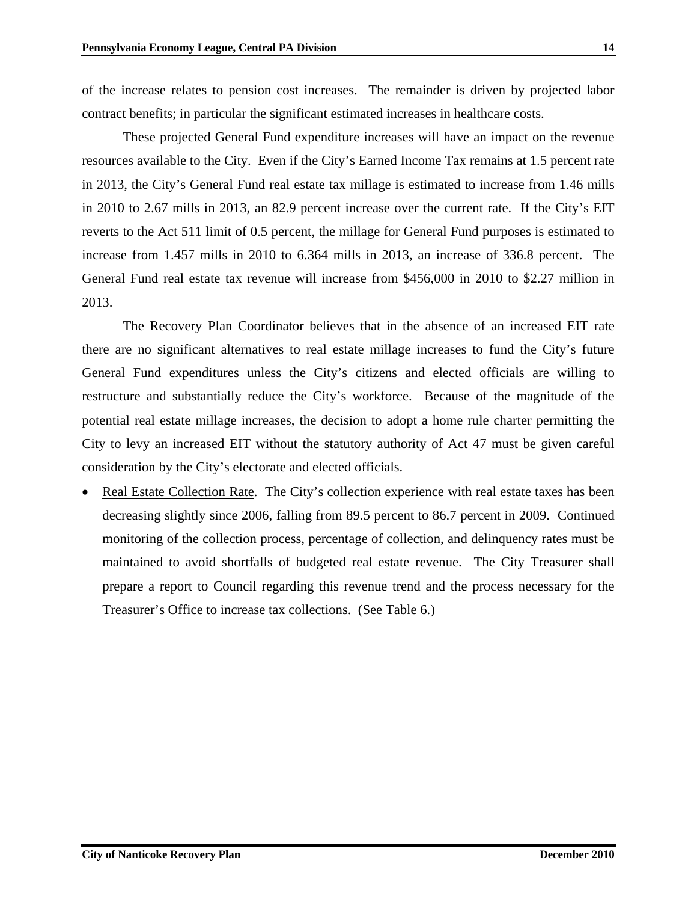of the increase relates to pension cost increases. The remainder is driven by projected labor contract benefits; in particular the significant estimated increases in healthcare costs.

These projected General Fund expenditure increases will have an impact on the revenue resources available to the City. Even if the City's Earned Income Tax remains at 1.5 percent rate in 2013, the City's General Fund real estate tax millage is estimated to increase from 1.46 mills in 2010 to 2.67 mills in 2013, an 82.9 percent increase over the current rate. If the City's EIT reverts to the Act 511 limit of 0.5 percent, the millage for General Fund purposes is estimated to increase from 1.457 mills in 2010 to 6.364 mills in 2013, an increase of 336.8 percent. The General Fund real estate tax revenue will increase from $456,000 in 2010 to $2.27 million in 2013.

The Recovery Plan Coordinator believes that in the absence of an increased EIT rate there are no significant alternatives to real estate millage increases to fund the City's future General Fund expenditures unless the City's citizens and elected officials are willing to restructure and substantially reduce the City's workforce. Because of the magnitude of the potential real estate millage increases, the decision to adopt a home rule charter permitting the City to levy an increased EIT without the statutory authority of Act 47 must be given careful consideration by the City's electorate and elected officials.

- Real Estate Collection Rate. The City's collection experience with real estate taxes has been decreasing slightly since 2006, falling from 89.5 percent to 86.7 percent in 2009. Continued monitoring of the collection process, percentage of collection, and delinquency rates must be maintained to avoid shortfalls of budgeted real estate revenue. The City Treasurer shall prepare a report to Council regarding this revenue trend and the process necessary for the Treasurer's Office to increase tax collections. (See Table 6.)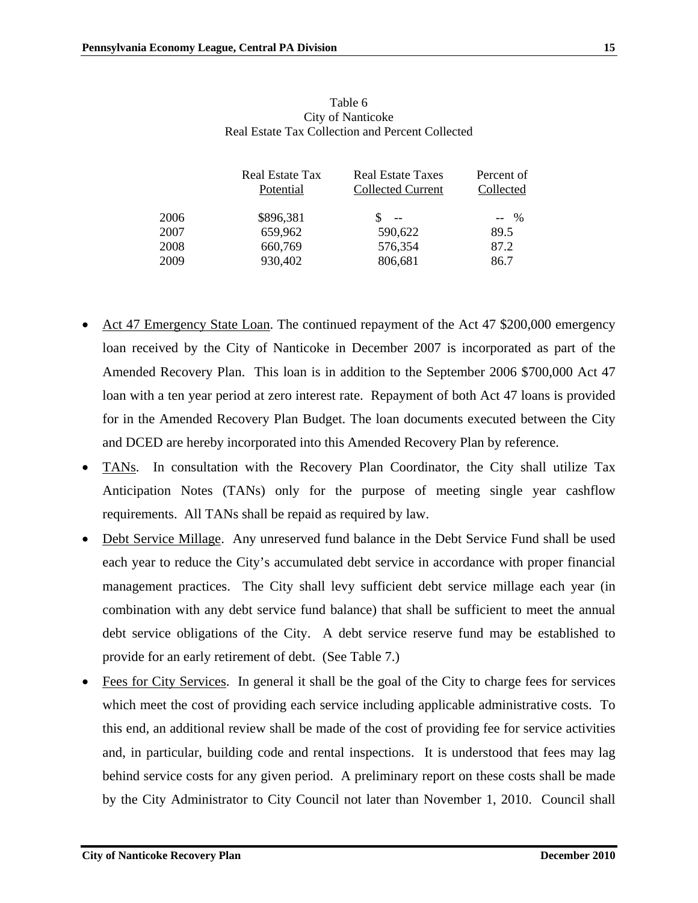Table 6
City of Nanticoke
Real Estate Tax Collection and Percent Collected

| | Real Estate Tax Potential | Real Estate Taxes Collected Current | Percent of Collected |
|---|---|---|---|
| 2006 | $896,381 | $ -- | -- % |
| 2007 | 659,962 | 590,622 | 89.5 |
| 2008 | 660,769 | 576,354 | 87.2 |
| 2009 | 930,402 | 806,681 | 86.7 |

- Act 47 Emergency State Loan. The continued repayment of the Act 47 $200,000 emergency loan received by the City of Nanticoke in December 2007 is incorporated as part of the Amended Recovery Plan. This loan is in addition to the September 2006 $700,000 Act 47 loan with a ten year period at zero interest rate. Repayment of both Act 47 loans is provided for in the Amended Recovery Plan Budget. The loan documents executed between the City and DCED are hereby incorporated into this Amended Recovery Plan by reference.
- TANs. In consultation with the Recovery Plan Coordinator, the City shall utilize Tax Anticipation Notes (TANs) only for the purpose of meeting single year cashflow requirements. All TANs shall be repaid as required by law.
- Debt Service Millage. Any unreserved fund balance in the Debt Service Fund shall be used each year to reduce the City's accumulated debt service in accordance with proper financial management practices. The City shall levy sufficient debt service millage each year (in combination with any debt service fund balance) that shall be sufficient to meet the annual debt service obligations of the City. A debt service reserve fund may be established to provide for an early retirement of debt. (See Table 7.)
- Fees for City Services. In general it shall be the goal of the City to charge fees for services which meet the cost of providing each service including applicable administrative costs. To this end, an additional review shall be made of the cost of providing fee for service activities and, in particular, building code and rental inspections. It is understood that fees may lag behind service costs for any given period. A preliminary report on these costs shall be made by the City Administrator to City Council not later than November 1, 2010. Council shall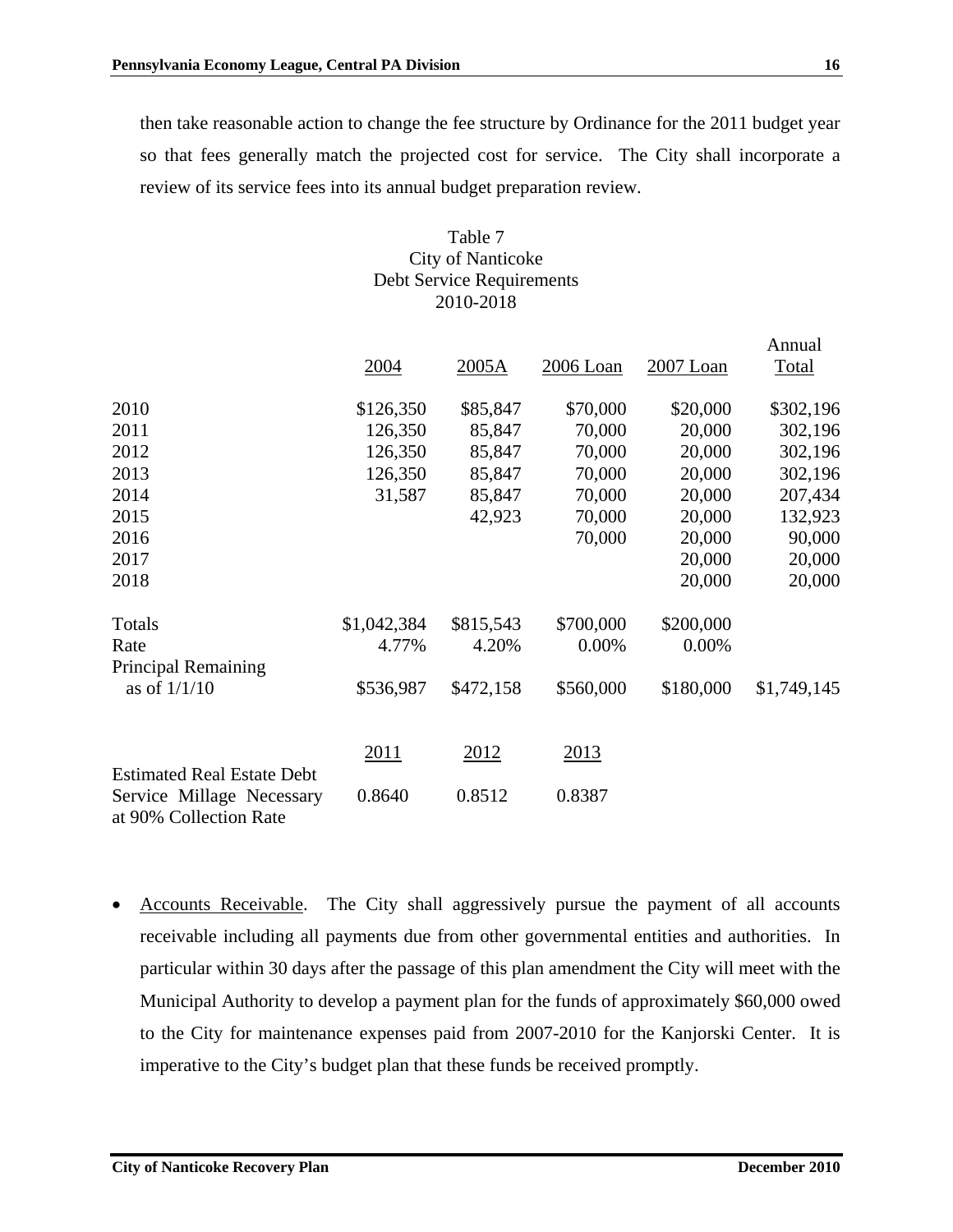then take reasonable action to change the fee structure by Ordinance for the 2011 budget year so that fees generally match the projected cost for service. The City shall incorporate a review of its service fees into its annual budget preparation review.

Table 7
City of Nanticoke
Debt Service Requirements
2010-2018

| | 2004 | 2005A | 2006 Loan | 2007 Loan | Annual Total |
|---|---|---|---|---|---|
| 2010 | $126,350 | $85,847 | $70,000 | $20,000 | $302,196 |
| 2011 | 126,350 | 85,847 | 70,000 | 20,000 | 302,196 |
| 2012 | 126,350 | 85,847 | 70,000 | 20,000 | 302,196 |
| 2013 | 126,350 | 85,847 | 70,000 | 20,000 | 302,196 |
| 2014 | 31,587 | 85,847 | 70,000 | 20,000 | 207,434 |
| 2015 | | 42,923 | 70,000 | 20,000 | 132,923 |
| 2016 | | | 70,000 | 20,000 | 90,000 |
| 2017 | | | | 20,000 | 20,000 |
| 2018 | | | | 20,000 | 20,000 |
| Totals | $1,042,384 | $815,543 | $700,000 | $200,000 | |
| Rate | 4.77% | 4.20% | 0.00% | 0.00% | |
| Principal Remaining as of 1/1/10 | $536,987 | $472,158 | $560,000 | $180,000 | $1,749,145 |

| | 2011 | 2012 | 2013 |
|---|---|---|---|
| Estimated Real Estate Debt Service Millage Necessary at 90% Collection Rate | 0.8640 | 0.8512 | 0.8387 |

- Accounts Receivable. The City shall aggressively pursue the payment of all accounts receivable including all payments due from other governmental entities and authorities. In particular within 30 days after the passage of this plan amendment the City will meet with the Municipal Authority to develop a payment plan for the funds of approximately $60,000 owed to the City for maintenance expenses paid from 2007-2010 for the Kanjorski Center. It is imperative to the City's budget plan that these funds be received promptly.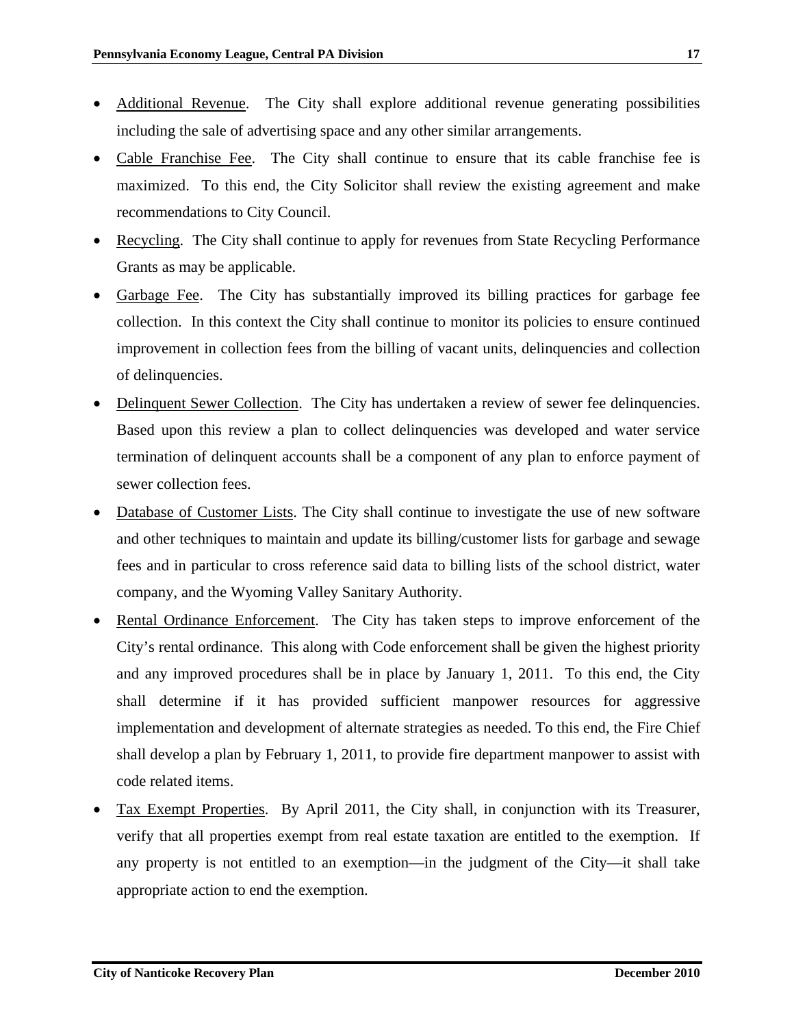- Additional Revenue. The City shall explore additional revenue generating possibilities including the sale of advertising space and any other similar arrangements.
- Cable Franchise Fee. The City shall continue to ensure that its cable franchise fee is maximized. To this end, the City Solicitor shall review the existing agreement and make recommendations to City Council.
- Recycling. The City shall continue to apply for revenues from State Recycling Performance Grants as may be applicable.
- Garbage Fee. The City has substantially improved its billing practices for garbage fee collection. In this context the City shall continue to monitor its policies to ensure continued improvement in collection fees from the billing of vacant units, delinquencies and collection of delinquencies.
- Delinquent Sewer Collection. The City has undertaken a review of sewer fee delinquencies. Based upon this review a plan to collect delinquencies was developed and water service termination of delinquent accounts shall be a component of any plan to enforce payment of sewer collection fees.
- Database of Customer Lists. The City shall continue to investigate the use of new software and other techniques to maintain and update its billing/customer lists for garbage and sewage fees and in particular to cross reference said data to billing lists of the school district, water company, and the Wyoming Valley Sanitary Authority.
- Rental Ordinance Enforcement. The City has taken steps to improve enforcement of the City's rental ordinance. This along with Code enforcement shall be given the highest priority and any improved procedures shall be in place by January 1, 2011. To this end, the City shall determine if it has provided sufficient manpower resources for aggressive implementation and development of alternate strategies as needed. To this end, the Fire Chief shall develop a plan by February 1, 2011, to provide fire department manpower to assist with code related items.
- Tax Exempt Properties. By April 2011, the City shall, in conjunction with its Treasurer, verify that all properties exempt from real estate taxation are entitled to the exemption. If any property is not entitled to an exemption—in the judgment of the City—it shall take appropriate action to end the exemption.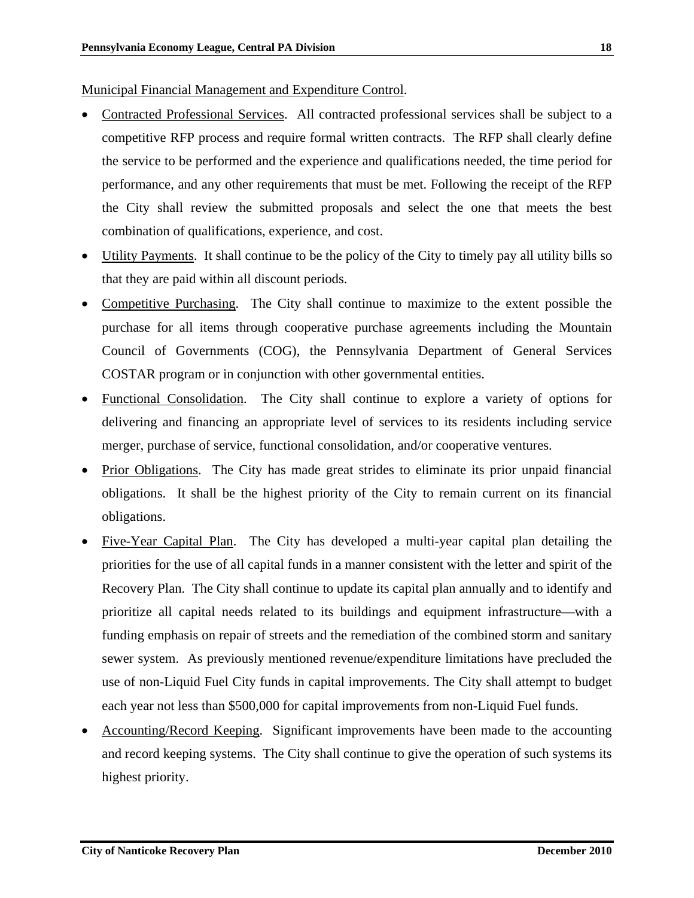Municipal Financial Management and Expenditure Control.

- Contracted Professional Services. All contracted professional services shall be subject to a competitive RFP process and require formal written contracts. The RFP shall clearly define the service to be performed and the experience and qualifications needed, the time period for performance, and any other requirements that must be met. Following the receipt of the RFP the City shall review the submitted proposals and select the one that meets the best combination of qualifications, experience, and cost.
- Utility Payments. It shall continue to be the policy of the City to timely pay all utility bills so that they are paid within all discount periods.
- Competitive Purchasing. The City shall continue to maximize to the extent possible the purchase for all items through cooperative purchase agreements including the Mountain Council of Governments (COG), the Pennsylvania Department of General Services COSTAR program or in conjunction with other governmental entities.
- Functional Consolidation. The City shall continue to explore a variety of options for delivering and financing an appropriate level of services to its residents including service merger, purchase of service, functional consolidation, and/or cooperative ventures.
- Prior Obligations. The City has made great strides to eliminate its prior unpaid financial obligations. It shall be the highest priority of the City to remain current on its financial obligations.
- Five-Year Capital Plan. The City has developed a multi-year capital plan detailing the priorities for the use of all capital funds in a manner consistent with the letter and spirit of the Recovery Plan. The City shall continue to update its capital plan annually and to identify and prioritize all capital needs related to its buildings and equipment infrastructure—with a funding emphasis on repair of streets and the remediation of the combined storm and sanitary sewer system. As previously mentioned revenue/expenditure limitations have precluded the use of non-Liquid Fuel City funds in capital improvements. The City shall attempt to budget each year not less than $500,000 for capital improvements from non-Liquid Fuel funds.
- Accounting/Record Keeping. Significant improvements have been made to the accounting and record keeping systems. The City shall continue to give the operation of such systems its highest priority.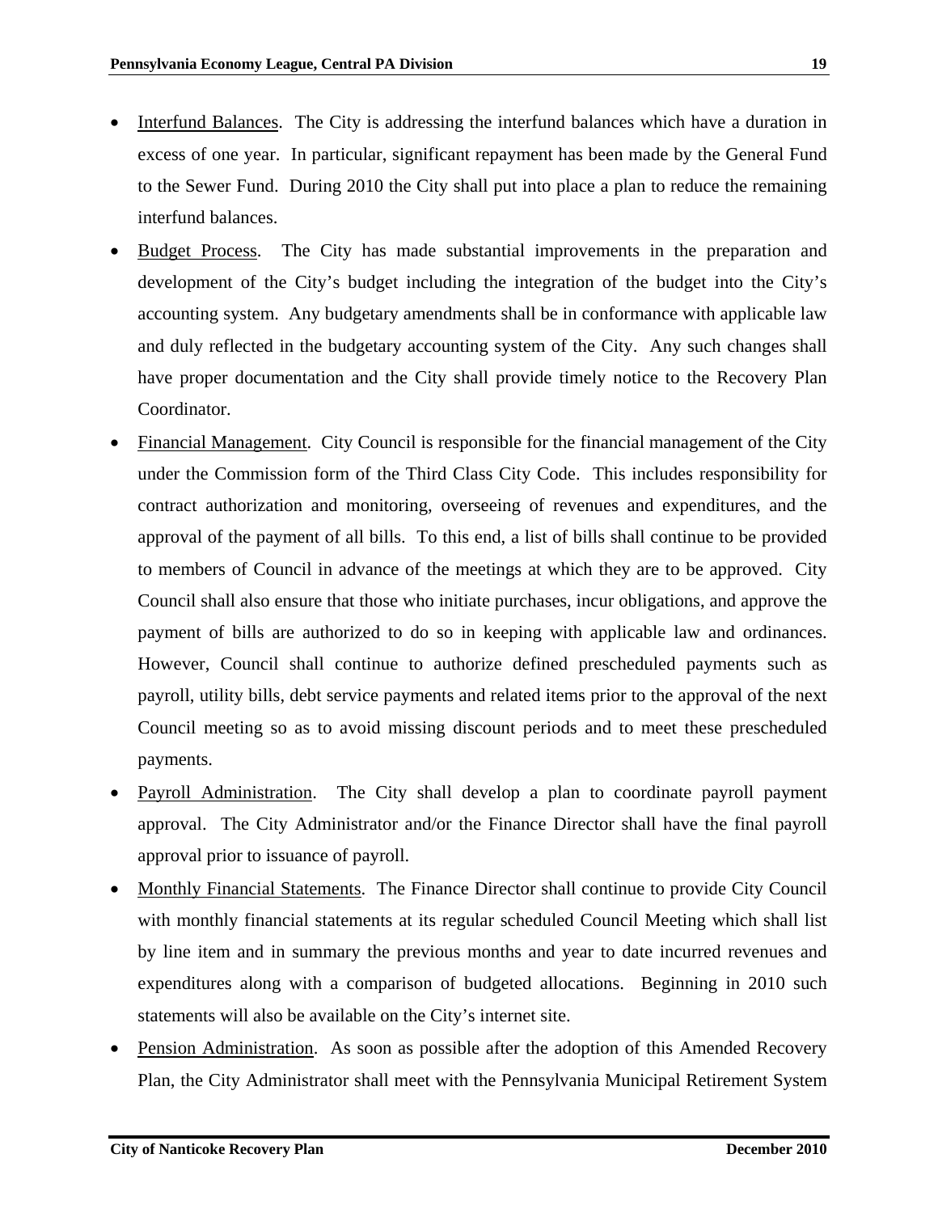- Interfund Balances. The City is addressing the interfund balances which have a duration in excess of one year. In particular, significant repayment has been made by the General Fund to the Sewer Fund. During 2010 the City shall put into place a plan to reduce the remaining interfund balances.
- Budget Process. The City has made substantial improvements in the preparation and development of the City's budget including the integration of the budget into the City's accounting system. Any budgetary amendments shall be in conformance with applicable law and duly reflected in the budgetary accounting system of the City. Any such changes shall have proper documentation and the City shall provide timely notice to the Recovery Plan Coordinator.
- Financial Management. City Council is responsible for the financial management of the City under the Commission form of the Third Class City Code. This includes responsibility for contract authorization and monitoring, overseeing of revenues and expenditures, and the approval of the payment of all bills. To this end, a list of bills shall continue to be provided to members of Council in advance of the meetings at which they are to be approved. City Council shall also ensure that those who initiate purchases, incur obligations, and approve the payment of bills are authorized to do so in keeping with applicable law and ordinances. However, Council shall continue to authorize defined prescheduled payments such as payroll, utility bills, debt service payments and related items prior to the approval of the next Council meeting so as to avoid missing discount periods and to meet these prescheduled payments.
- Payroll Administration. The City shall develop a plan to coordinate payroll payment approval. The City Administrator and/or the Finance Director shall have the final payroll approval prior to issuance of payroll.
- Monthly Financial Statements. The Finance Director shall continue to provide City Council with monthly financial statements at its regular scheduled Council Meeting which shall list by line item and in summary the previous months and year to date incurred revenues and expenditures along with a comparison of budgeted allocations. Beginning in 2010 such statements will also be available on the City's internet site.
- Pension Administration. As soon as possible after the adoption of this Amended Recovery Plan, the City Administrator shall meet with the Pennsylvania Municipal Retirement System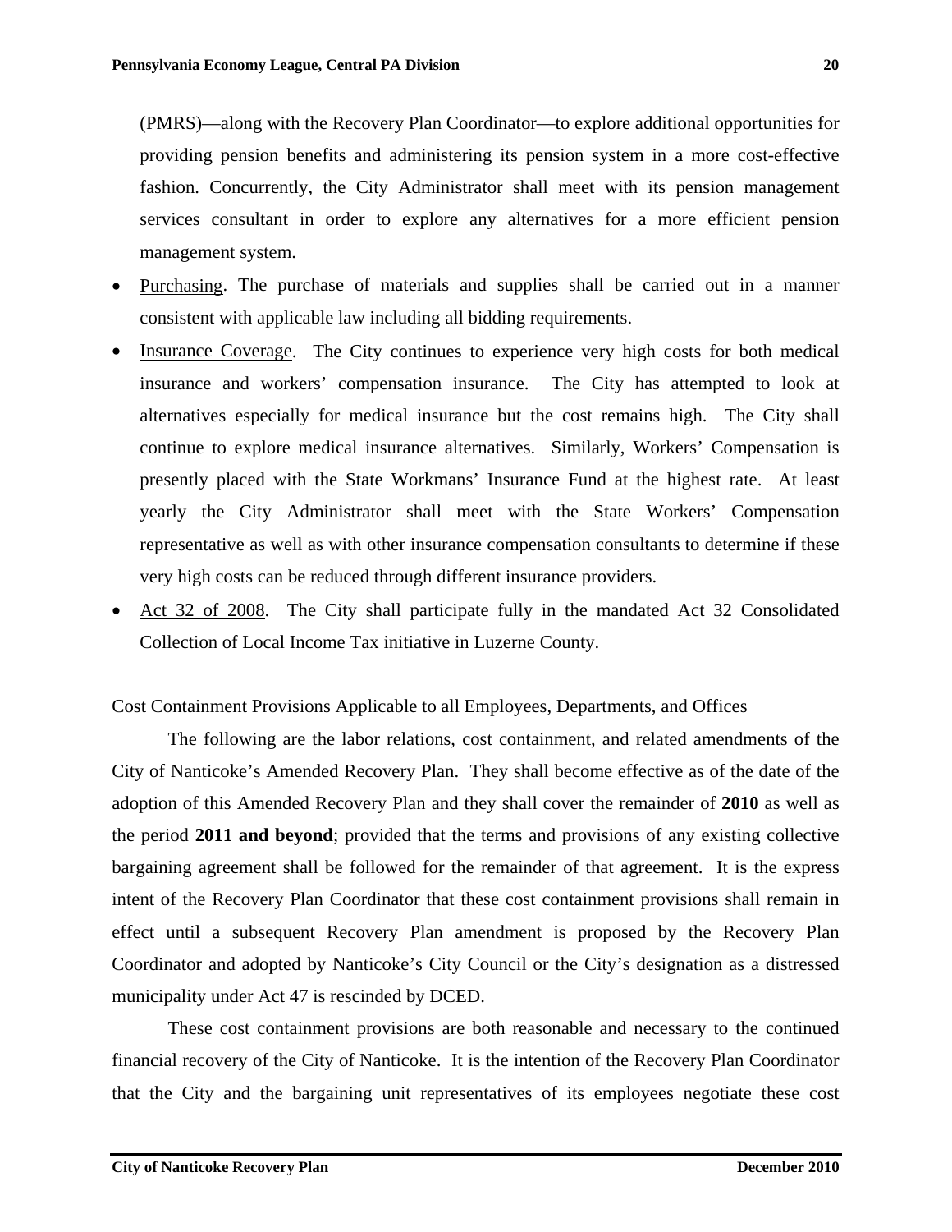(PMRS)—along with the Recovery Plan Coordinator—to explore additional opportunities for providing pension benefits and administering its pension system in a more cost-effective fashion. Concurrently, the City Administrator shall meet with its pension management services consultant in order to explore any alternatives for a more efficient pension management system.

- Purchasing. The purchase of materials and supplies shall be carried out in a manner consistent with applicable law including all bidding requirements.
- Insurance Coverage. The City continues to experience very high costs for both medical insurance and workers' compensation insurance. The City has attempted to look at alternatives especially for medical insurance but the cost remains high. The City shall continue to explore medical insurance alternatives. Similarly, Workers' Compensation is presently placed with the State Workmans' Insurance Fund at the highest rate. At least yearly the City Administrator shall meet with the State Workers' Compensation representative as well as with other insurance compensation consultants to determine if these very high costs can be reduced through different insurance providers.
- Act 32 of 2008. The City shall participate fully in the mandated Act 32 Consolidated Collection of Local Income Tax initiative in Luzerne County.

Cost Containment Provisions Applicable to all Employees, Departments, and Offices

The following are the labor relations, cost containment, and related amendments of the City of Nanticoke's Amended Recovery Plan. They shall become effective as of the date of the adoption of this Amended Recovery Plan and they shall cover the remainder of **2010** as well as the period **2011 and beyond**; provided that the terms and provisions of any existing collective bargaining agreement shall be followed for the remainder of that agreement. It is the express intent of the Recovery Plan Coordinator that these cost containment provisions shall remain in effect until a subsequent Recovery Plan amendment is proposed by the Recovery Plan Coordinator and adopted by Nanticoke's City Council or the City's designation as a distressed municipality under Act 47 is rescinded by DCED.

These cost containment provisions are both reasonable and necessary to the continued financial recovery of the City of Nanticoke. It is the intention of the Recovery Plan Coordinator that the City and the bargaining unit representatives of its employees negotiate these cost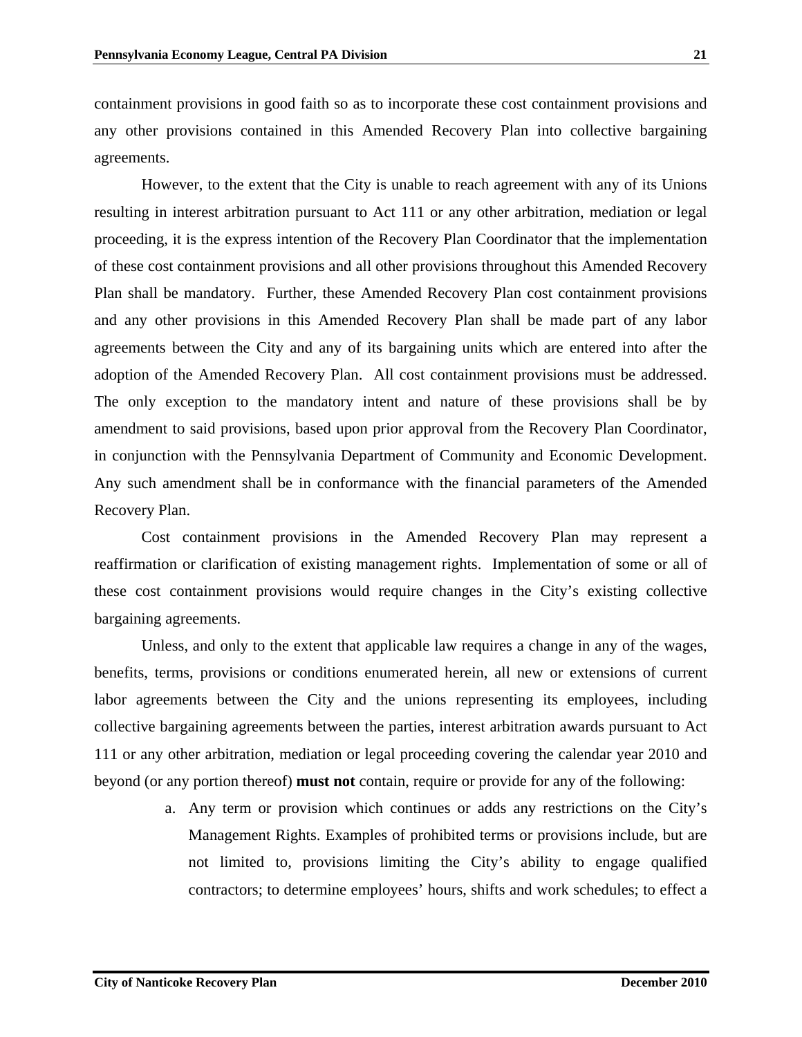containment provisions in good faith so as to incorporate these cost containment provisions and any other provisions contained in this Amended Recovery Plan into collective bargaining agreements.

However, to the extent that the City is unable to reach agreement with any of its Unions resulting in interest arbitration pursuant to Act 111 or any other arbitration, mediation or legal proceeding, it is the express intention of the Recovery Plan Coordinator that the implementation of these cost containment provisions and all other provisions throughout this Amended Recovery Plan shall be mandatory. Further, these Amended Recovery Plan cost containment provisions and any other provisions in this Amended Recovery Plan shall be made part of any labor agreements between the City and any of its bargaining units which are entered into after the adoption of the Amended Recovery Plan. All cost containment provisions must be addressed. The only exception to the mandatory intent and nature of these provisions shall be by amendment to said provisions, based upon prior approval from the Recovery Plan Coordinator, in conjunction with the Pennsylvania Department of Community and Economic Development. Any such amendment shall be in conformance with the financial parameters of the Amended Recovery Plan.

Cost containment provisions in the Amended Recovery Plan may represent a reaffirmation or clarification of existing management rights. Implementation of some or all of these cost containment provisions would require changes in the City's existing collective bargaining agreements.

Unless, and only to the extent that applicable law requires a change in any of the wages, benefits, terms, provisions or conditions enumerated herein, all new or extensions of current labor agreements between the City and the unions representing its employees, including collective bargaining agreements between the parties, interest arbitration awards pursuant to Act 111 or any other arbitration, mediation or legal proceeding covering the calendar year 2010 and beyond (or any portion thereof) **must not** contain, require or provide for any of the following:

a. Any term or provision which continues or adds any restrictions on the City's Management Rights. Examples of prohibited terms or provisions include, but are not limited to, provisions limiting the City's ability to engage qualified contractors; to determine employees' hours, shifts and work schedules; to effect a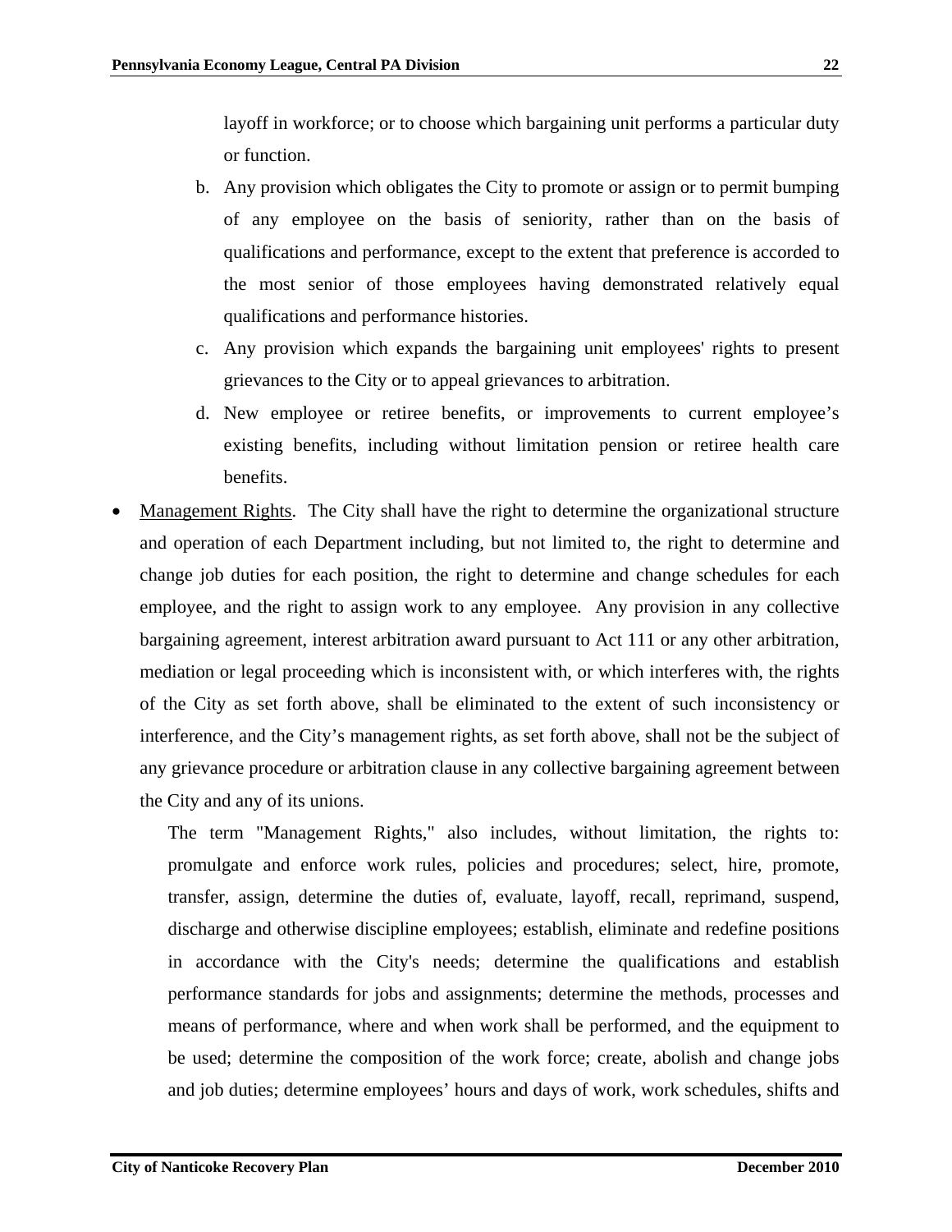layoff in workforce; or to choose which bargaining unit performs a particular duty or function.

   b. Any provision which obligates the City to promote or assign or to permit bumping of any employee on the basis of seniority, rather than on the basis of qualifications and performance, except to the extent that preference is accorded to the most senior of those employees having demonstrated relatively equal qualifications and performance histories.

   c. Any provision which expands the bargaining unit employees' rights to present grievances to the City or to appeal grievances to arbitration.

   d. New employee or retiree benefits, or improvements to current employee's existing benefits, including without limitation pension or retiree health care benefits.

- <u>Management Rights</u>. The City shall have the right to determine the organizational structure and operation of each Department including, but not limited to, the right to determine and change job duties for each position, the right to determine and change schedules for each employee, and the right to assign work to any employee. Any provision in any collective bargaining agreement, interest arbitration award pursuant to Act 111 or any other arbitration, mediation or legal proceeding which is inconsistent with, or which interferes with, the rights of the City as set forth above, shall be eliminated to the extent of such inconsistency or interference, and the City's management rights, as set forth above, shall not be the subject of any grievance procedure or arbitration clause in any collective bargaining agreement between the City and any of its unions.

  The term "Management Rights," also includes, without limitation, the rights to: promulgate and enforce work rules, policies and procedures; select, hire, promote, transfer, assign, determine the duties of, evaluate, layoff, recall, reprimand, suspend, discharge and otherwise discipline employees; establish, eliminate and redefine positions in accordance with the City's needs; determine the qualifications and establish performance standards for jobs and assignments; determine the methods, processes and means of performance, where and when work shall be performed, and the equipment to be used; determine the composition of the work force; create, abolish and change jobs and job duties; determine employees' hours and days of work, work schedules, shifts and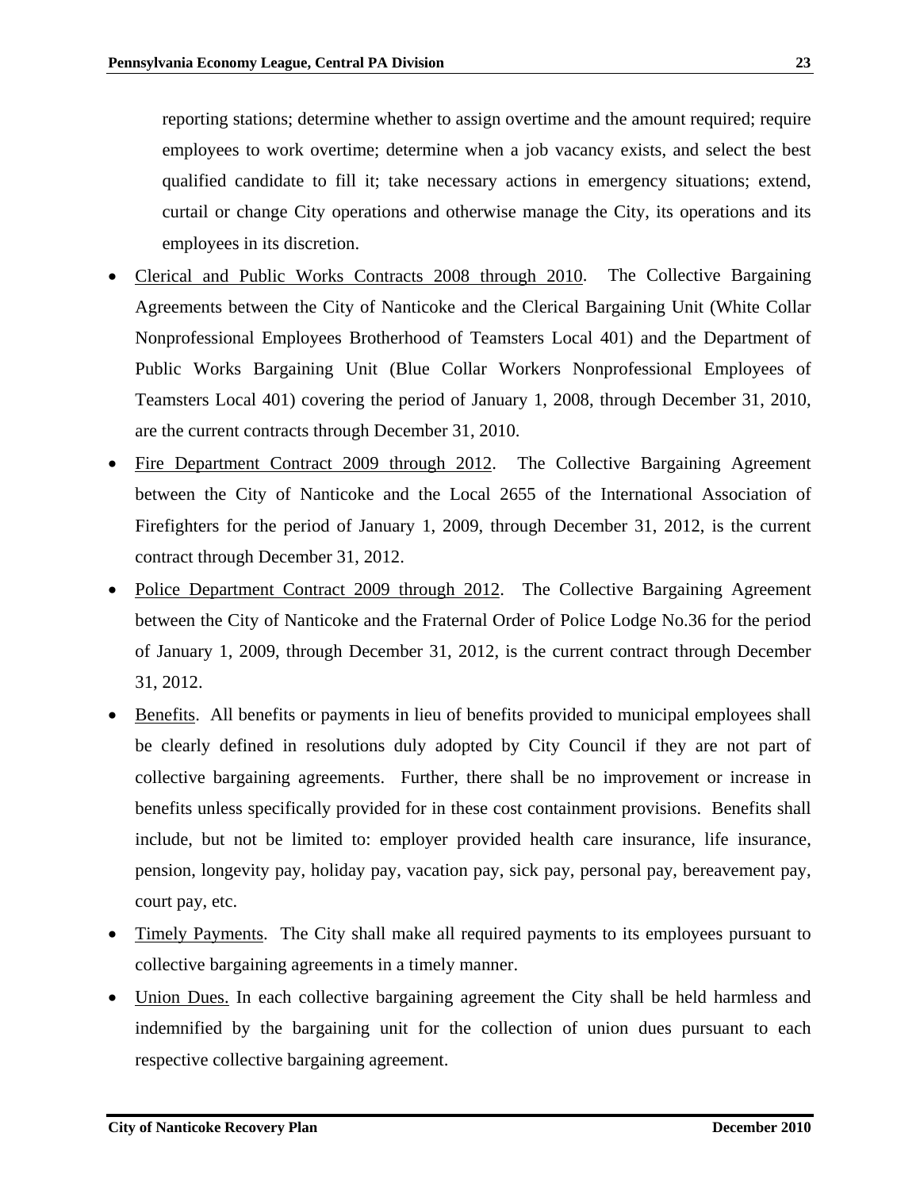reporting stations; determine whether to assign overtime and the amount required; require employees to work overtime; determine when a job vacancy exists, and select the best qualified candidate to fill it; take necessary actions in emergency situations; extend, curtail or change City operations and otherwise manage the City, its operations and its employees in its discretion.

- Clerical and Public Works Contracts 2008 through 2010. The Collective Bargaining Agreements between the City of Nanticoke and the Clerical Bargaining Unit (White Collar Nonprofessional Employees Brotherhood of Teamsters Local 401) and the Department of Public Works Bargaining Unit (Blue Collar Workers Nonprofessional Employees of Teamsters Local 401) covering the period of January 1, 2008, through December 31, 2010, are the current contracts through December 31, 2010.
- Fire Department Contract 2009 through 2012. The Collective Bargaining Agreement between the City of Nanticoke and the Local 2655 of the International Association of Firefighters for the period of January 1, 2009, through December 31, 2012, is the current contract through December 31, 2012.
- Police Department Contract 2009 through 2012. The Collective Bargaining Agreement between the City of Nanticoke and the Fraternal Order of Police Lodge No.36 for the period of January 1, 2009, through December 31, 2012, is the current contract through December 31, 2012.
- Benefits. All benefits or payments in lieu of benefits provided to municipal employees shall be clearly defined in resolutions duly adopted by City Council if they are not part of collective bargaining agreements. Further, there shall be no improvement or increase in benefits unless specifically provided for in these cost containment provisions. Benefits shall include, but not be limited to: employer provided health care insurance, life insurance, pension, longevity pay, holiday pay, vacation pay, sick pay, personal pay, bereavement pay, court pay, etc.
- Timely Payments. The City shall make all required payments to its employees pursuant to collective bargaining agreements in a timely manner.
- Union Dues. In each collective bargaining agreement the City shall be held harmless and indemnified by the bargaining unit for the collection of union dues pursuant to each respective collective bargaining agreement.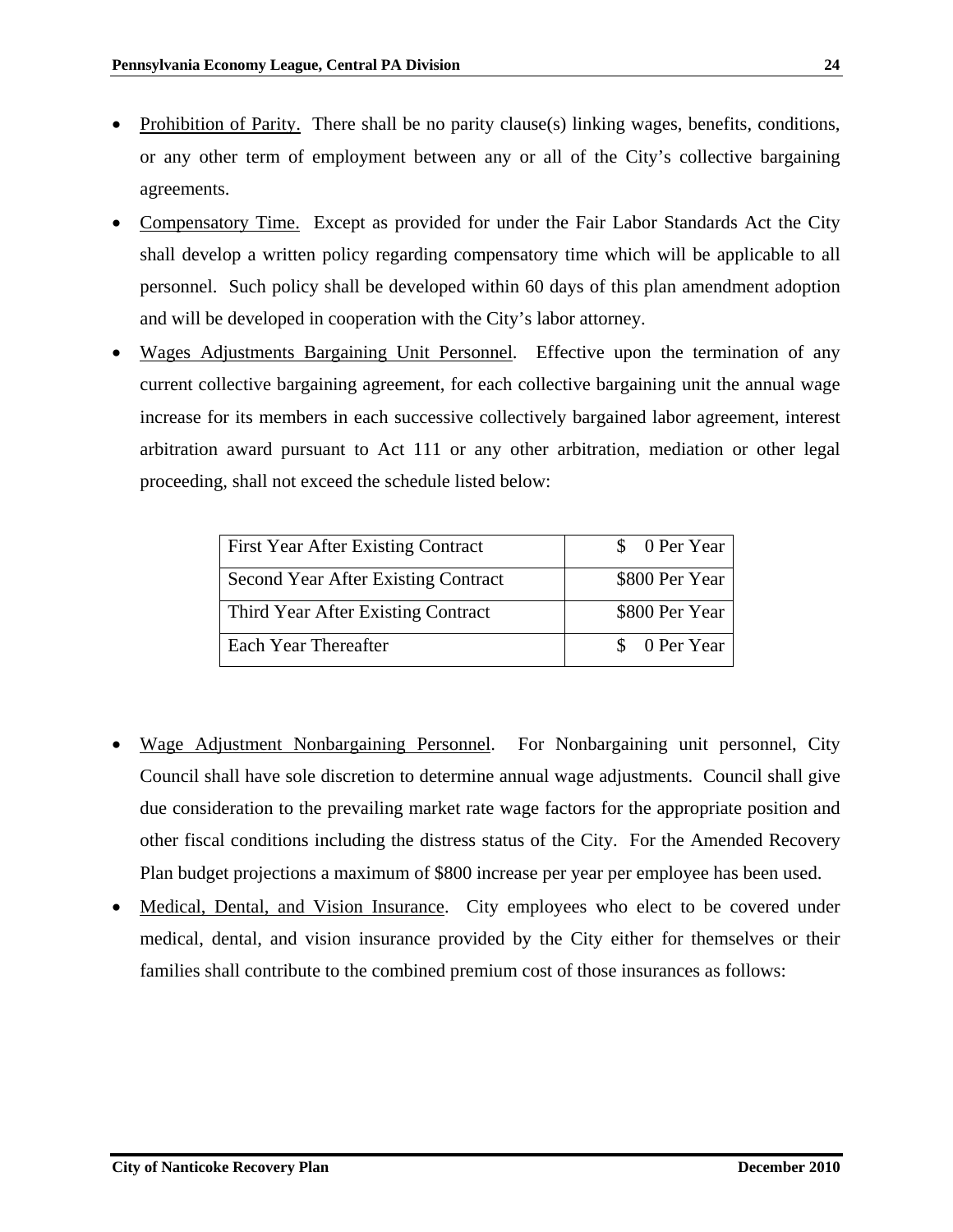- <u>Prohibition of Parity.</u> There shall be no parity clause(s) linking wages, benefits, conditions, or any other term of employment between any or all of the City's collective bargaining agreements.
- <u>Compensatory Time.</u> Except as provided for under the Fair Labor Standards Act the City shall develop a written policy regarding compensatory time which will be applicable to all personnel. Such policy shall be developed within 60 days of this plan amendment adoption and will be developed in cooperation with the City's labor attorney.
- <u>Wages Adjustments Bargaining Unit Personnel</u>. Effective upon the termination of any current collective bargaining agreement, for each collective bargaining unit the annual wage increase for its members in each successive collectively bargained labor agreement, interest arbitration award pursuant to Act 111 or any other arbitration, mediation or other legal proceeding, shall not exceed the schedule listed below:

| | |
|---|---|
| First Year After Existing Contract | $ 0 Per Year |
| Second Year After Existing Contract | $800 Per Year |
| Third Year After Existing Contract | $800 Per Year |
| Each Year Thereafter | $ 0 Per Year |

- <u>Wage Adjustment Nonbargaining Personnel</u>. For Nonbargaining unit personnel, City Council shall have sole discretion to determine annual wage adjustments. Council shall give due consideration to the prevailing market rate wage factors for the appropriate position and other fiscal conditions including the distress status of the City. For the Amended Recovery Plan budget projections a maximum of $800 increase per year per employee has been used.
- <u>Medical, Dental, and Vision Insurance</u>. City employees who elect to be covered under medical, dental, and vision insurance provided by the City either for themselves or their families shall contribute to the combined premium cost of those insurances as follows: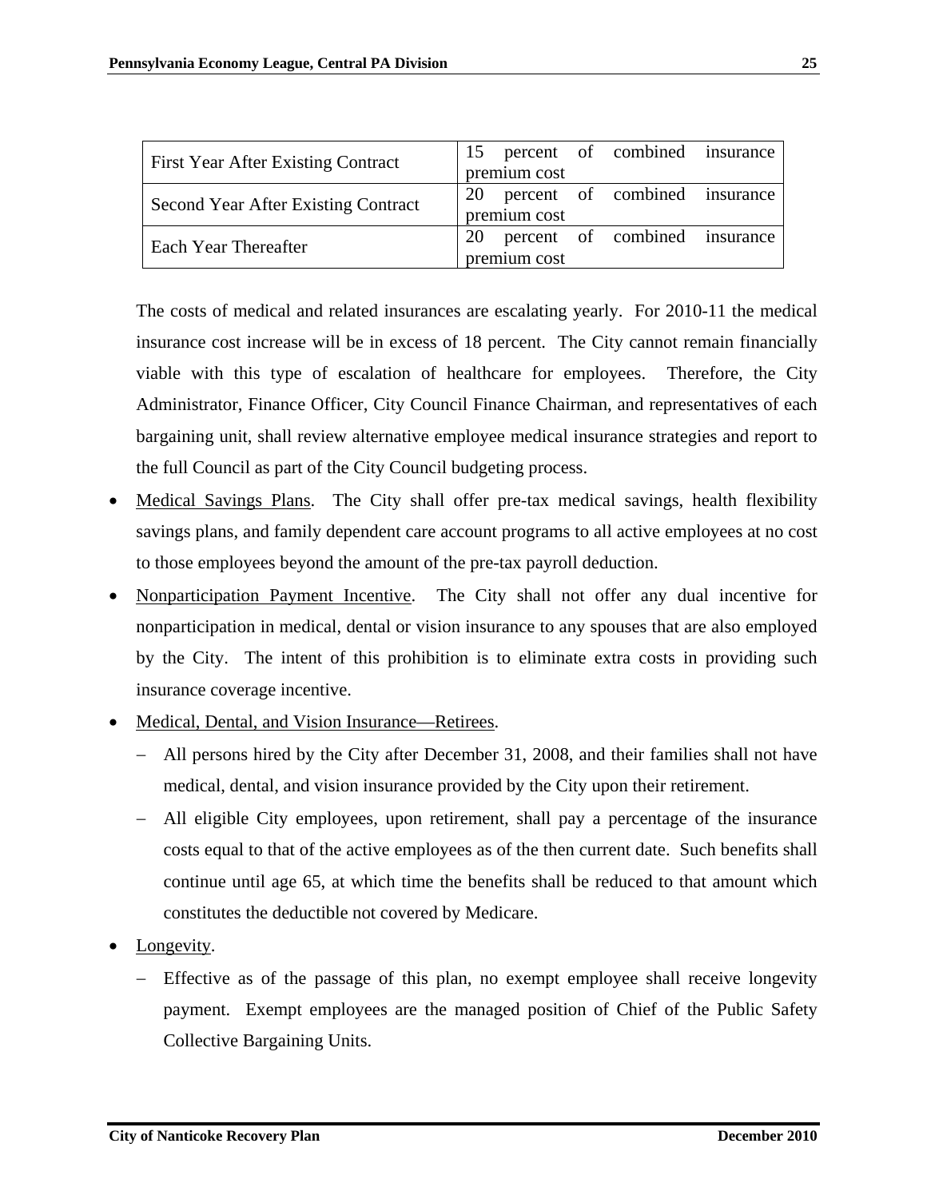| | |
|---|---|
| First Year After Existing Contract | 15 percent of combined insurance premium cost |
| Second Year After Existing Contract | 20 percent of combined insurance premium cost |
| Each Year Thereafter | 20 percent of combined insurance premium cost |

The costs of medical and related insurances are escalating yearly. For 2010-11 the medical insurance cost increase will be in excess of 18 percent. The City cannot remain financially viable with this type of escalation of healthcare for employees. Therefore, the City Administrator, Finance Officer, City Council Finance Chairman, and representatives of each bargaining unit, shall review alternative employee medical insurance strategies and report to the full Council as part of the City Council budgeting process.

- Medical Savings Plans. The City shall offer pre-tax medical savings, health flexibility savings plans, and family dependent care account programs to all active employees at no cost to those employees beyond the amount of the pre-tax payroll deduction.
- Nonparticipation Payment Incentive. The City shall not offer any dual incentive for nonparticipation in medical, dental or vision insurance to any spouses that are also employed by the City. The intent of this prohibition is to eliminate extra costs in providing such insurance coverage incentive.
- Medical, Dental, and Vision Insurance—Retirees.
  - All persons hired by the City after December 31, 2008, and their families shall not have medical, dental, and vision insurance provided by the City upon their retirement.
  - All eligible City employees, upon retirement, shall pay a percentage of the insurance costs equal to that of the active employees as of the then current date. Such benefits shall continue until age 65, at which time the benefits shall be reduced to that amount which constitutes the deductible not covered by Medicare.
- Longevity.
  - Effective as of the passage of this plan, no exempt employee shall receive longevity payment. Exempt employees are the managed position of Chief of the Public Safety Collective Bargaining Units.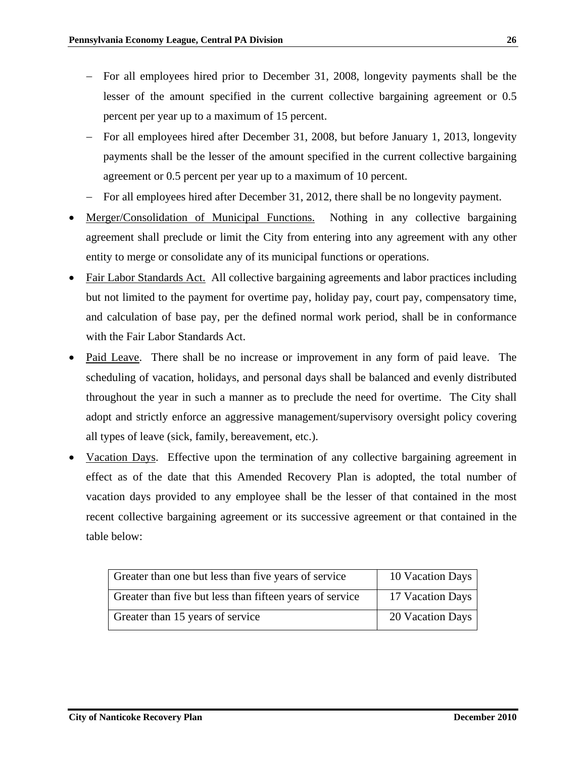- For all employees hired prior to December 31, 2008, longevity payments shall be the lesser of the amount specified in the current collective bargaining agreement or 0.5 percent per year up to a maximum of 15 percent.
- For all employees hired after December 31, 2008, but before January 1, 2013, longevity payments shall be the lesser of the amount specified in the current collective bargaining agreement or 0.5 percent per year up to a maximum of 10 percent.
- For all employees hired after December 31, 2012, there shall be no longevity payment.

- Merger/Consolidation of Municipal Functions. Nothing in any collective bargaining agreement shall preclude or limit the City from entering into any agreement with any other entity to merge or consolidate any of its municipal functions or operations.
- Fair Labor Standards Act. All collective bargaining agreements and labor practices including but not limited to the payment for overtime pay, holiday pay, court pay, compensatory time, and calculation of base pay, per the defined normal work period, shall be in conformance with the Fair Labor Standards Act.
- Paid Leave. There shall be no increase or improvement in any form of paid leave. The scheduling of vacation, holidays, and personal days shall be balanced and evenly distributed throughout the year in such a manner as to preclude the need for overtime. The City shall adopt and strictly enforce an aggressive management/supervisory oversight policy covering all types of leave (sick, family, bereavement, etc.).
- Vacation Days. Effective upon the termination of any collective bargaining agreement in effect as of the date that this Amended Recovery Plan is adopted, the total number of vacation days provided to any employee shall be the lesser of that contained in the most recent collective bargaining agreement or its successive agreement or that contained in the table below:

| | |
|---|---|
| Greater than one but less than five years of service | 10 Vacation Days |
| Greater than five but less than fifteen years of service | 17 Vacation Days |
| Greater than 15 years of service | 20 Vacation Days |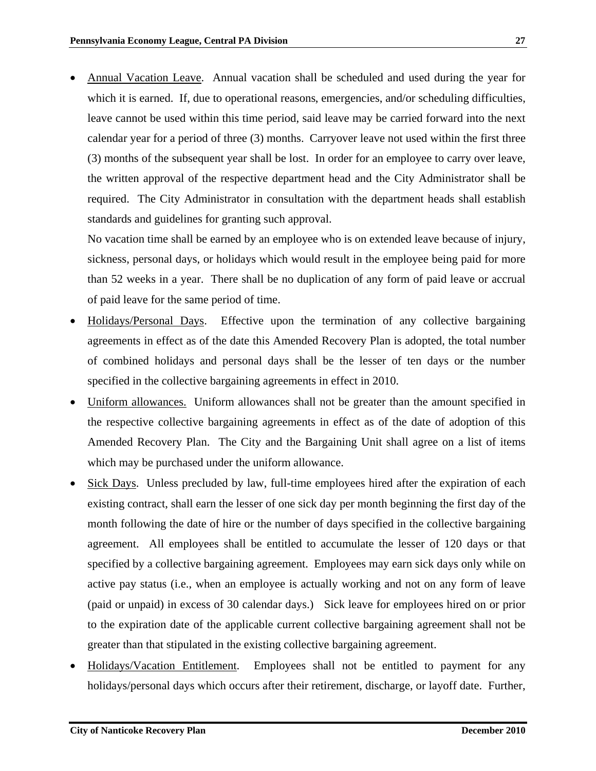- Annual Vacation Leave. Annual vacation shall be scheduled and used during the year for which it is earned. If, due to operational reasons, emergencies, and/or scheduling difficulties, leave cannot be used within this time period, said leave may be carried forward into the next calendar year for a period of three (3) months. Carryover leave not used within the first three (3) months of the subsequent year shall be lost. In order for an employee to carry over leave, the written approval of the respective department head and the City Administrator shall be required. The City Administrator in consultation with the department heads shall establish standards and guidelines for granting such approval.

  No vacation time shall be earned by an employee who is on extended leave because of injury, sickness, personal days, or holidays which would result in the employee being paid for more than 52 weeks in a year. There shall be no duplication of any form of paid leave or accrual of paid leave for the same period of time.
- Holidays/Personal Days. Effective upon the termination of any collective bargaining agreements in effect as of the date this Amended Recovery Plan is adopted, the total number of combined holidays and personal days shall be the lesser of ten days or the number specified in the collective bargaining agreements in effect in 2010.
- Uniform allowances. Uniform allowances shall not be greater than the amount specified in the respective collective bargaining agreements in effect as of the date of adoption of this Amended Recovery Plan. The City and the Bargaining Unit shall agree on a list of items which may be purchased under the uniform allowance.
- Sick Days. Unless precluded by law, full-time employees hired after the expiration of each existing contract, shall earn the lesser of one sick day per month beginning the first day of the month following the date of hire or the number of days specified in the collective bargaining agreement. All employees shall be entitled to accumulate the lesser of 120 days or that specified by a collective bargaining agreement. Employees may earn sick days only while on active pay status (i.e., when an employee is actually working and not on any form of leave (paid or unpaid) in excess of 30 calendar days.) Sick leave for employees hired on or prior to the expiration date of the applicable current collective bargaining agreement shall not be greater than that stipulated in the existing collective bargaining agreement.
- Holidays/Vacation Entitlement. Employees shall not be entitled to payment for any holidays/personal days which occurs after their retirement, discharge, or layoff date. Further,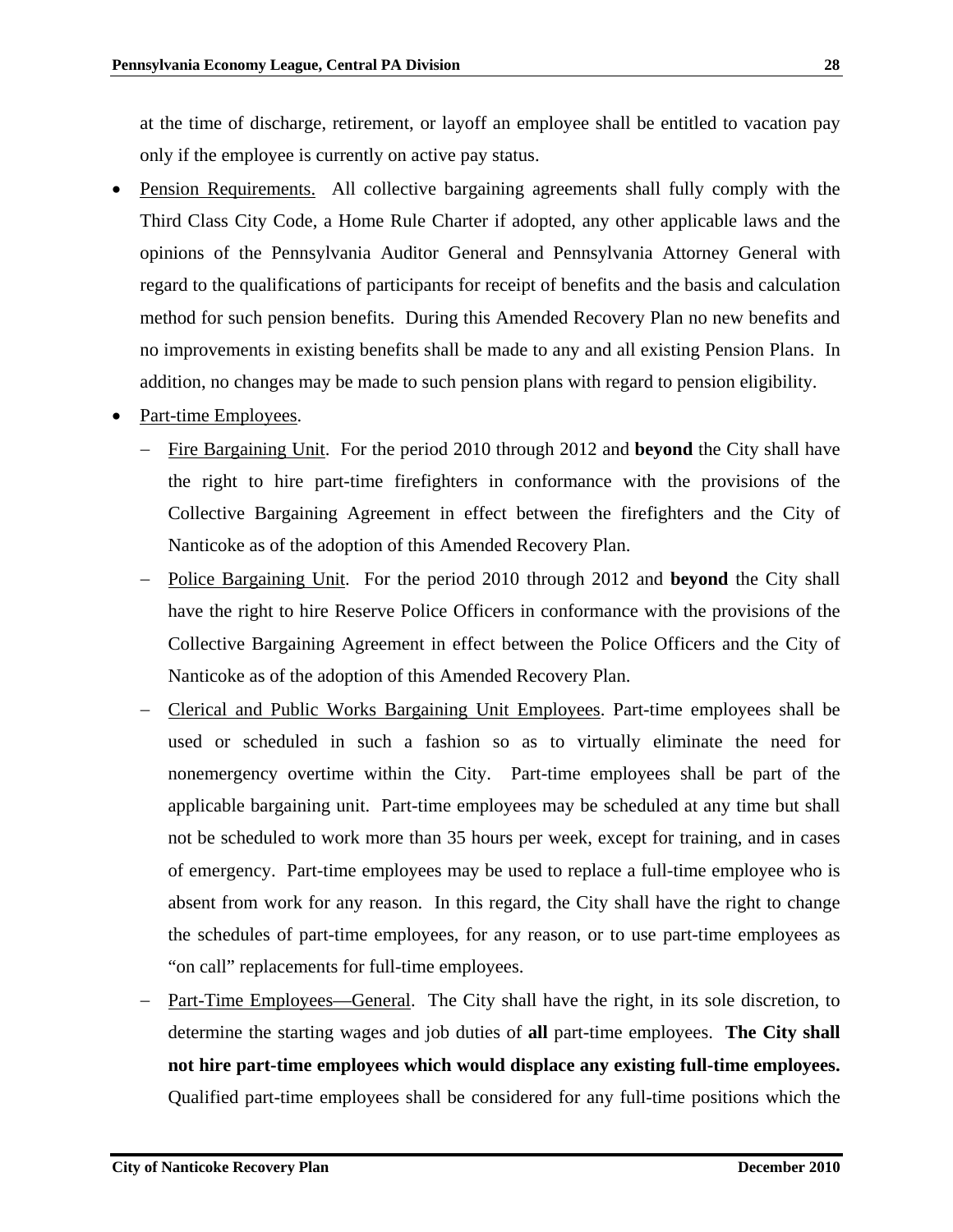at the time of discharge, retirement, or layoff an employee shall be entitled to vacation pay only if the employee is currently on active pay status.

- Pension Requirements. All collective bargaining agreements shall fully comply with the Third Class City Code, a Home Rule Charter if adopted, any other applicable laws and the opinions of the Pennsylvania Auditor General and Pennsylvania Attorney General with regard to the qualifications of participants for receipt of benefits and the basis and calculation method for such pension benefits. During this Amended Recovery Plan no new benefits and no improvements in existing benefits shall be made to any and all existing Pension Plans. In addition, no changes may be made to such pension plans with regard to pension eligibility.
- Part-time Employees.
  - Fire Bargaining Unit. For the period 2010 through 2012 and **beyond** the City shall have the right to hire part-time firefighters in conformance with the provisions of the Collective Bargaining Agreement in effect between the firefighters and the City of Nanticoke as of the adoption of this Amended Recovery Plan.
  - Police Bargaining Unit. For the period 2010 through 2012 and **beyond** the City shall have the right to hire Reserve Police Officers in conformance with the provisions of the Collective Bargaining Agreement in effect between the Police Officers and the City of Nanticoke as of the adoption of this Amended Recovery Plan.
  - Clerical and Public Works Bargaining Unit Employees. Part-time employees shall be used or scheduled in such a fashion so as to virtually eliminate the need for nonemergency overtime within the City. Part-time employees shall be part of the applicable bargaining unit. Part-time employees may be scheduled at any time but shall not be scheduled to work more than 35 hours per week, except for training, and in cases of emergency. Part-time employees may be used to replace a full-time employee who is absent from work for any reason. In this regard, the City shall have the right to change the schedules of part-time employees, for any reason, or to use part-time employees as "on call" replacements for full-time employees.
  - Part-Time Employees—General. The City shall have the right, in its sole discretion, to determine the starting wages and job duties of **all** part-time employees. **The City shall not hire part-time employees which would displace any existing full-time employees.** Qualified part-time employees shall be considered for any full-time positions which the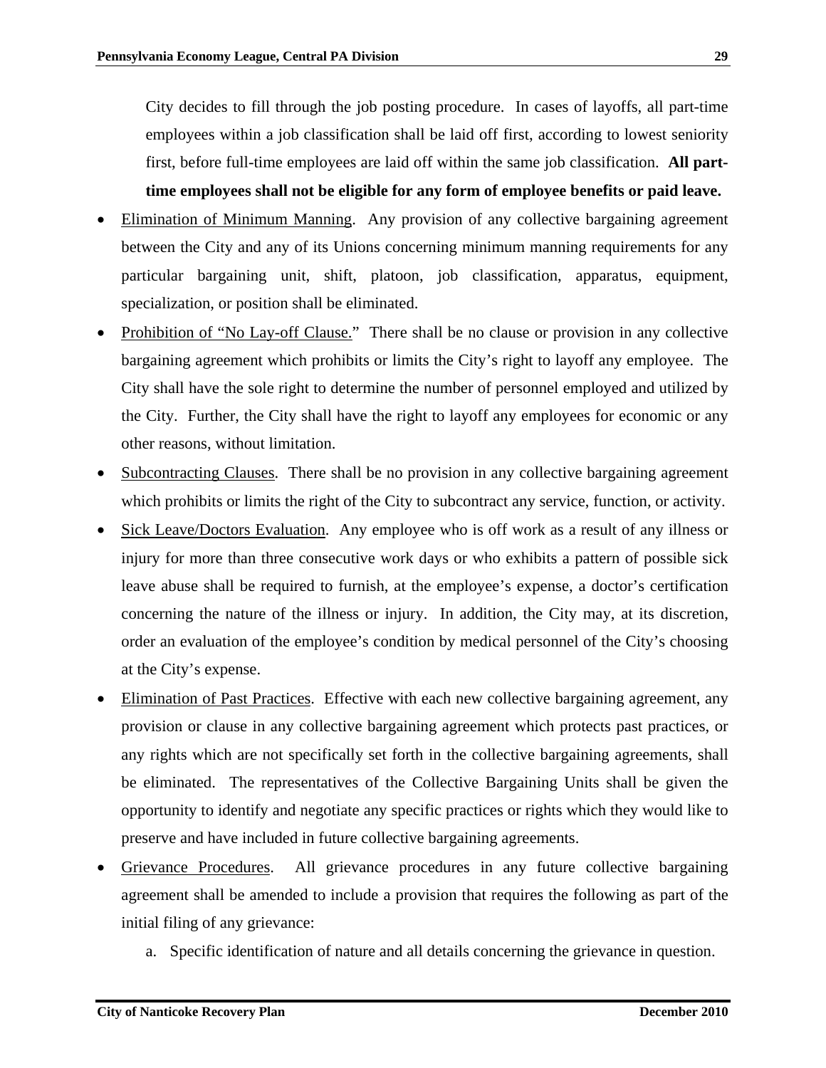City decides to fill through the job posting procedure. In cases of layoffs, all part-time employees within a job classification shall be laid off first, according to lowest seniority first, before full-time employees are laid off within the same job classification. **All part-time employees shall not be eligible for any form of employee benefits or paid leave.**

- Elimination of Minimum Manning. Any provision of any collective bargaining agreement between the City and any of its Unions concerning minimum manning requirements for any particular bargaining unit, shift, platoon, job classification, apparatus, equipment, specialization, or position shall be eliminated.
- Prohibition of "No Lay-off Clause." There shall be no clause or provision in any collective bargaining agreement which prohibits or limits the City's right to layoff any employee. The City shall have the sole right to determine the number of personnel employed and utilized by the City. Further, the City shall have the right to layoff any employees for economic or any other reasons, without limitation.
- Subcontracting Clauses. There shall be no provision in any collective bargaining agreement which prohibits or limits the right of the City to subcontract any service, function, or activity.
- Sick Leave/Doctors Evaluation. Any employee who is off work as a result of any illness or injury for more than three consecutive work days or who exhibits a pattern of possible sick leave abuse shall be required to furnish, at the employee's expense, a doctor's certification concerning the nature of the illness or injury. In addition, the City may, at its discretion, order an evaluation of the employee's condition by medical personnel of the City's choosing at the City's expense.
- Elimination of Past Practices. Effective with each new collective bargaining agreement, any provision or clause in any collective bargaining agreement which protects past practices, or any rights which are not specifically set forth in the collective bargaining agreements, shall be eliminated. The representatives of the Collective Bargaining Units shall be given the opportunity to identify and negotiate any specific practices or rights which they would like to preserve and have included in future collective bargaining agreements.
- Grievance Procedures. All grievance procedures in any future collective bargaining agreement shall be amended to include a provision that requires the following as part of the initial filing of any grievance:
    a. Specific identification of nature and all details concerning the grievance in question.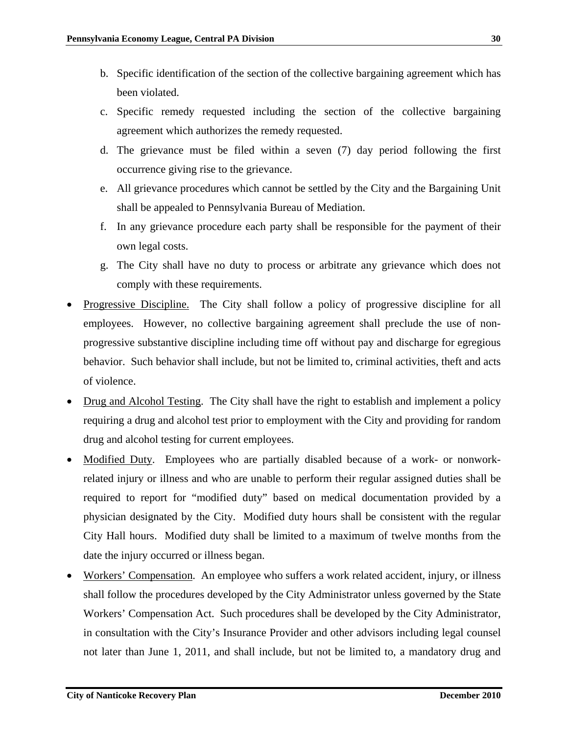b. Specific identification of the section of the collective bargaining agreement which has been violated.

   c. Specific remedy requested including the section of the collective bargaining agreement which authorizes the remedy requested.

   d. The grievance must be filed within a seven (7) day period following the first occurrence giving rise to the grievance.

   e. All grievance procedures which cannot be settled by the City and the Bargaining Unit shall be appealed to Pennsylvania Bureau of Mediation.

   f. In any grievance procedure each party shall be responsible for the payment of their own legal costs.

   g. The City shall have no duty to process or arbitrate any grievance which does not comply with these requirements.

- <u>Progressive Discipline.</u> The City shall follow a policy of progressive discipline for all employees. However, no collective bargaining agreement shall preclude the use of non-progressive substantive discipline including time off without pay and discharge for egregious behavior. Such behavior shall include, but not be limited to, criminal activities, theft and acts of violence.

- <u>Drug and Alcohol Testing</u>. The City shall have the right to establish and implement a policy requiring a drug and alcohol test prior to employment with the City and providing for random drug and alcohol testing for current employees.

- <u>Modified Duty</u>. Employees who are partially disabled because of a work- or nonwork-related injury or illness and who are unable to perform their regular assigned duties shall be required to report for "modified duty" based on medical documentation provided by a physician designated by the City. Modified duty hours shall be consistent with the regular City Hall hours. Modified duty shall be limited to a maximum of twelve months from the date the injury occurred or illness began.

- <u>Workers' Compensation</u>. An employee who suffers a work related accident, injury, or illness shall follow the procedures developed by the City Administrator unless governed by the State Workers' Compensation Act. Such procedures shall be developed by the City Administrator, in consultation with the City's Insurance Provider and other advisors including legal counsel not later than June 1, 2011, and shall include, but not be limited to, a mandatory drug and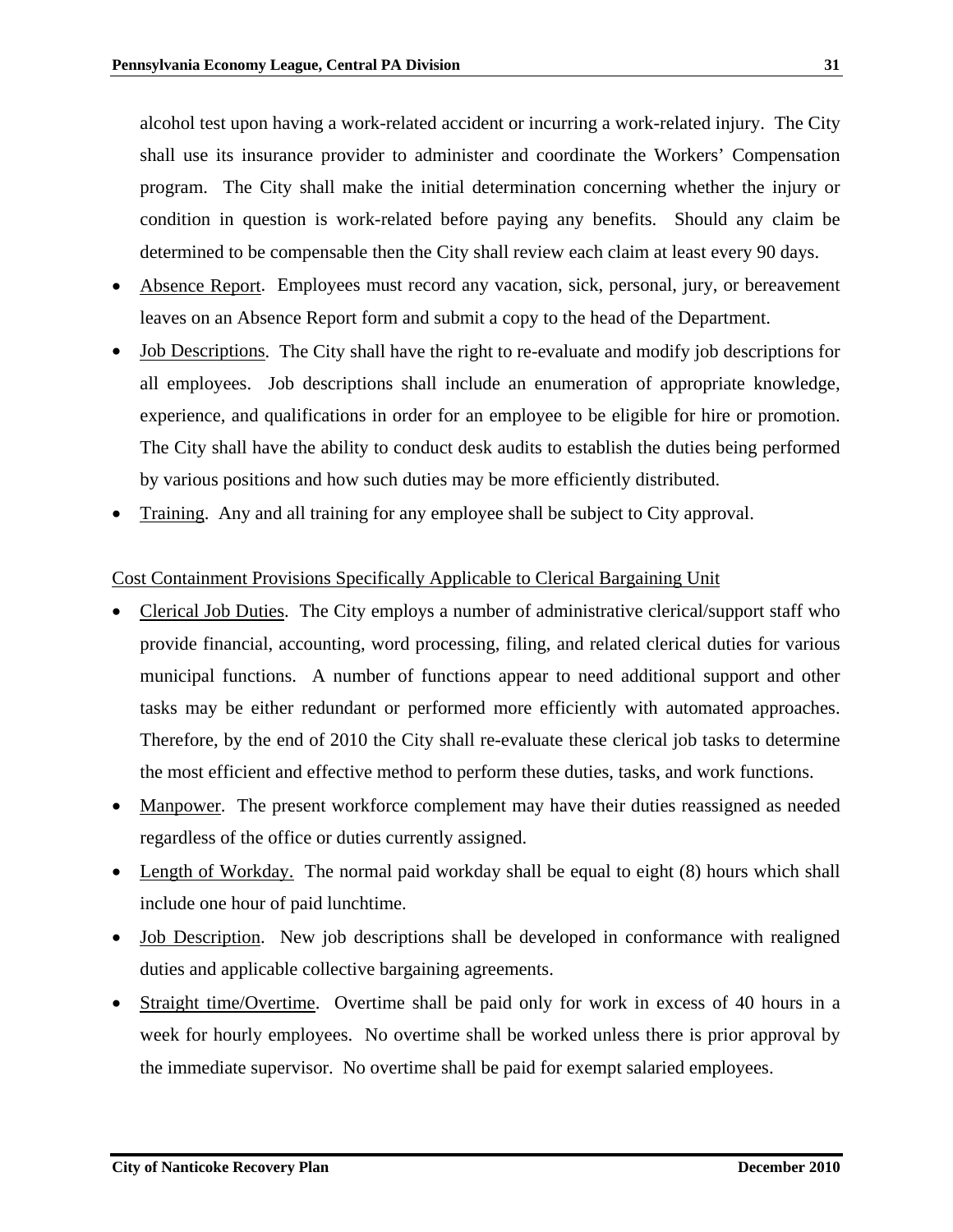alcohol test upon having a work-related accident or incurring a work-related injury. The City shall use its insurance provider to administer and coordinate the Workers' Compensation program. The City shall make the initial determination concerning whether the injury or condition in question is work-related before paying any benefits. Should any claim be determined to be compensable then the City shall review each claim at least every 90 days.

- Absence Report. Employees must record any vacation, sick, personal, jury, or bereavement leaves on an Absence Report form and submit a copy to the head of the Department.
- Job Descriptions. The City shall have the right to re-evaluate and modify job descriptions for all employees. Job descriptions shall include an enumeration of appropriate knowledge, experience, and qualifications in order for an employee to be eligible for hire or promotion. The City shall have the ability to conduct desk audits to establish the duties being performed by various positions and how such duties may be more efficiently distributed.
- Training. Any and all training for any employee shall be subject to City approval.

Cost Containment Provisions Specifically Applicable to Clerical Bargaining Unit

- Clerical Job Duties. The City employs a number of administrative clerical/support staff who provide financial, accounting, word processing, filing, and related clerical duties for various municipal functions. A number of functions appear to need additional support and other tasks may be either redundant or performed more efficiently with automated approaches. Therefore, by the end of 2010 the City shall re-evaluate these clerical job tasks to determine the most efficient and effective method to perform these duties, tasks, and work functions.
- Manpower. The present workforce complement may have their duties reassigned as needed regardless of the office or duties currently assigned.
- Length of Workday. The normal paid workday shall be equal to eight (8) hours which shall include one hour of paid lunchtime.
- Job Description. New job descriptions shall be developed in conformance with realigned duties and applicable collective bargaining agreements.
- Straight time/Overtime. Overtime shall be paid only for work in excess of 40 hours in a week for hourly employees. No overtime shall be worked unless there is prior approval by the immediate supervisor. No overtime shall be paid for exempt salaried employees.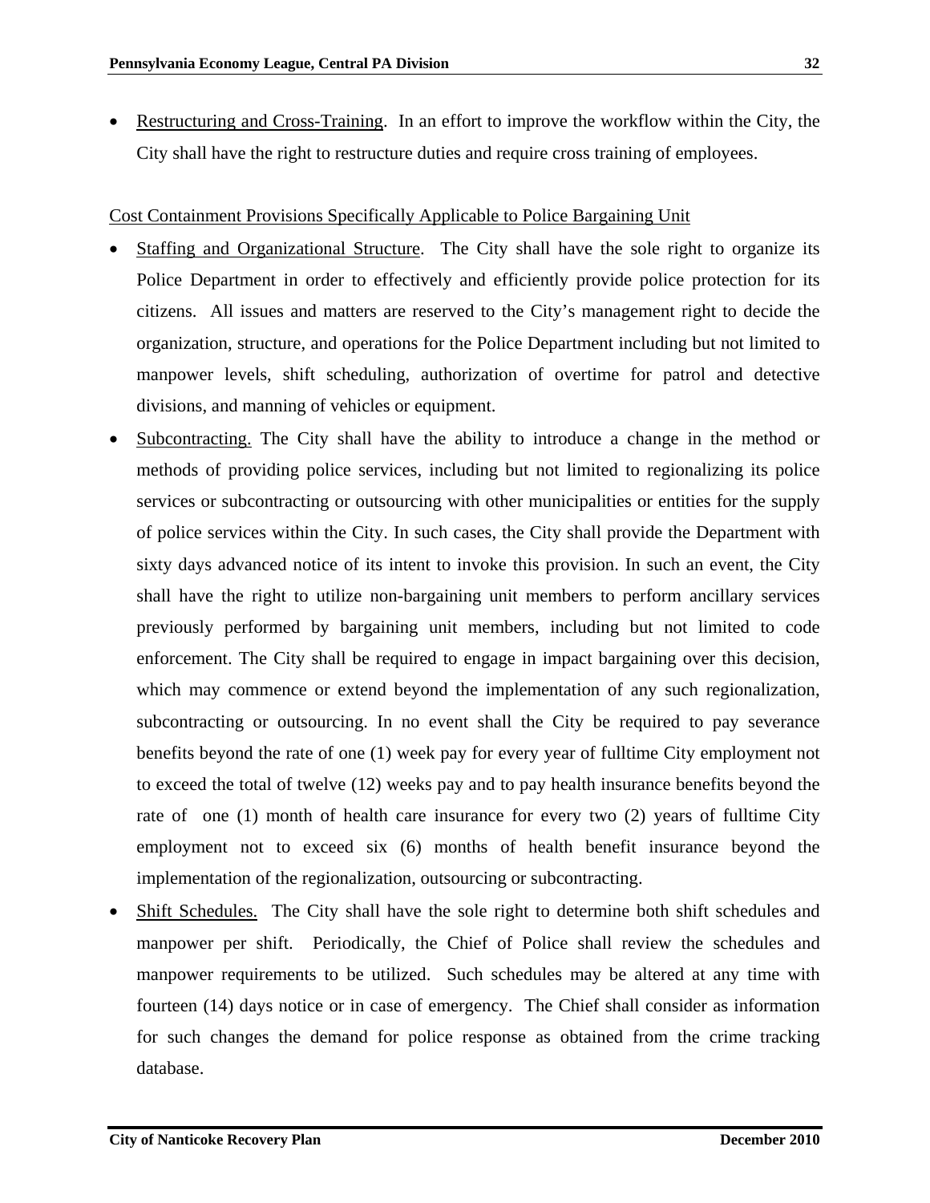- Restructuring and Cross-Training. In an effort to improve the workflow within the City, the City shall have the right to restructure duties and require cross training of employees.

Cost Containment Provisions Specifically Applicable to Police Bargaining Unit

- Staffing and Organizational Structure. The City shall have the sole right to organize its Police Department in order to effectively and efficiently provide police protection for its citizens. All issues and matters are reserved to the City's management right to decide the organization, structure, and operations for the Police Department including but not limited to manpower levels, shift scheduling, authorization of overtime for patrol and detective divisions, and manning of vehicles or equipment.
- Subcontracting. The City shall have the ability to introduce a change in the method or methods of providing police services, including but not limited to regionalizing its police services or subcontracting or outsourcing with other municipalities or entities for the supply of police services within the City. In such cases, the City shall provide the Department with sixty days advanced notice of its intent to invoke this provision. In such an event, the City shall have the right to utilize non-bargaining unit members to perform ancillary services previously performed by bargaining unit members, including but not limited to code enforcement. The City shall be required to engage in impact bargaining over this decision, which may commence or extend beyond the implementation of any such regionalization, subcontracting or outsourcing. In no event shall the City be required to pay severance benefits beyond the rate of one (1) week pay for every year of fulltime City employment not to exceed the total of twelve (12) weeks pay and to pay health insurance benefits beyond the rate of one (1) month of health care insurance for every two (2) years of fulltime City employment not to exceed six (6) months of health benefit insurance beyond the implementation of the regionalization, outsourcing or subcontracting.
- Shift Schedules. The City shall have the sole right to determine both shift schedules and manpower per shift. Periodically, the Chief of Police shall review the schedules and manpower requirements to be utilized. Such schedules may be altered at any time with fourteen (14) days notice or in case of emergency. The Chief shall consider as information for such changes the demand for police response as obtained from the crime tracking database.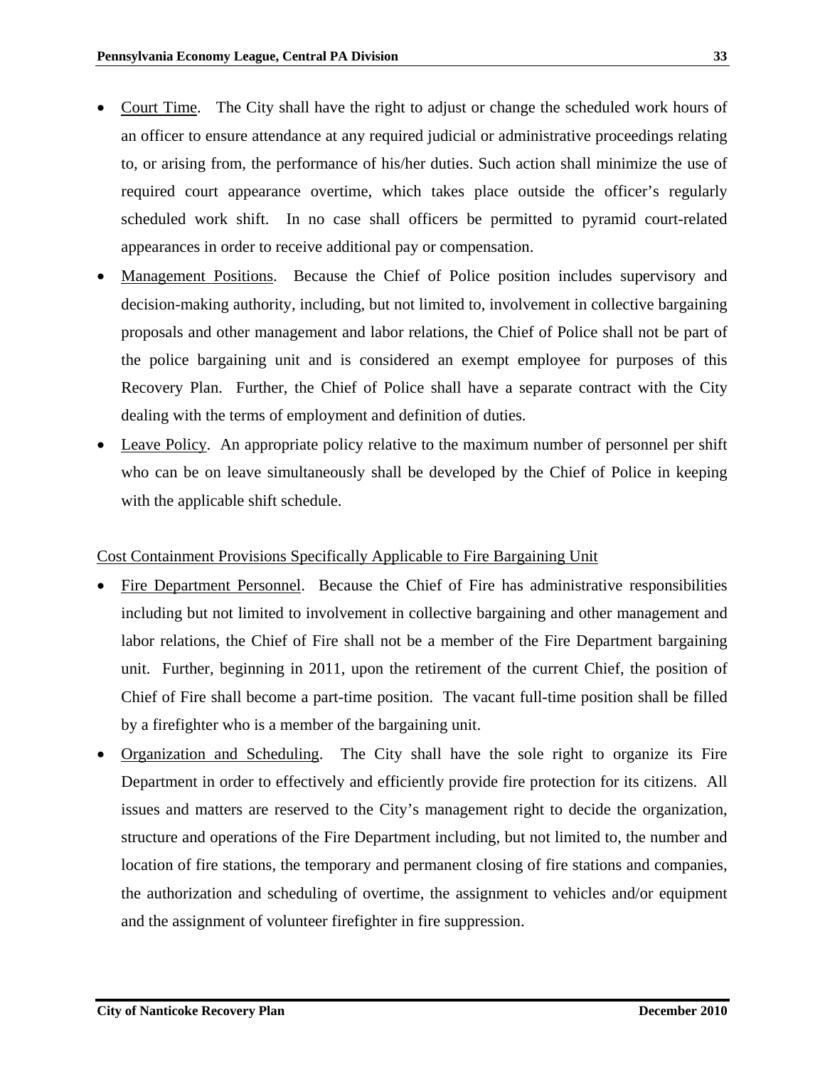- Court Time. The City shall have the right to adjust or change the scheduled work hours of an officer to ensure attendance at any required judicial or administrative proceedings relating to, or arising from, the performance of his/her duties. Such action shall minimize the use of required court appearance overtime, which takes place outside the officer's regularly scheduled work shift. In no case shall officers be permitted to pyramid court-related appearances in order to receive additional pay or compensation.
- Management Positions. Because the Chief of Police position includes supervisory and decision-making authority, including, but not limited to, involvement in collective bargaining proposals and other management and labor relations, the Chief of Police shall not be part of the police bargaining unit and is considered an exempt employee for purposes of this Recovery Plan. Further, the Chief of Police shall have a separate contract with the City dealing with the terms of employment and definition of duties.
- Leave Policy. An appropriate policy relative to the maximum number of personnel per shift who can be on leave simultaneously shall be developed by the Chief of Police in keeping with the applicable shift schedule.

Cost Containment Provisions Specifically Applicable to Fire Bargaining Unit

- Fire Department Personnel. Because the Chief of Fire has administrative responsibilities including but not limited to involvement in collective bargaining and other management and labor relations, the Chief of Fire shall not be a member of the Fire Department bargaining unit. Further, beginning in 2011, upon the retirement of the current Chief, the position of Chief of Fire shall become a part-time position. The vacant full-time position shall be filled by a firefighter who is a member of the bargaining unit.
- Organization and Scheduling. The City shall have the sole right to organize its Fire Department in order to effectively and efficiently provide fire protection for its citizens. All issues and matters are reserved to the City's management right to decide the organization, structure and operations of the Fire Department including, but not limited to, the number and location of fire stations, the temporary and permanent closing of fire stations and companies, the authorization and scheduling of overtime, the assignment to vehicles and/or equipment and the assignment of volunteer firefighter in fire suppression.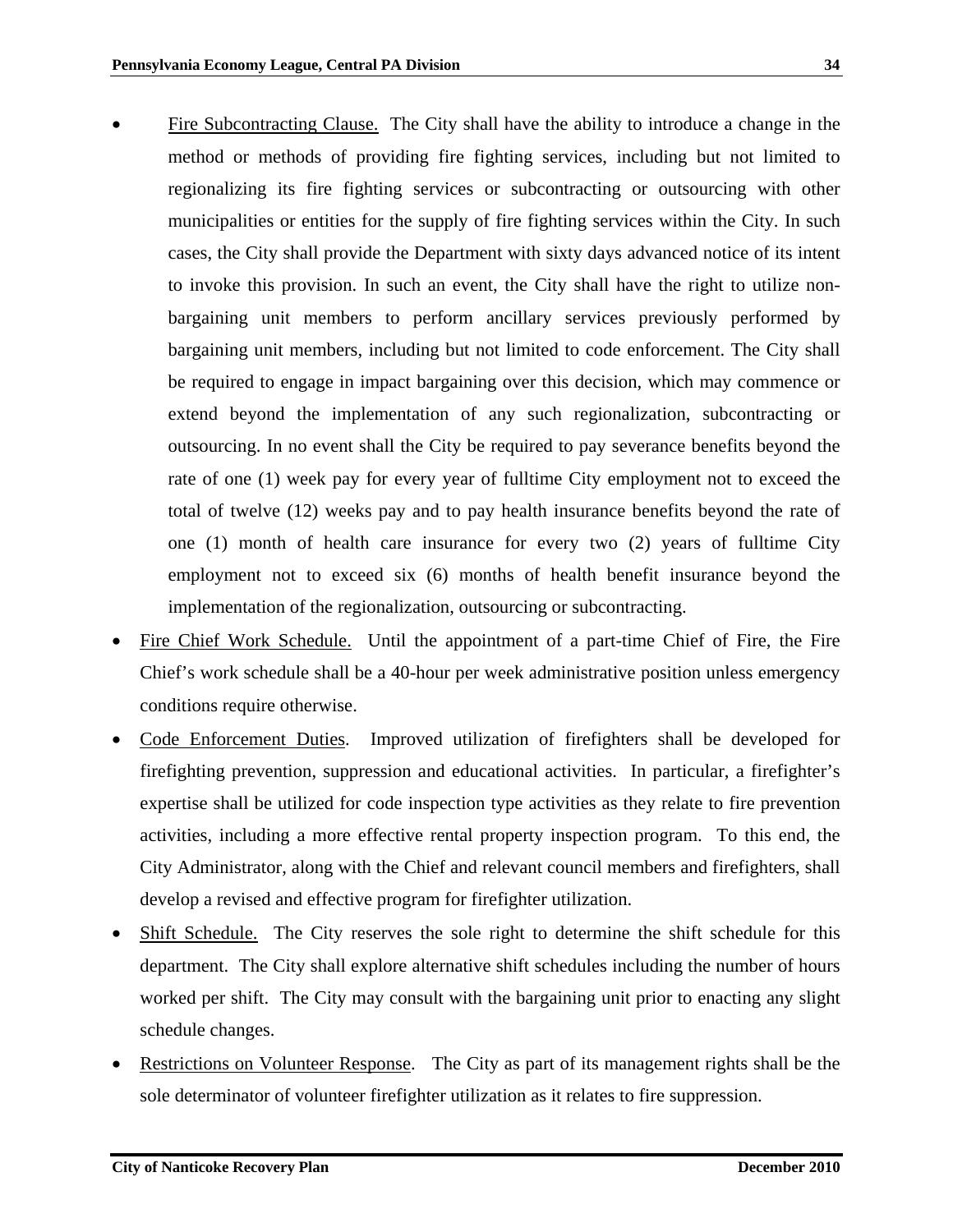- Fire Subcontracting Clause. The City shall have the ability to introduce a change in the method or methods of providing fire fighting services, including but not limited to regionalizing its fire fighting services or subcontracting or outsourcing with other municipalities or entities for the supply of fire fighting services within the City. In such cases, the City shall provide the Department with sixty days advanced notice of its intent to invoke this provision. In such an event, the City shall have the right to utilize non-bargaining unit members to perform ancillary services previously performed by bargaining unit members, including but not limited to code enforcement. The City shall be required to engage in impact bargaining over this decision, which may commence or extend beyond the implementation of any such regionalization, subcontracting or outsourcing. In no event shall the City be required to pay severance benefits beyond the rate of one (1) week pay for every year of fulltime City employment not to exceed the total of twelve (12) weeks pay and to pay health insurance benefits beyond the rate of one (1) month of health care insurance for every two (2) years of fulltime City employment not to exceed six (6) months of health benefit insurance beyond the implementation of the regionalization, outsourcing or subcontracting.
- Fire Chief Work Schedule. Until the appointment of a part-time Chief of Fire, the Fire Chief's work schedule shall be a 40-hour per week administrative position unless emergency conditions require otherwise.
- Code Enforcement Duties. Improved utilization of firefighters shall be developed for firefighting prevention, suppression and educational activities. In particular, a firefighter's expertise shall be utilized for code inspection type activities as they relate to fire prevention activities, including a more effective rental property inspection program. To this end, the City Administrator, along with the Chief and relevant council members and firefighters, shall develop a revised and effective program for firefighter utilization.
- Shift Schedule. The City reserves the sole right to determine the shift schedule for this department. The City shall explore alternative shift schedules including the number of hours worked per shift. The City may consult with the bargaining unit prior to enacting any slight schedule changes.
- Restrictions on Volunteer Response. The City as part of its management rights shall be the sole determinator of volunteer firefighter utilization as it relates to fire suppression.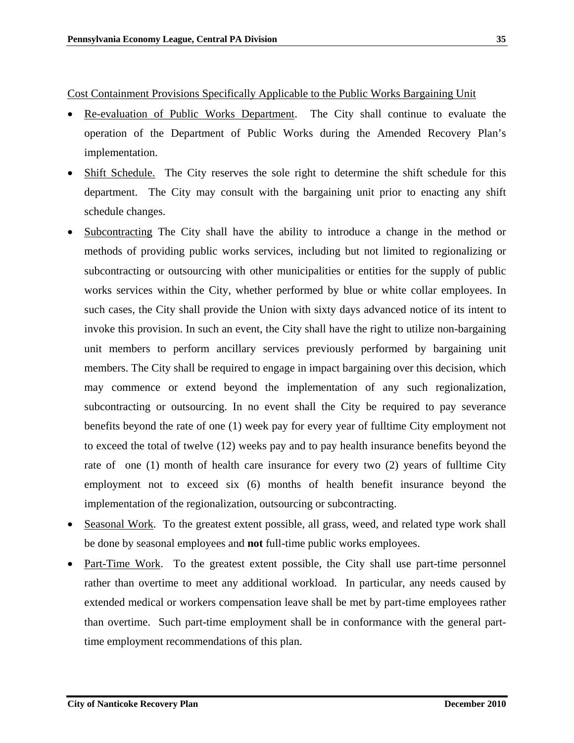Cost Containment Provisions Specifically Applicable to the Public Works Bargaining Unit

- Re-evaluation of Public Works Department. The City shall continue to evaluate the operation of the Department of Public Works during the Amended Recovery Plan's implementation.
- Shift Schedule. The City reserves the sole right to determine the shift schedule for this department. The City may consult with the bargaining unit prior to enacting any shift schedule changes.
- Subcontracting The City shall have the ability to introduce a change in the method or methods of providing public works services, including but not limited to regionalizing or subcontracting or outsourcing with other municipalities or entities for the supply of public works services within the City, whether performed by blue or white collar employees. In such cases, the City shall provide the Union with sixty days advanced notice of its intent to invoke this provision. In such an event, the City shall have the right to utilize non-bargaining unit members to perform ancillary services previously performed by bargaining unit members. The City shall be required to engage in impact bargaining over this decision, which may commence or extend beyond the implementation of any such regionalization, subcontracting or outsourcing. In no event shall the City be required to pay severance benefits beyond the rate of one (1) week pay for every year of fulltime City employment not to exceed the total of twelve (12) weeks pay and to pay health insurance benefits beyond the rate of one (1) month of health care insurance for every two (2) years of fulltime City employment not to exceed six (6) months of health benefit insurance beyond the implementation of the regionalization, outsourcing or subcontracting.
- Seasonal Work. To the greatest extent possible, all grass, weed, and related type work shall be done by seasonal employees and **not** full-time public works employees.
- Part-Time Work. To the greatest extent possible, the City shall use part-time personnel rather than overtime to meet any additional workload. In particular, any needs caused by extended medical or workers compensation leave shall be met by part-time employees rather than overtime. Such part-time employment shall be in conformance with the general part-time employment recommendations of this plan.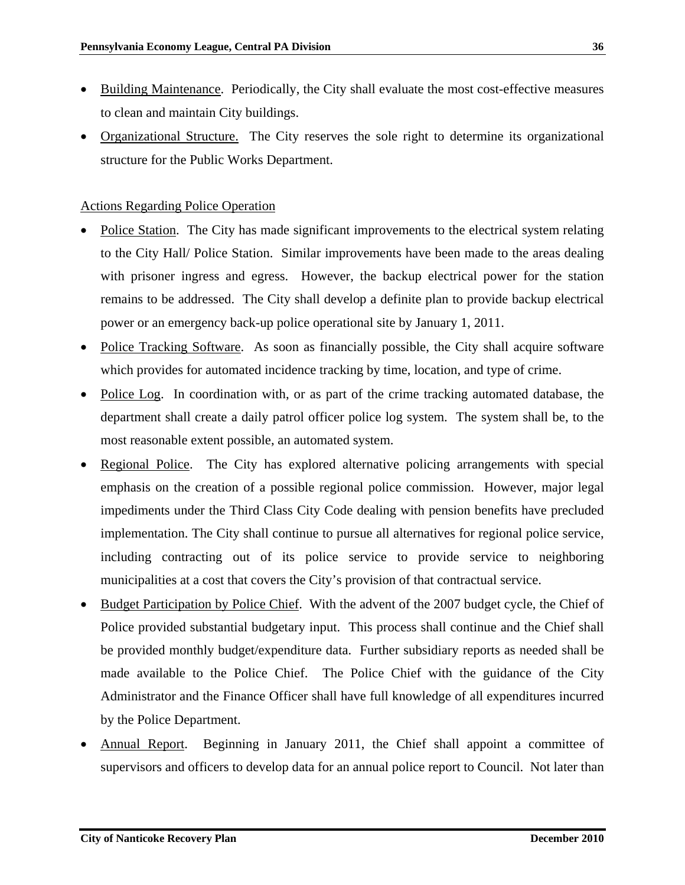- Building Maintenance. Periodically, the City shall evaluate the most cost-effective measures to clean and maintain City buildings.
- Organizational Structure. The City reserves the sole right to determine its organizational structure for the Public Works Department.

Actions Regarding Police Operation

- Police Station. The City has made significant improvements to the electrical system relating to the City Hall/ Police Station. Similar improvements have been made to the areas dealing with prisoner ingress and egress. However, the backup electrical power for the station remains to be addressed. The City shall develop a definite plan to provide backup electrical power or an emergency back-up police operational site by January 1, 2011.
- Police Tracking Software. As soon as financially possible, the City shall acquire software which provides for automated incidence tracking by time, location, and type of crime.
- Police Log. In coordination with, or as part of the crime tracking automated database, the department shall create a daily patrol officer police log system. The system shall be, to the most reasonable extent possible, an automated system.
- Regional Police. The City has explored alternative policing arrangements with special emphasis on the creation of a possible regional police commission. However, major legal impediments under the Third Class City Code dealing with pension benefits have precluded implementation. The City shall continue to pursue all alternatives for regional police service, including contracting out of its police service to provide service to neighboring municipalities at a cost that covers the City's provision of that contractual service.
- Budget Participation by Police Chief. With the advent of the 2007 budget cycle, the Chief of Police provided substantial budgetary input. This process shall continue and the Chief shall be provided monthly budget/expenditure data. Further subsidiary reports as needed shall be made available to the Police Chief. The Police Chief with the guidance of the City Administrator and the Finance Officer shall have full knowledge of all expenditures incurred by the Police Department.
- Annual Report. Beginning in January 2011, the Chief shall appoint a committee of supervisors and officers to develop data for an annual police report to Council. Not later than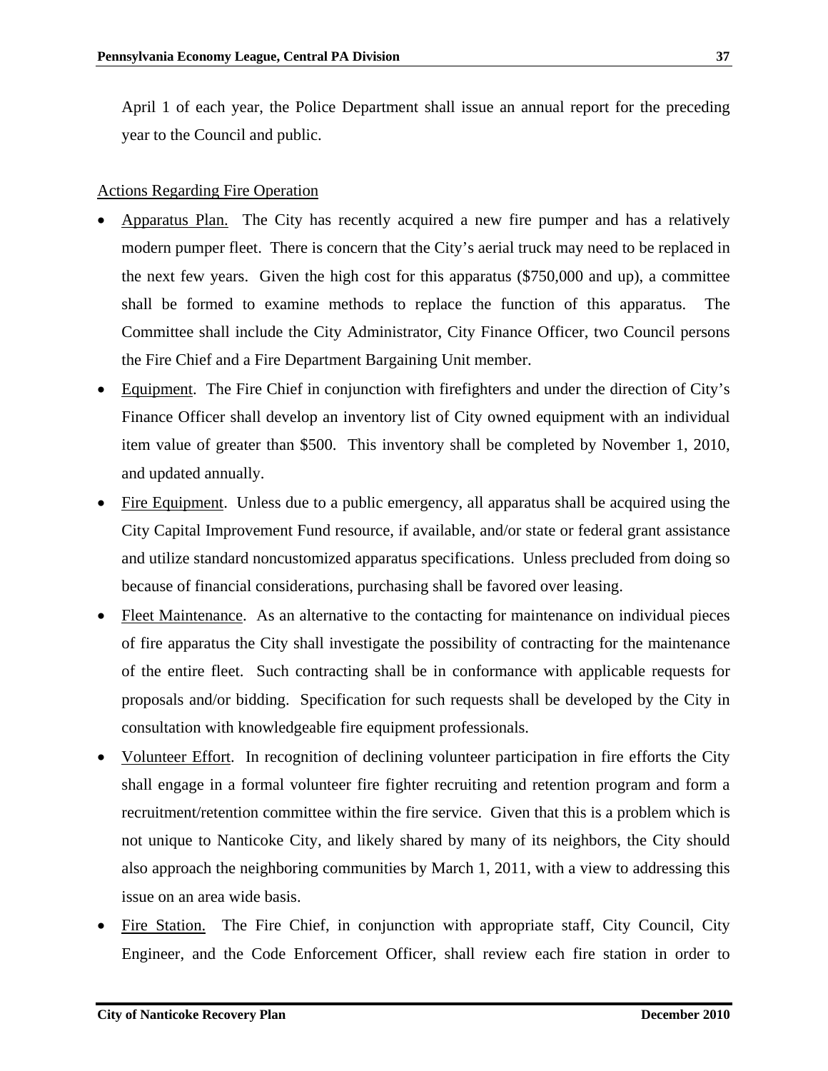April 1 of each year, the Police Department shall issue an annual report for the preceding year to the Council and public.

Actions Regarding Fire Operation

- Apparatus Plan. The City has recently acquired a new fire pumper and has a relatively modern pumper fleet. There is concern that the City's aerial truck may need to be replaced in the next few years. Given the high cost for this apparatus ($750,000 and up), a committee shall be formed to examine methods to replace the function of this apparatus. The Committee shall include the City Administrator, City Finance Officer, two Council persons the Fire Chief and a Fire Department Bargaining Unit member.
- Equipment. The Fire Chief in conjunction with firefighters and under the direction of City's Finance Officer shall develop an inventory list of City owned equipment with an individual item value of greater than $500. This inventory shall be completed by November 1, 2010, and updated annually.
- Fire Equipment. Unless due to a public emergency, all apparatus shall be acquired using the City Capital Improvement Fund resource, if available, and/or state or federal grant assistance and utilize standard noncustomized apparatus specifications. Unless precluded from doing so because of financial considerations, purchasing shall be favored over leasing.
- Fleet Maintenance. As an alternative to the contacting for maintenance on individual pieces of fire apparatus the City shall investigate the possibility of contracting for the maintenance of the entire fleet. Such contracting shall be in conformance with applicable requests for proposals and/or bidding. Specification for such requests shall be developed by the City in consultation with knowledgeable fire equipment professionals.
- Volunteer Effort. In recognition of declining volunteer participation in fire efforts the City shall engage in a formal volunteer fire fighter recruiting and retention program and form a recruitment/retention committee within the fire service. Given that this is a problem which is not unique to Nanticoke City, and likely shared by many of its neighbors, the City should also approach the neighboring communities by March 1, 2011, with a view to addressing this issue on an area wide basis.
- Fire Station. The Fire Chief, in conjunction with appropriate staff, City Council, City Engineer, and the Code Enforcement Officer, shall review each fire station in order to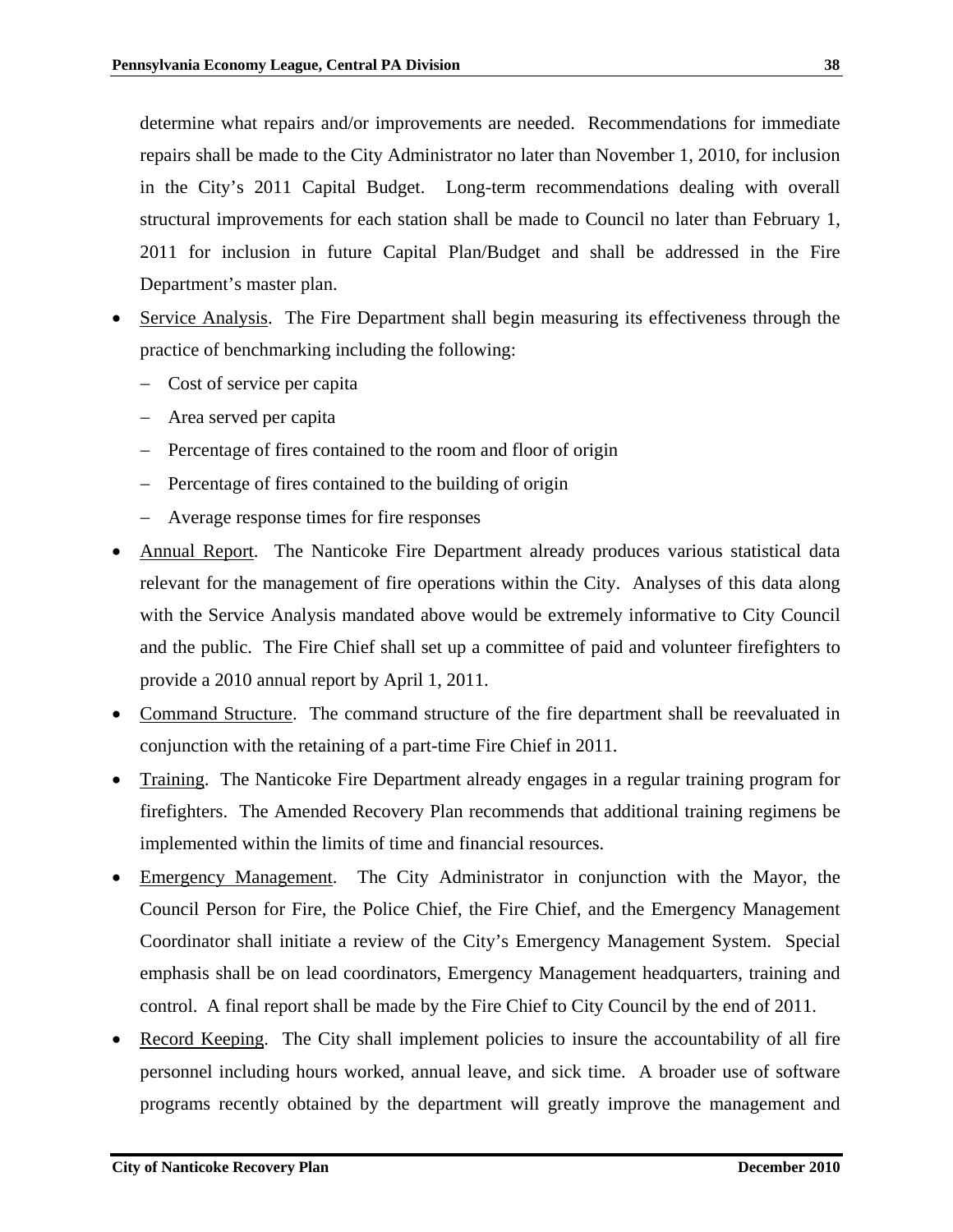determine what repairs and/or improvements are needed. Recommendations for immediate repairs shall be made to the City Administrator no later than November 1, 2010, for inclusion in the City's 2011 Capital Budget. Long-term recommendations dealing with overall structural improvements for each station shall be made to Council no later than February 1, 2011 for inclusion in future Capital Plan/Budget and shall be addressed in the Fire Department's master plan.

- Service Analysis. The Fire Department shall begin measuring its effectiveness through the practice of benchmarking including the following:
  - Cost of service per capita
  - Area served per capita
  - Percentage of fires contained to the room and floor of origin
  - Percentage of fires contained to the building of origin
  - Average response times for fire responses
- Annual Report. The Nanticoke Fire Department already produces various statistical data relevant for the management of fire operations within the City. Analyses of this data along with the Service Analysis mandated above would be extremely informative to City Council and the public. The Fire Chief shall set up a committee of paid and volunteer firefighters to provide a 2010 annual report by April 1, 2011.
- Command Structure. The command structure of the fire department shall be reevaluated in conjunction with the retaining of a part-time Fire Chief in 2011.
- Training. The Nanticoke Fire Department already engages in a regular training program for firefighters. The Amended Recovery Plan recommends that additional training regimens be implemented within the limits of time and financial resources.
- Emergency Management. The City Administrator in conjunction with the Mayor, the Council Person for Fire, the Police Chief, the Fire Chief, and the Emergency Management Coordinator shall initiate a review of the City's Emergency Management System. Special emphasis shall be on lead coordinators, Emergency Management headquarters, training and control. A final report shall be made by the Fire Chief to City Council by the end of 2011.
- Record Keeping. The City shall implement policies to insure the accountability of all fire personnel including hours worked, annual leave, and sick time. A broader use of software programs recently obtained by the department will greatly improve the management and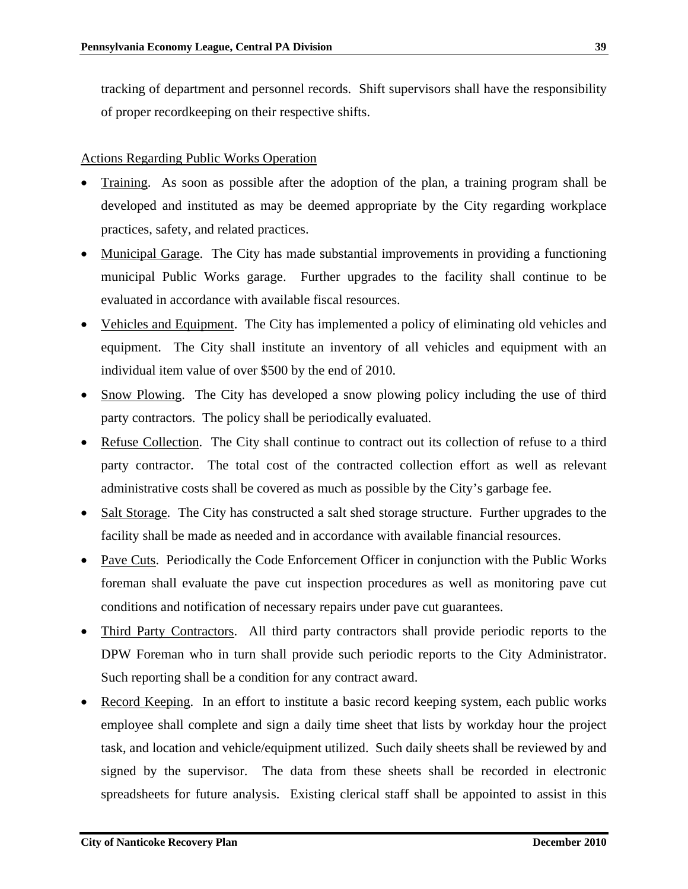tracking of department and personnel records. Shift supervisors shall have the responsibility of proper recordkeeping on their respective shifts.

Actions Regarding Public Works Operation

- Training. As soon as possible after the adoption of the plan, a training program shall be developed and instituted as may be deemed appropriate by the City regarding workplace practices, safety, and related practices.
- Municipal Garage. The City has made substantial improvements in providing a functioning municipal Public Works garage. Further upgrades to the facility shall continue to be evaluated in accordance with available fiscal resources.
- Vehicles and Equipment. The City has implemented a policy of eliminating old vehicles and equipment. The City shall institute an inventory of all vehicles and equipment with an individual item value of over $500 by the end of 2010.
- Snow Plowing. The City has developed a snow plowing policy including the use of third party contractors. The policy shall be periodically evaluated.
- Refuse Collection. The City shall continue to contract out its collection of refuse to a third party contractor. The total cost of the contracted collection effort as well as relevant administrative costs shall be covered as much as possible by the City's garbage fee.
- Salt Storage. The City has constructed a salt shed storage structure. Further upgrades to the facility shall be made as needed and in accordance with available financial resources.
- Pave Cuts. Periodically the Code Enforcement Officer in conjunction with the Public Works foreman shall evaluate the pave cut inspection procedures as well as monitoring pave cut conditions and notification of necessary repairs under pave cut guarantees.
- Third Party Contractors. All third party contractors shall provide periodic reports to the DPW Foreman who in turn shall provide such periodic reports to the City Administrator. Such reporting shall be a condition for any contract award.
- Record Keeping. In an effort to institute a basic record keeping system, each public works employee shall complete and sign a daily time sheet that lists by workday hour the project task, and location and vehicle/equipment utilized. Such daily sheets shall be reviewed by and signed by the supervisor. The data from these sheets shall be recorded in electronic spreadsheets for future analysis. Existing clerical staff shall be appointed to assist in this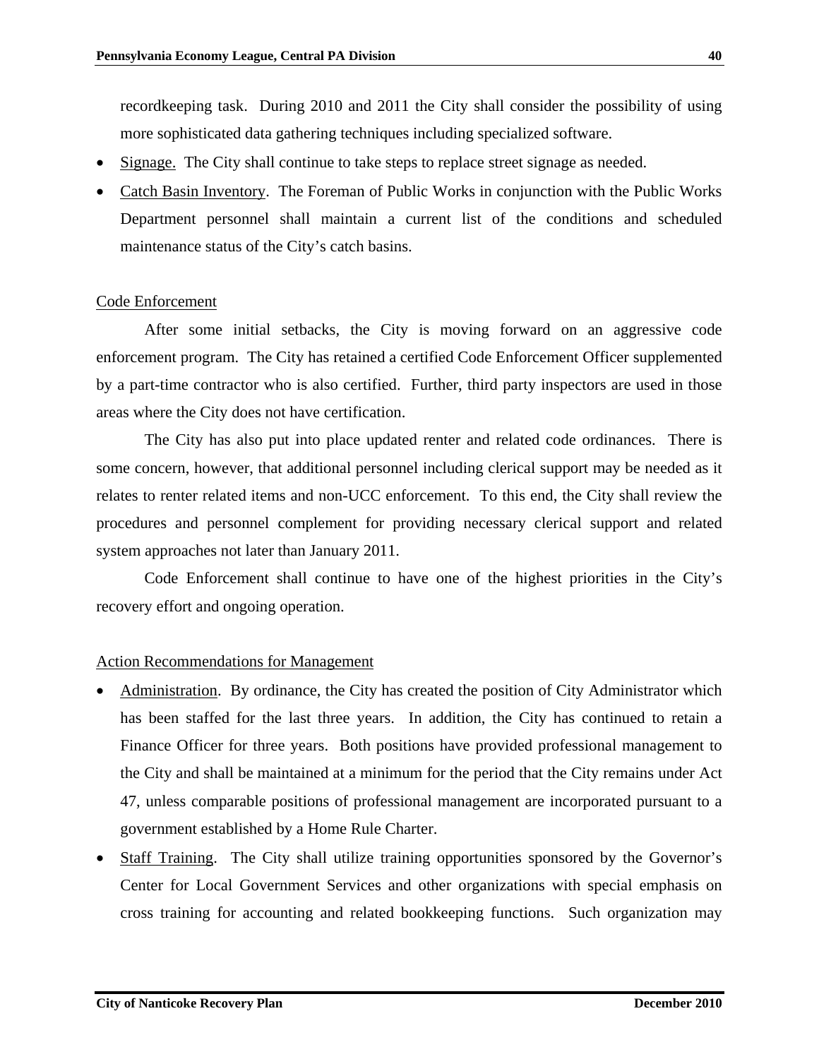recordkeeping task. During 2010 and 2011 the City shall consider the possibility of using more sophisticated data gathering techniques including specialized software.

- Signage. The City shall continue to take steps to replace street signage as needed.
- Catch Basin Inventory. The Foreman of Public Works in conjunction with the Public Works Department personnel shall maintain a current list of the conditions and scheduled maintenance status of the City's catch basins.

Code Enforcement

After some initial setbacks, the City is moving forward on an aggressive code enforcement program. The City has retained a certified Code Enforcement Officer supplemented by a part-time contractor who is also certified. Further, third party inspectors are used in those areas where the City does not have certification.

The City has also put into place updated renter and related code ordinances. There is some concern, however, that additional personnel including clerical support may be needed as it relates to renter related items and non-UCC enforcement. To this end, the City shall review the procedures and personnel complement for providing necessary clerical support and related system approaches not later than January 2011.

Code Enforcement shall continue to have one of the highest priorities in the City's recovery effort and ongoing operation.

Action Recommendations for Management

- Administration. By ordinance, the City has created the position of City Administrator which has been staffed for the last three years. In addition, the City has continued to retain a Finance Officer for three years. Both positions have provided professional management to the City and shall be maintained at a minimum for the period that the City remains under Act 47, unless comparable positions of professional management are incorporated pursuant to a government established by a Home Rule Charter.
- Staff Training. The City shall utilize training opportunities sponsored by the Governor's Center for Local Government Services and other organizations with special emphasis on cross training for accounting and related bookkeeping functions. Such organization may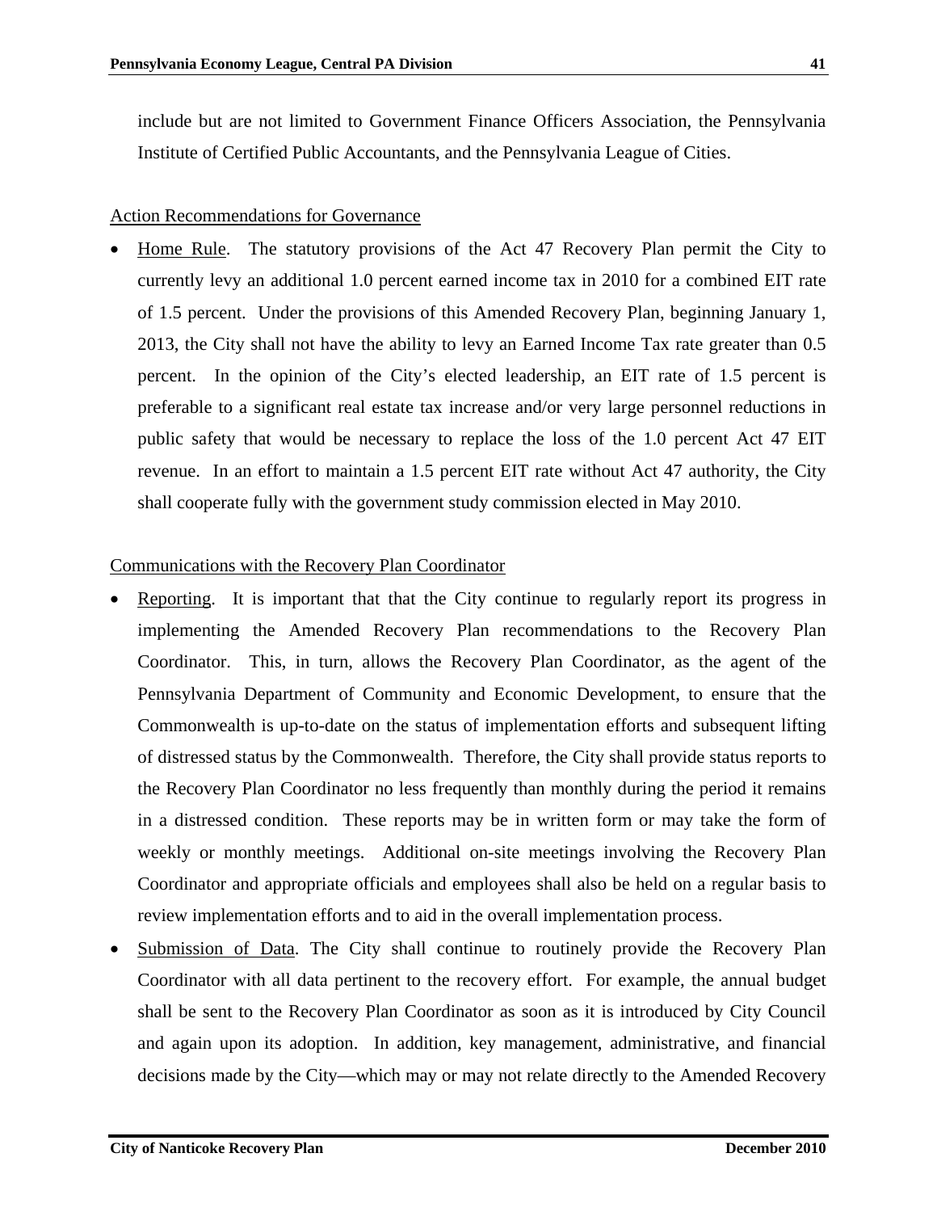include but are not limited to Government Finance Officers Association, the Pennsylvania Institute of Certified Public Accountants, and the Pennsylvania League of Cities.

Action Recommendations for Governance

- Home Rule. The statutory provisions of the Act 47 Recovery Plan permit the City to currently levy an additional 1.0 percent earned income tax in 2010 for a combined EIT rate of 1.5 percent. Under the provisions of this Amended Recovery Plan, beginning January 1, 2013, the City shall not have the ability to levy an Earned Income Tax rate greater than 0.5 percent. In the opinion of the City's elected leadership, an EIT rate of 1.5 percent is preferable to a significant real estate tax increase and/or very large personnel reductions in public safety that would be necessary to replace the loss of the 1.0 percent Act 47 EIT revenue. In an effort to maintain a 1.5 percent EIT rate without Act 47 authority, the City shall cooperate fully with the government study commission elected in May 2010.

Communications with the Recovery Plan Coordinator

- Reporting. It is important that that the City continue to regularly report its progress in implementing the Amended Recovery Plan recommendations to the Recovery Plan Coordinator. This, in turn, allows the Recovery Plan Coordinator, as the agent of the Pennsylvania Department of Community and Economic Development, to ensure that the Commonwealth is up-to-date on the status of implementation efforts and subsequent lifting of distressed status by the Commonwealth. Therefore, the City shall provide status reports to the Recovery Plan Coordinator no less frequently than monthly during the period it remains in a distressed condition. These reports may be in written form or may take the form of weekly or monthly meetings. Additional on-site meetings involving the Recovery Plan Coordinator and appropriate officials and employees shall also be held on a regular basis to review implementation efforts and to aid in the overall implementation process.
- Submission of Data. The City shall continue to routinely provide the Recovery Plan Coordinator with all data pertinent to the recovery effort. For example, the annual budget shall be sent to the Recovery Plan Coordinator as soon as it is introduced by City Council and again upon its adoption. In addition, key management, administrative, and financial decisions made by the City—which may or may not relate directly to the Amended Recovery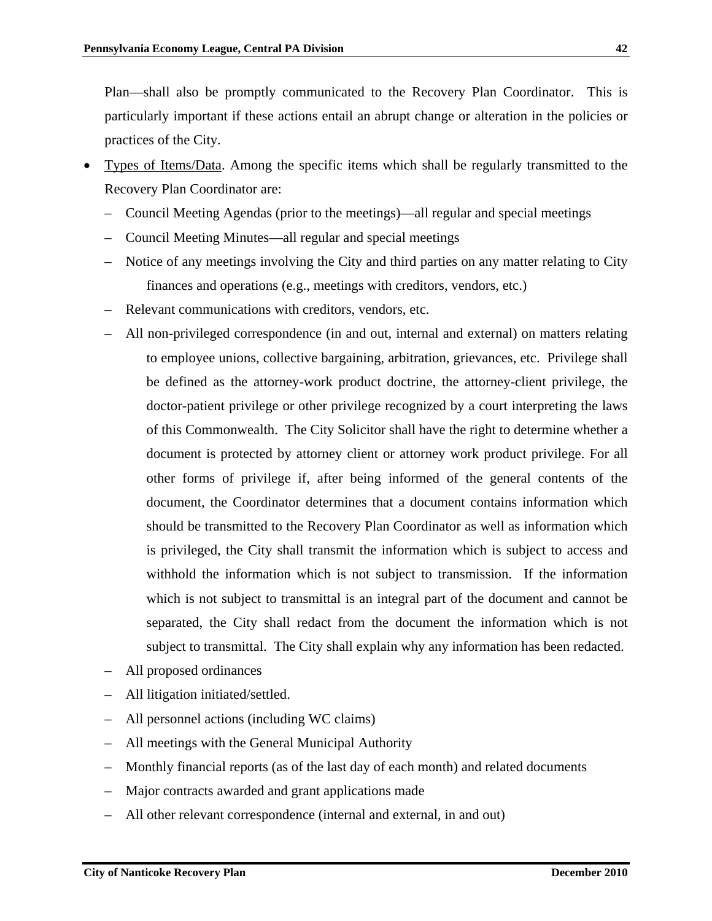Plan—shall also be promptly communicated to the Recovery Plan Coordinator. This is particularly important if these actions entail an abrupt change or alteration in the policies or practices of the City.

- Types of Items/Data. Among the specific items which shall be regularly transmitted to the Recovery Plan Coordinator are:
  - Council Meeting Agendas (prior to the meetings)—all regular and special meetings
  - Council Meeting Minutes—all regular and special meetings
  - Notice of any meetings involving the City and third parties on any matter relating to City finances and operations (e.g., meetings with creditors, vendors, etc.)
  - Relevant communications with creditors, vendors, etc.
  - All non-privileged correspondence (in and out, internal and external) on matters relating to employee unions, collective bargaining, arbitration, grievances, etc. Privilege shall be defined as the attorney-work product doctrine, the attorney-client privilege, the doctor-patient privilege or other privilege recognized by a court interpreting the laws of this Commonwealth. The City Solicitor shall have the right to determine whether a document is protected by attorney client or attorney work product privilege. For all other forms of privilege if, after being informed of the general contents of the document, the Coordinator determines that a document contains information which should be transmitted to the Recovery Plan Coordinator as well as information which is privileged, the City shall transmit the information which is subject to access and withhold the information which is not subject to transmission. If the information which is not subject to transmittal is an integral part of the document and cannot be separated, the City shall redact from the document the information which is not subject to transmittal. The City shall explain why any information has been redacted.
  - All proposed ordinances
  - All litigation initiated/settled.
  - All personnel actions (including WC claims)
  - All meetings with the General Municipal Authority
  - Monthly financial reports (as of the last day of each month) and related documents
  - Major contracts awarded and grant applications made
  - All other relevant correspondence (internal and external, in and out)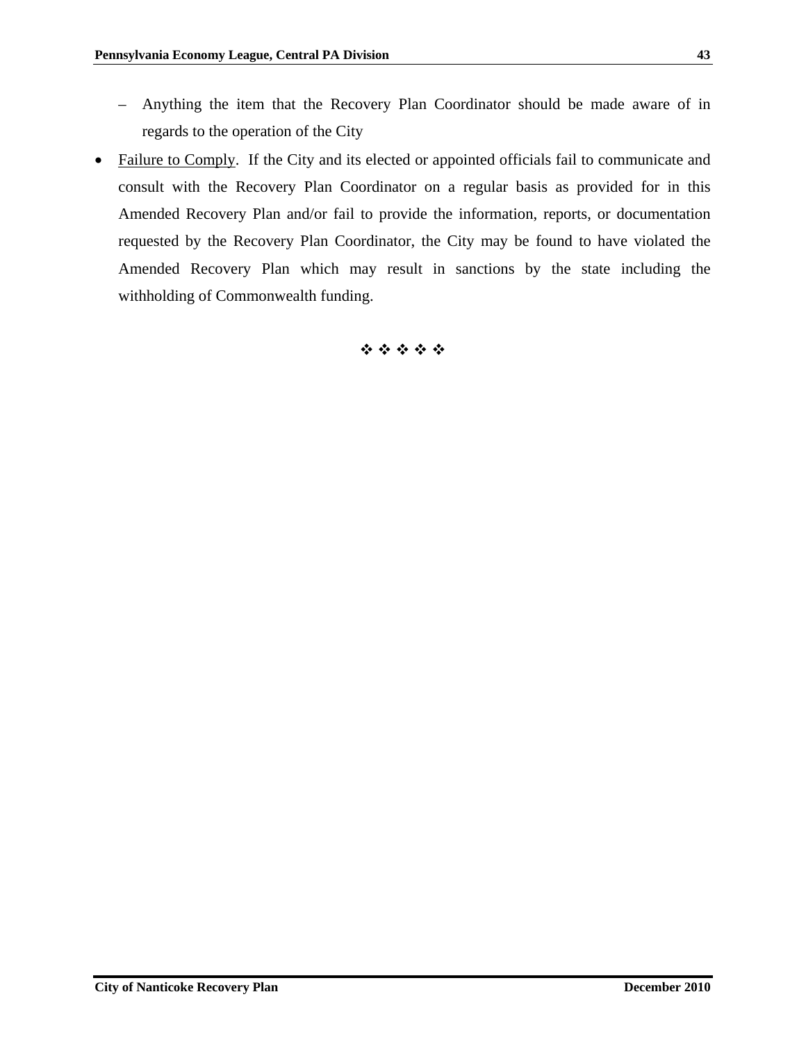- Anything the item that the Recovery Plan Coordinator should be made aware of in regards to the operation of the City

- <u>Failure to Comply</u>. If the City and its elected or appointed officials fail to communicate and consult with the Recovery Plan Coordinator on a regular basis as provided for in this Amended Recovery Plan and/or fail to provide the information, reports, or documentation requested by the Recovery Plan Coordinator, the City may be found to have violated the Amended Recovery Plan which may result in sanctions by the state including the withholding of Commonwealth funding.

❖ ❖ ❖ ❖ ❖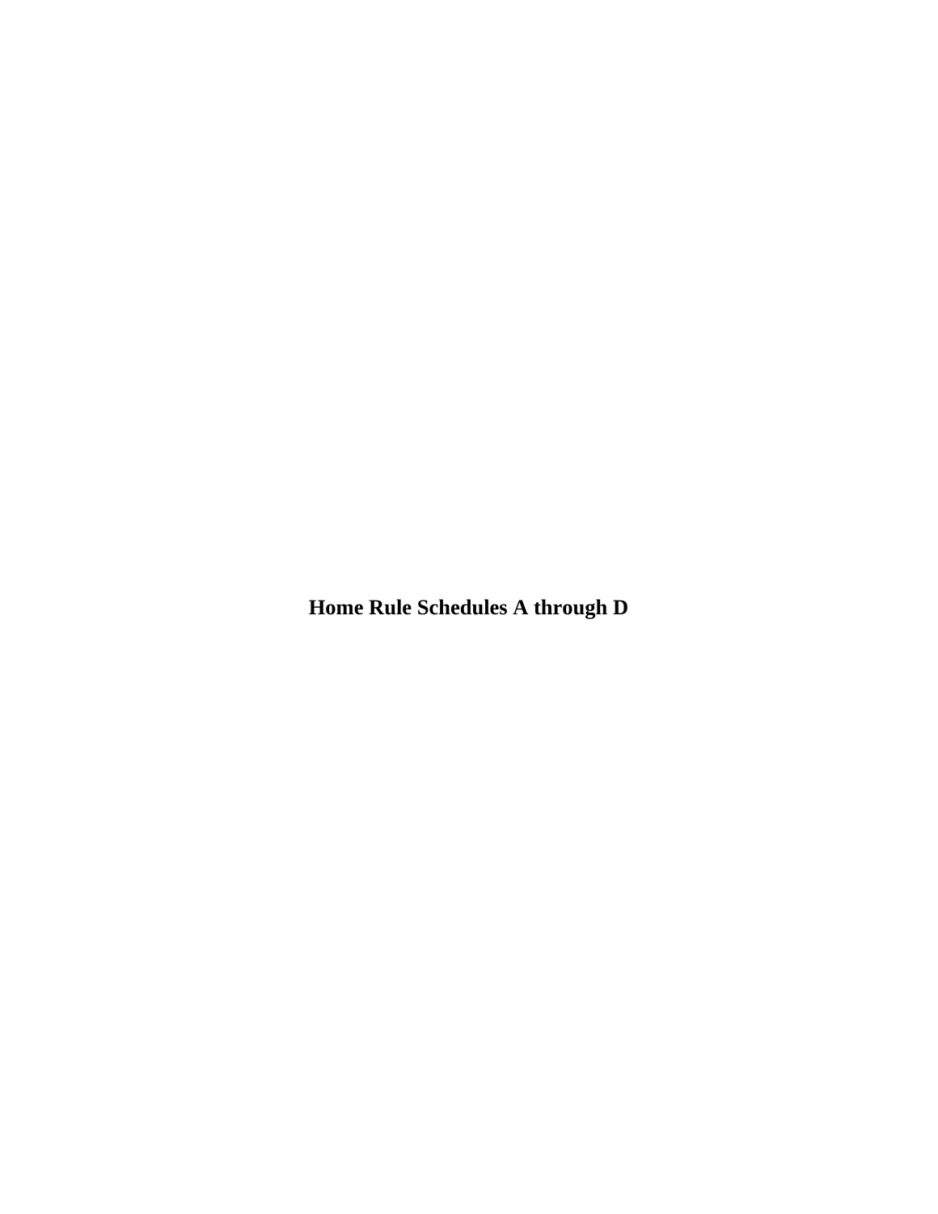**Home Rule Schedules A through D**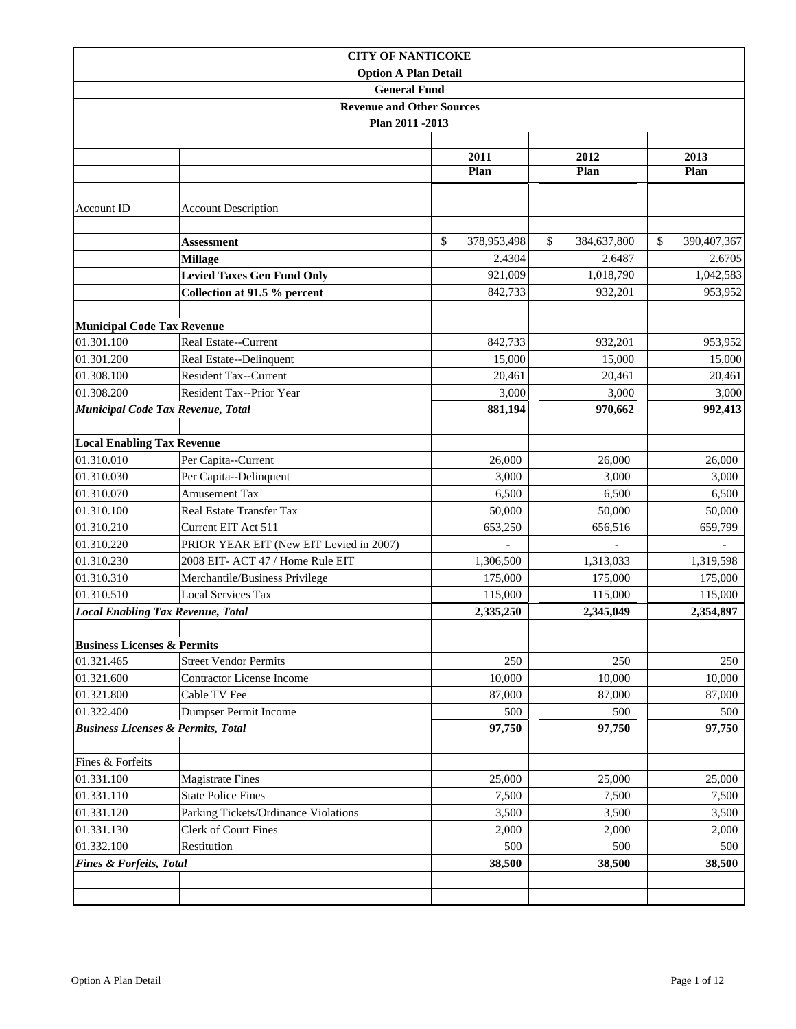# CITY OF NANTICOKE

## Option A Plan Detail

### General Fund

### Revenue and Other Sources

### Plan 2011 -2013

| Account ID | Account Description | 2011 Plan | 2012 Plan | 2013 Plan |
|---|---|---|---|---|
| | **Assessment** | $ 378,953,498 | $ 384,637,800 | $ 390,407,367 |
| | **Millage** | 2.4304 | 2.6487 | 2.6705 |
| | **Levied Taxes Gen Fund Only** | 921,009 | 1,018,790 | 1,042,583 |
| | **Collection at 91.5 % percent** | 842,733 | 932,201 | 953,952 |
| **Municipal Code Tax Revenue** | | | | |
| 01.301.100 | Real Estate--Current | 842,733 | 932,201 | 953,952 |
| 01.301.200 | Real Estate--Delinquent | 15,000 | 15,000 | 15,000 |
| 01.308.100 | Resident Tax--Current | 20,461 | 20,461 | 20,461 |
| 01.308.200 | Resident Tax--Prior Year | 3,000 | 3,000 | 3,000 |
| ***Municipal Code Tax Revenue, Total*** | | **881,194** | **970,662** | **992,413** |
| **Local Enabling Tax Revenue** | | | | |
| 01.310.010 | Per Capita--Current | 26,000 | 26,000 | 26,000 |
| 01.310.030 | Per Capita--Delinquent | 3,000 | 3,000 | 3,000 |
| 01.310.070 | Amusement Tax | 6,500 | 6,500 | 6,500 |
| 01.310.100 | Real Estate Transfer Tax | 50,000 | 50,000 | 50,000 |
| 01.310.210 | Current EIT Act 511 | 653,250 | 656,516 | 659,799 |
| 01.310.220 | PRIOR YEAR EIT (New EIT Levied in 2007) | - | - | - |
| 01.310.230 | 2008 EIT- ACT 47 / Home Rule EIT | 1,306,500 | 1,313,033 | 1,319,598 |
| 01.310.310 | Merchantile/Business Privilege | 175,000 | 175,000 | 175,000 |
| 01.310.510 | Local Services Tax | 115,000 | 115,000 | 115,000 |
| ***Local Enabling Tax Revenue, Total*** | | **2,335,250** | **2,345,049** | **2,354,897** |
| **Business Licenses & Permits** | | | | |
| 01.321.465 | Street Vendor Permits | 250 | 250 | 250 |
| 01.321.600 | Contractor License Income | 10,000 | 10,000 | 10,000 |
| 01.321.800 | Cable TV Fee | 87,000 | 87,000 | 87,000 |
| 01.322.400 | Dumpser Permit Income | 500 | 500 | 500 |
| ***Business Licenses & Permits, Total*** | | **97,750** | **97,750** | **97,750** |
| Fines & Forfeits | | | | |
| 01.331.100 | Magistrate Fines | 25,000 | 25,000 | 25,000 |
| 01.331.110 | State Police Fines | 7,500 | 7,500 | 7,500 |
| 01.331.120 | Parking Tickets/Ordinance Violations | 3,500 | 3,500 | 3,500 |
| 01.331.130 | Clerk of Court Fines | 2,000 | 2,000 | 2,000 |
| 01.332.100 | Restitution | 500 | 500 | 500 |
| ***Fines & Forfeits, Total*** | | **38,500** | **38,500** | **38,500** |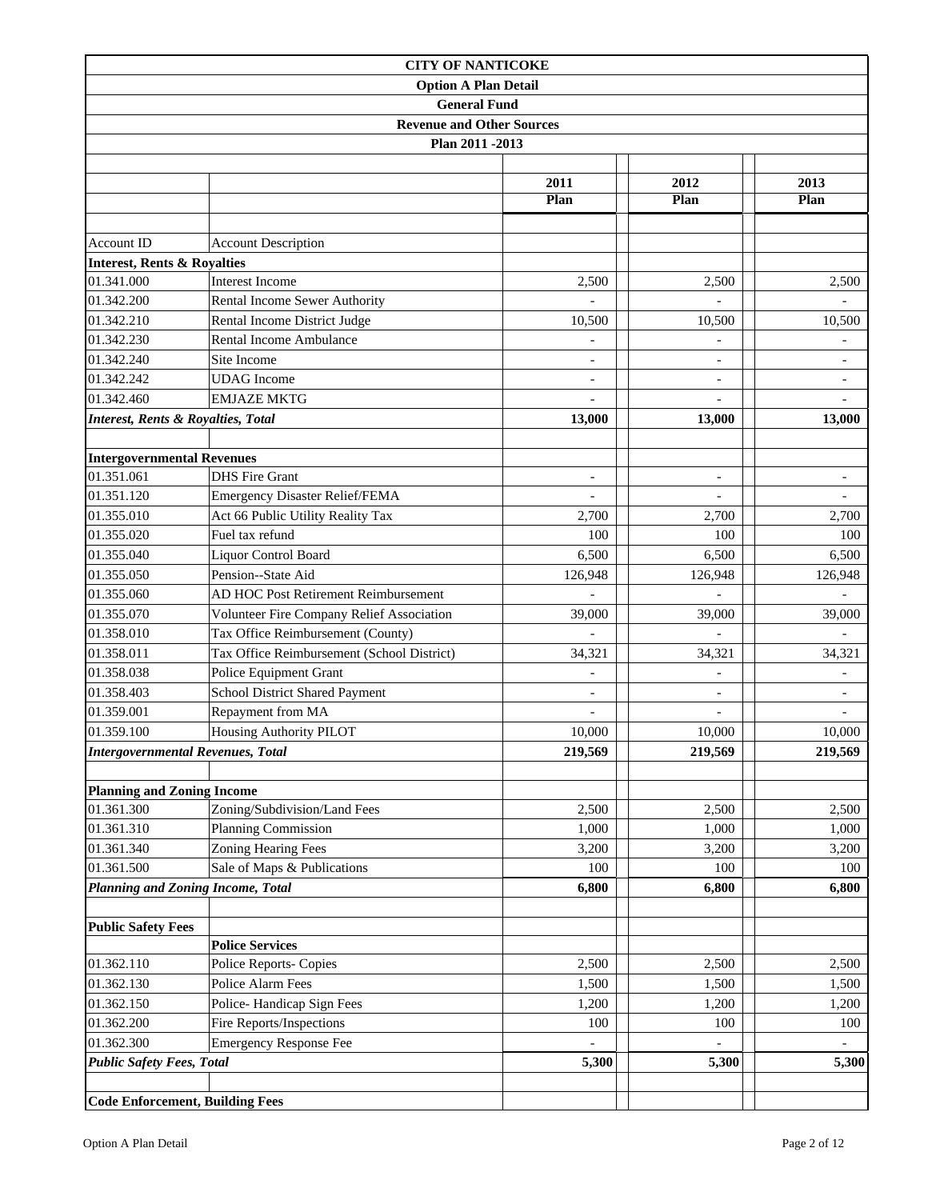# CITY OF NANTICOKE

## Option A Plan Detail

### General Fund

### Revenue and Other Sources

### Plan 2011 -2013

| Account ID | Account Description | 2011 Plan | 2012 Plan | 2013 Plan |
|---|---|---|---|---|
| **Interest, Rents & Royalties** | | | | |
| 01.341.000 | Interest Income | 2,500 | 2,500 | 2,500 |
| 01.342.200 | Rental Income Sewer Authority | - | - | - |
| 01.342.210 | Rental Income District Judge | 10,500 | 10,500 | 10,500 |
| 01.342.230 | Rental Income Ambulance | - | - | - |
| 01.342.240 | Site Income | - | - | - |
| 01.342.242 | UDAG Income | - | - | - |
| 01.342.460 | EMJAZE MKTG | - | - | - |
| ***Interest, Rents & Royalties, Total*** | | **13,000** | **13,000** | **13,000** |
| **Intergovernmental Revenues** | | | | |
| 01.351.061 | DHS Fire Grant | - | - | - |
| 01.351.120 | Emergency Disaster Relief/FEMA | - | - | - |
| 01.355.010 | Act 66 Public Utility Reality Tax | 2,700 | 2,700 | 2,700 |
| 01.355.020 | Fuel tax refund | 100 | 100 | 100 |
| 01.355.040 | Liquor Control Board | 6,500 | 6,500 | 6,500 |
| 01.355.050 | Pension--State Aid | 126,948 | 126,948 | 126,948 |
| 01.355.060 | AD HOC Post Retirement Reimbursement | - | - | - |
| 01.355.070 | Volunteer Fire Company Relief Association | 39,000 | 39,000 | 39,000 |
| 01.358.010 | Tax Office Reimbursement (County) | - | - | - |
| 01.358.011 | Tax Office Reimbursement (School District) | 34,321 | 34,321 | 34,321 |
| 01.358.038 | Police Equipment Grant | - | - | - |
| 01.358.403 | School District Shared Payment | - | - | - |
| 01.359.001 | Repayment from MA | - | - | - |
| 01.359.100 | Housing Authority PILOT | 10,000 | 10,000 | 10,000 |
| ***Intergovernmental Revenues, Total*** | | **219,569** | **219,569** | **219,569** |
| **Planning and Zoning Income** | | | | |
| 01.361.300 | Zoning/Subdivision/Land Fees | 2,500 | 2,500 | 2,500 |
| 01.361.310 | Planning Commission | 1,000 | 1,000 | 1,000 |
| 01.361.340 | Zoning Hearing Fees | 3,200 | 3,200 | 3,200 |
| 01.361.500 | Sale of Maps & Publications | 100 | 100 | 100 |
| ***Planning and Zoning Income, Total*** | | **6,800** | **6,800** | **6,800** |
| **Public Safety Fees** | | | | |
| | **Police Services** | | | |
| 01.362.110 | Police Reports- Copies | 2,500 | 2,500 | 2,500 |
| 01.362.130 | Police Alarm Fees | 1,500 | 1,500 | 1,500 |
| 01.362.150 | Police- Handicap Sign Fees | 1,200 | 1,200 | 1,200 |
| 01.362.200 | Fire Reports/Inspections | 100 | 100 | 100 |
| 01.362.300 | Emergency Response Fee | - | - | - |
| ***Public Safety Fees, Total*** | | **5,300** | **5,300** | **5,300** |
| **Code Enforcement, Building Fees** | | | | |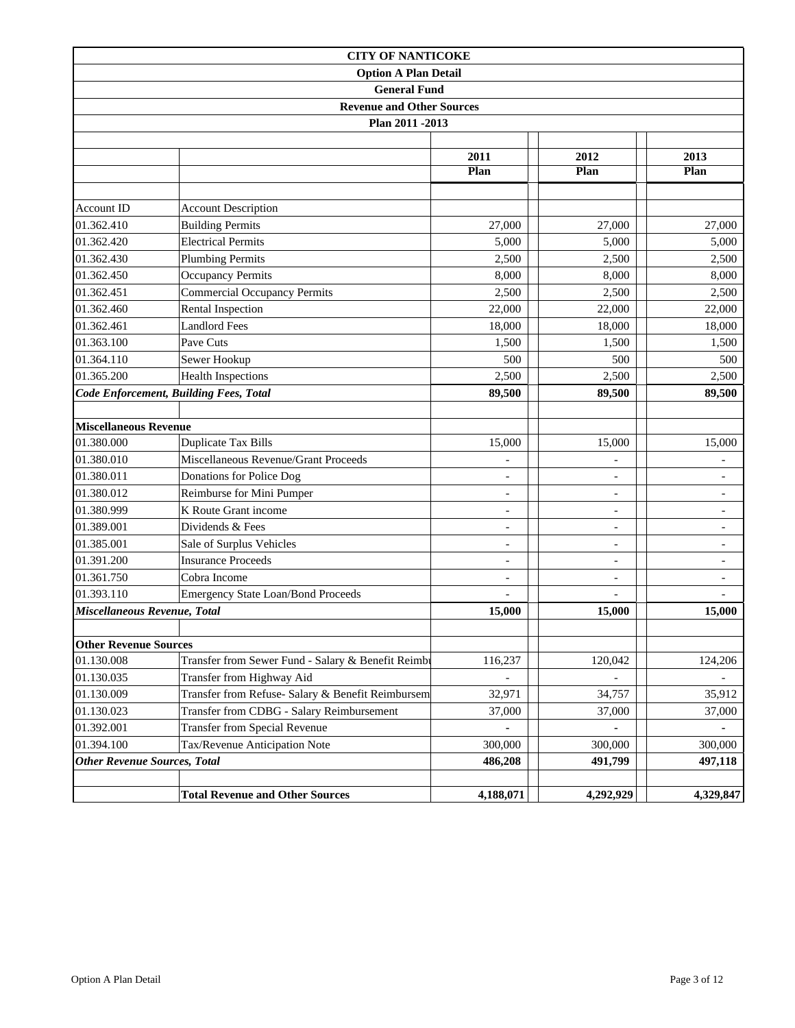# CITY OF NANTICOKE

## Option A Plan Detail

### General Fund

### Revenue and Other Sources

### Plan 2011 -2013

| | | 2011 Plan | 2012 Plan | 2013 Plan |
|---|---|---|---|---|
| Account ID | Account Description | | | |
| 01.362.410 | Building Permits | 27,000 | 27,000 | 27,000 |
| 01.362.420 | Electrical Permits | 5,000 | 5,000 | 5,000 |
| 01.362.430 | Plumbing Permits | 2,500 | 2,500 | 2,500 |
| 01.362.450 | Occupancy Permits | 8,000 | 8,000 | 8,000 |
| 01.362.451 | Commercial Occupancy Permits | 2,500 | 2,500 | 2,500 |
| 01.362.460 | Rental Inspection | 22,000 | 22,000 | 22,000 |
| 01.362.461 | Landlord Fees | 18,000 | 18,000 | 18,000 |
| 01.363.100 | Pave Cuts | 1,500 | 1,500 | 1,500 |
| 01.364.110 | Sewer Hookup | 500 | 500 | 500 |
| 01.365.200 | Health Inspections | 2,500 | 2,500 | 2,500 |
| ***Code Enforcement, Building Fees, Total*** | | **89,500** | **89,500** | **89,500** |
| | | | | |
| **Miscellaneous Revenue** | | | | |
| 01.380.000 | Duplicate Tax Bills | 15,000 | 15,000 | 15,000 |
| 01.380.010 | Miscellaneous Revenue/Grant Proceeds | - | - | - |
| 01.380.011 | Donations for Police Dog | - | - | - |
| 01.380.012 | Reimburse for Mini Pumper | - | - | - |
| 01.380.999 | K Route Grant income | - | - | - |
| 01.389.001 | Dividends & Fees | - | - | - |
| 01.385.001 | Sale of Surplus Vehicles | - | - | - |
| 01.391.200 | Insurance Proceeds | - | - | - |
| 01.361.750 | Cobra Income | - | - | - |
| 01.393.110 | Emergency State Loan/Bond Proceeds | - | - | - |
| ***Miscellaneous Revenue, Total*** | | **15,000** | **15,000** | **15,000** |
| | | | | |
| **Other Revenue Sources** | | | | |
| 01.130.008 | Transfer from Sewer Fund - Salary & Benefit Reimbu | 116,237 | 120,042 | 124,206 |
| 01.130.035 | Transfer from Highway Aid | - | - | - |
| 01.130.009 | Transfer from Refuse- Salary & Benefit Reimbursem | 32,971 | 34,757 | 35,912 |
| 01.130.023 | Transfer from CDBG - Salary Reimbursement | 37,000 | 37,000 | 37,000 |
| 01.392.001 | Transfer from Special Revenue | - | - | - |
| 01.394.100 | Tax/Revenue Anticipation Note | 300,000 | 300,000 | 300,000 |
| ***Other Revenue Sources, Total*** | | **486,208** | **491,799** | **497,118** |
| | | | | |
| | **Total Revenue and Other Sources** | **4,188,071** | **4,292,929** | **4,329,847** |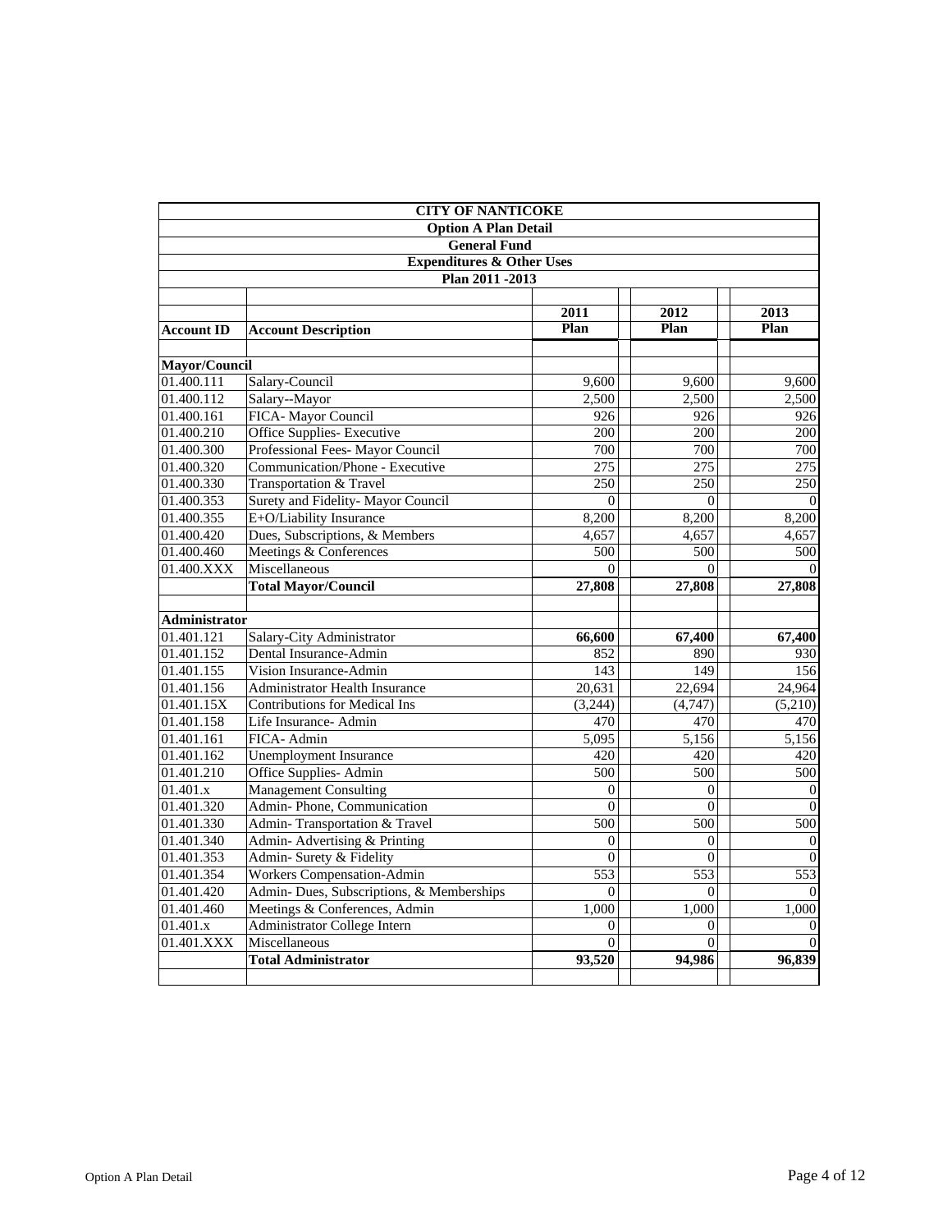| CITY OF NANTICOKE | | | | |
|---|---|---|---|---|
| Option A Plan Detail | | | | |
| General Fund | | | | |
| Expenditures & Other Uses | | | | |
| Plan 2011 -2013 | | | | |
| **Account ID** | **Account Description** | **2011 Plan** | **2012 Plan** | **2013 Plan** |
| **Mayor/Council** | | | | |
| 01.400.111 | Salary-Council | 9,600 | 9,600 | 9,600 |
| 01.400.112 | Salary--Mayor | 2,500 | 2,500 | 2,500 |
| 01.400.161 | FICA- Mayor Council | 926 | 926 | 926 |
| 01.400.210 | Office Supplies- Executive | 200 | 200 | 200 |
| 01.400.300 | Professional Fees- Mayor Council | 700 | 700 | 700 |
| 01.400.320 | Communication/Phone - Executive | 275 | 275 | 275 |
| 01.400.330 | Transportation & Travel | 250 | 250 | 250 |
| 01.400.353 | Surety and Fidelity- Mayor Council | 0 | 0 | 0 |
| 01.400.355 | E+O/Liability Insurance | 8,200 | 8,200 | 8,200 |
| 01.400.420 | Dues, Subscriptions, & Members | 4,657 | 4,657 | 4,657 |
| 01.400.460 | Meetings & Conferences | 500 | 500 | 500 |
| 01.400.XXX | Miscellaneous | 0 | 0 | 0 |
| | **Total Mayor/Council** | **27,808** | **27,808** | **27,808** |
| **Administrator** | | | | |
| 01.401.121 | Salary-City Administrator | **66,600** | **67,400** | **67,400** |
| 01.401.152 | Dental Insurance-Admin | 852 | 890 | 930 |
| 01.401.155 | Vision Insurance-Admin | 143 | 149 | 156 |
| 01.401.156 | Administrator Health Insurance | 20,631 | 22,694 | 24,964 |
| 01.401.15X | Contributions for Medical Ins | (3,244) | (4,747) | (5,210) |
| 01.401.158 | Life Insurance- Admin | 470 | 470 | 470 |
| 01.401.161 | FICA- Admin | 5,095 | 5,156 | 5,156 |
| 01.401.162 | Unemployment Insurance | 420 | 420 | 420 |
| 01.401.210 | Office Supplies- Admin | 500 | 500 | 500 |
| 01.401.x | Management Consulting | 0 | 0 | 0 |
| 01.401.320 | Admin- Phone, Communication | 0 | 0 | 0 |
| 01.401.330 | Admin- Transportation & Travel | 500 | 500 | 500 |
| 01.401.340 | Admin- Advertising & Printing | 0 | 0 | 0 |
| 01.401.353 | Admin- Surety & Fidelity | 0 | 0 | 0 |
| 01.401.354 | Workers Compensation-Admin | 553 | 553 | 553 |
| 01.401.420 | Admin- Dues, Subscriptions, & Memberships | 0 | 0 | 0 |
| 01.401.460 | Meetings & Conferences, Admin | 1,000 | 1,000 | 1,000 |
| 01.401.x | Administrator College Intern | 0 | 0 | 0 |
| 01.401.XXX | Miscellaneous | 0 | 0 | 0 |
| | **Total Administrator** | **93,520** | **94,986** | **96,839** |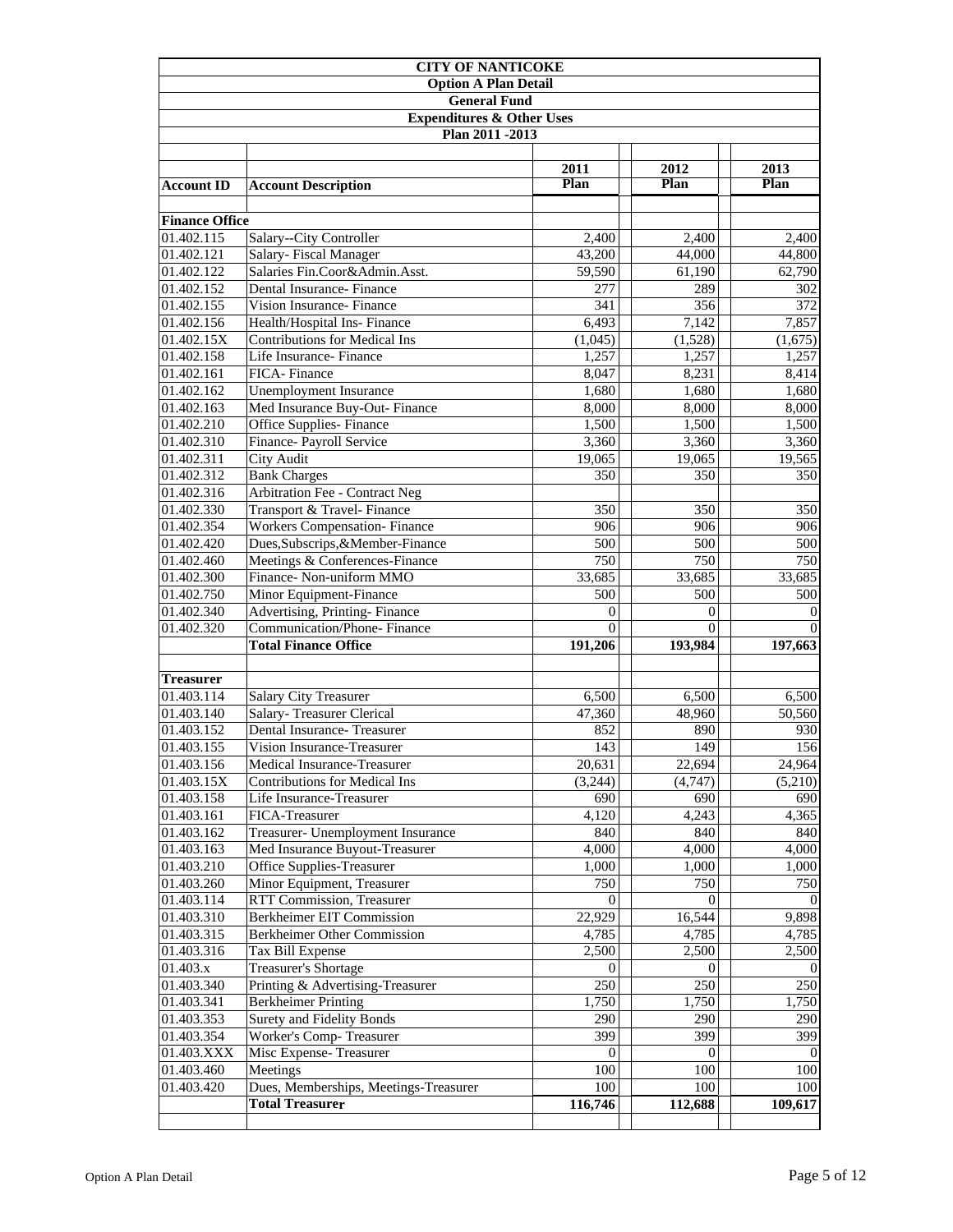# CITY OF NANTICOKE

## Option A Plan Detail

### General Fund

### Expenditures & Other Uses

### Plan 2011 -2013

| Account ID | Account Description | 2011 Plan | 2012 Plan | 2013 Plan |
|---|---|---|---|---|
| **Finance Office** | | | | |
| 01.402.115 | Salary--City Controller | 2,400 | 2,400 | 2,400 |
| 01.402.121 | Salary- Fiscal Manager | 43,200 | 44,000 | 44,800 |
| 01.402.122 | Salaries Fin.Coor&Admin.Asst. | 59,590 | 61,190 | 62,790 |
| 01.402.152 | Dental Insurance- Finance | 277 | 289 | 302 |
| 01.402.155 | Vision Insurance- Finance | 341 | 356 | 372 |
| 01.402.156 | Health/Hospital Ins- Finance | 6,493 | 7,142 | 7,857 |
| 01.402.15X | Contributions for Medical Ins | (1,045) | (1,528) | (1,675) |
| 01.402.158 | Life Insurance- Finance | 1,257 | 1,257 | 1,257 |
| 01.402.161 | FICA- Finance | 8,047 | 8,231 | 8,414 |
| 01.402.162 | Unemployment Insurance | 1,680 | 1,680 | 1,680 |
| 01.402.163 | Med Insurance Buy-Out- Finance | 8,000 | 8,000 | 8,000 |
| 01.402.210 | Office Supplies- Finance | 1,500 | 1,500 | 1,500 |
| 01.402.310 | Finance- Payroll Service | 3,360 | 3,360 | 3,360 |
| 01.402.311 | City Audit | 19,065 | 19,065 | 19,565 |
| 01.402.312 | Bank Charges | 350 | 350 | 350 |
| 01.402.316 | Arbitration Fee - Contract Neg | | | |
| 01.402.330 | Transport & Travel- Finance | 350 | 350 | 350 |
| 01.402.354 | Workers Compensation- Finance | 906 | 906 | 906 |
| 01.402.420 | Dues,Subscrips,&Member-Finance | 500 | 500 | 500 |
| 01.402.460 | Meetings & Conferences-Finance | 750 | 750 | 750 |
| 01.402.300 | Finance- Non-uniform MMO | 33,685 | 33,685 | 33,685 |
| 01.402.750 | Minor Equipment-Finance | 500 | 500 | 500 |
| 01.402.340 | Advertising, Printing- Finance | 0 | 0 | 0 |
| 01.402.320 | Communication/Phone- Finance | 0 | 0 | 0 |
| | **Total Finance Office** | **191,206** | **193,984** | **197,663** |
| **Treasurer** | | | | |
| 01.403.114 | Salary City Treasurer | 6,500 | 6,500 | 6,500 |
| 01.403.140 | Salary- Treasurer Clerical | 47,360 | 48,960 | 50,560 |
| 01.403.152 | Dental Insurance- Treasurer | 852 | 890 | 930 |
| 01.403.155 | Vision Insurance-Treasurer | 143 | 149 | 156 |
| 01.403.156 | Medical Insurance-Treasurer | 20,631 | 22,694 | 24,964 |
| 01.403.15X | Contributions for Medical Ins | (3,244) | (4,747) | (5,210) |
| 01.403.158 | Life Insurance-Treasurer | 690 | 690 | 690 |
| 01.403.161 | FICA-Treasurer | 4,120 | 4,243 | 4,365 |
| 01.403.162 | Treasurer- Unemployment Insurance | 840 | 840 | 840 |
| 01.403.163 | Med Insurance Buyout-Treasurer | 4,000 | 4,000 | 4,000 |
| 01.403.210 | Office Supplies-Treasurer | 1,000 | 1,000 | 1,000 |
| 01.403.260 | Minor Equipment, Treasurer | 750 | 750 | 750 |
| 01.403.114 | RTT Commission, Treasurer | 0 | 0 | 0 |
| 01.403.310 | Berkheimer EIT Commission | 22,929 | 16,544 | 9,898 |
| 01.403.315 | Berkheimer Other Commission | 4,785 | 4,785 | 4,785 |
| 01.403.316 | Tax Bill Expense | 2,500 | 2,500 | 2,500 |
| 01.403.x | Treasurer's Shortage | 0 | 0 | 0 |
| 01.403.340 | Printing & Advertising-Treasurer | 250 | 250 | 250 |
| 01.403.341 | Berkheimer Printing | 1,750 | 1,750 | 1,750 |
| 01.403.353 | Surety and Fidelity Bonds | 290 | 290 | 290 |
| 01.403.354 | Worker's Comp- Treasurer | 399 | 399 | 399 |
| 01.403.XXX | Misc Expense- Treasurer | 0 | 0 | 0 |
| 01.403.460 | Meetings | 100 | 100 | 100 |
| 01.403.420 | Dues, Memberships, Meetings-Treasurer | 100 | 100 | 100 |
| | **Total Treasurer** | **116,746** | **112,688** | **109,617** |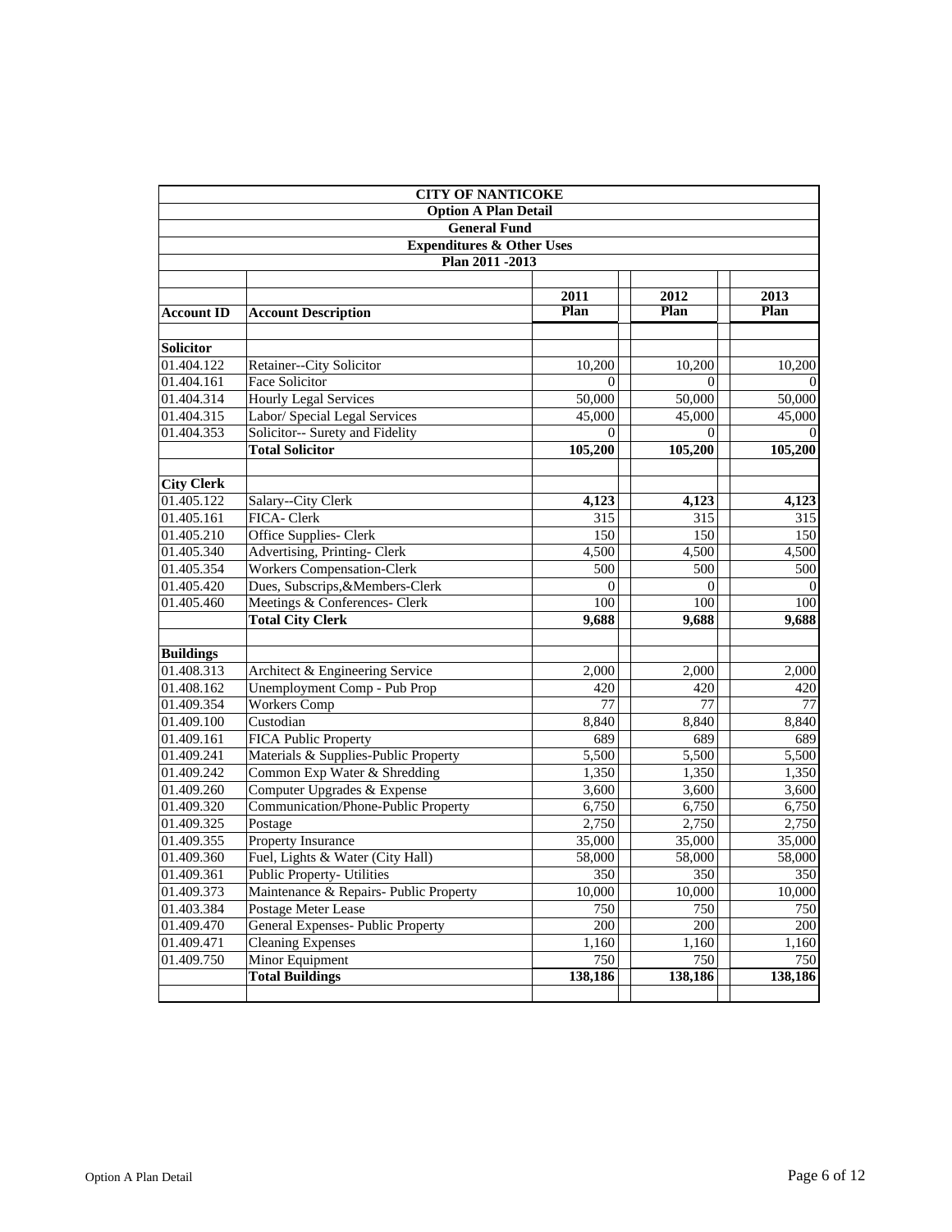| CITY OF NANTICOKE | | | | |
|---|---|---|---|---|
| **Option A Plan Detail** | | | | |
| **General Fund** | | | | |
| **Expenditures & Other Uses** | | | | |
| **Plan 2011 -2013** | | | | |
| | | **2011** | **2012** | **2013** |
| **Account ID** | **Account Description** | **Plan** | **Plan** | **Plan** |
| **Solicitor** | | | | |
| 01.404.122 | Retainer--City Solicitor | 10,200 | 10,200 | 10,200 |
| 01.404.161 | Face Solicitor | 0 | 0 | 0 |
| 01.404.314 | Hourly Legal Services | 50,000 | 50,000 | 50,000 |
| 01.404.315 | Labor/ Special Legal Services | 45,000 | 45,000 | 45,000 |
| 01.404.353 | Solicitor-- Surety and Fidelity | 0 | 0 | 0 |
| | **Total Solicitor** | **105,200** | **105,200** | **105,200** |
| **City Clerk** | | | | |
| 01.405.122 | Salary--City Clerk | **4,123** | **4,123** | **4,123** |
| 01.405.161 | FICA- Clerk | 315 | 315 | 315 |
| 01.405.210 | Office Supplies- Clerk | 150 | 150 | 150 |
| 01.405.340 | Advertising, Printing- Clerk | 4,500 | 4,500 | 4,500 |
| 01.405.354 | Workers Compensation-Clerk | 500 | 500 | 500 |
| 01.405.420 | Dues, Subscrips,&Members-Clerk | 0 | 0 | 0 |
| 01.405.460 | Meetings & Conferences- Clerk | 100 | 100 | 100 |
| | **Total City Clerk** | **9,688** | **9,688** | **9,688** |
| **Buildings** | | | | |
| 01.408.313 | Architect & Engineering Service | 2,000 | 2,000 | 2,000 |
| 01.408.162 | Unemployment Comp - Pub Prop | 420 | 420 | 420 |
| 01.409.354 | Workers Comp | 77 | 77 | 77 |
| 01.409.100 | Custodian | 8,840 | 8,840 | 8,840 |
| 01.409.161 | FICA Public Property | 689 | 689 | 689 |
| 01.409.241 | Materials & Supplies-Public Property | 5,500 | 5,500 | 5,500 |
| 01.409.242 | Common Exp Water & Shredding | 1,350 | 1,350 | 1,350 |
| 01.409.260 | Computer Upgrades & Expense | 3,600 | 3,600 | 3,600 |
| 01.409.320 | Communication/Phone-Public Property | 6,750 | 6,750 | 6,750 |
| 01.409.325 | Postage | 2,750 | 2,750 | 2,750 |
| 01.409.355 | Property Insurance | 35,000 | 35,000 | 35,000 |
| 01.409.360 | Fuel, Lights & Water (City Hall) | 58,000 | 58,000 | 58,000 |
| 01.409.361 | Public Property- Utilities | 350 | 350 | 350 |
| 01.409.373 | Maintenance & Repairs- Public Property | 10,000 | 10,000 | 10,000 |
| 01.403.384 | Postage Meter Lease | 750 | 750 | 750 |
| 01.409.470 | General Expenses- Public Property | 200 | 200 | 200 |
| 01.409.471 | Cleaning Expenses | 1,160 | 1,160 | 1,160 |
| 01.409.750 | Minor Equipment | 750 | 750 | 750 |
| | **Total Buildings** | **138,186** | **138,186** | **138,186** |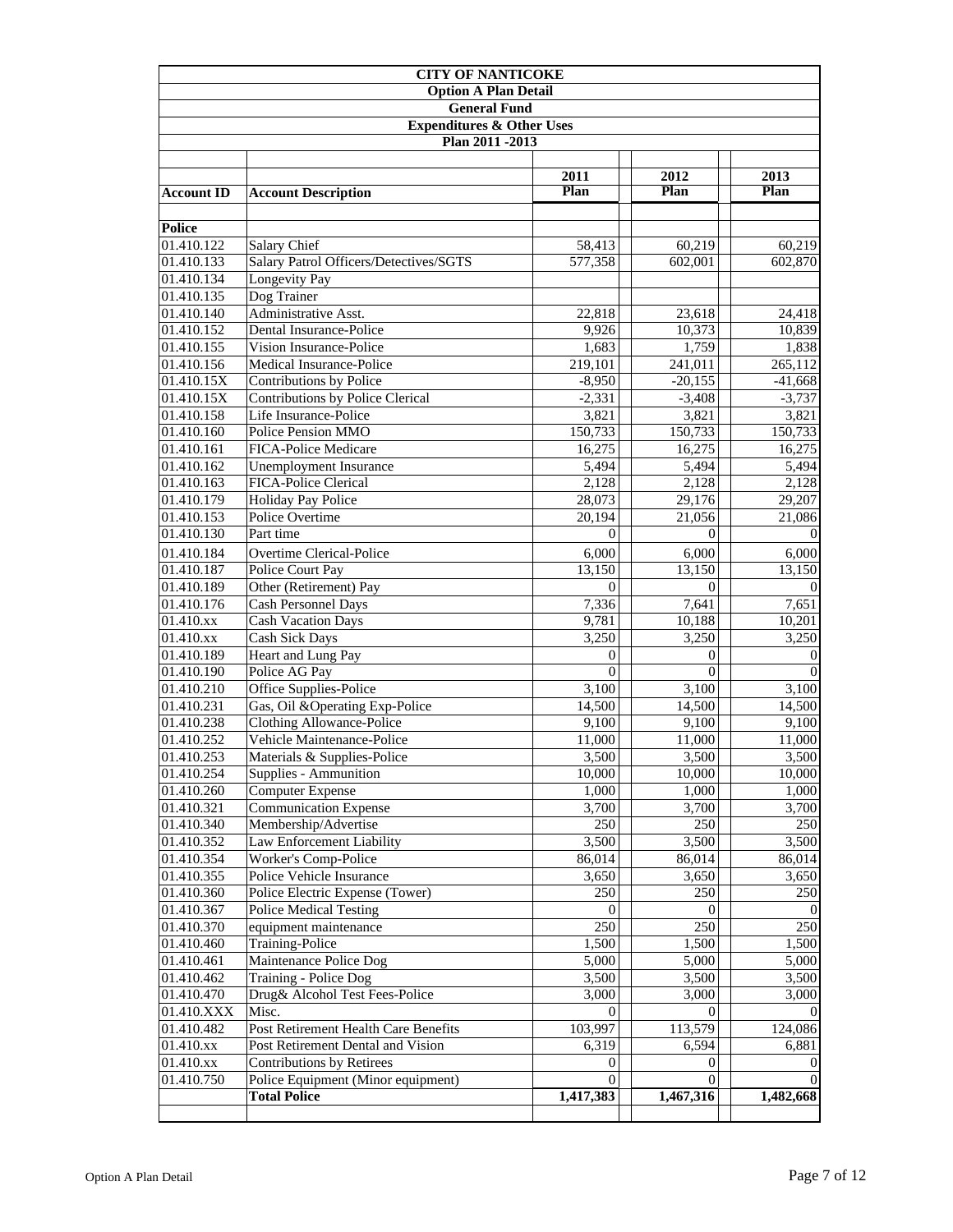# CITY OF NANTICOKE

## Option A Plan Detail

### General Fund

### Expenditures & Other Uses

### Plan 2011 -2013

| Account ID | Account Description | 2011 Plan | 2012 Plan | 2013 Plan |
|---|---|---|---|---|
| **Police** | | | | |
| 01.410.122 | Salary Chief | 58,413 | 60,219 | 60,219 |
| 01.410.133 | Salary Patrol Officers/Detectives/SGTS | 577,358 | 602,001 | 602,870 |
| 01.410.134 | Longevity Pay | | | |
| 01.410.135 | Dog Trainer | | | |
| 01.410.140 | Administrative Asst. | 22,818 | 23,618 | 24,418 |
| 01.410.152 | Dental Insurance-Police | 9,926 | 10,373 | 10,839 |
| 01.410.155 | Vision Insurance-Police | 1,683 | 1,759 | 1,838 |
| 01.410.156 | Medical Insurance-Police | 219,101 | 241,011 | 265,112 |
| 01.410.15X | Contributions by Police | -8,950 | -20,155 | -41,668 |
| 01.410.15X | Contributions by Police Clerical | -2,331 | -3,408 | -3,737 |
| 01.410.158 | Life Insurance-Police | 3,821 | 3,821 | 3,821 |
| 01.410.160 | Police Pension MMO | 150,733 | 150,733 | 150,733 |
| 01.410.161 | FICA-Police Medicare | 16,275 | 16,275 | 16,275 |
| 01.410.162 | Unemployment Insurance | 5,494 | 5,494 | 5,494 |
| 01.410.163 | FICA-Police Clerical | 2,128 | 2,128 | 2,128 |
| 01.410.179 | Holiday Pay Police | 28,073 | 29,176 | 29,207 |
| 01.410.153 | Police Overtime | 20,194 | 21,056 | 21,086 |
| 01.410.130 | Part time | 0 | 0 | 0 |
| 01.410.184 | Overtime Clerical-Police | 6,000 | 6,000 | 6,000 |
| 01.410.187 | Police Court Pay | 13,150 | 13,150 | 13,150 |
| 01.410.189 | Other (Retirement) Pay | 0 | 0 | 0 |
| 01.410.176 | Cash Personnel Days | 7,336 | 7,641 | 7,651 |
| 01.410.xx | Cash Vacation Days | 9,781 | 10,188 | 10,201 |
| 01.410.xx | Cash Sick Days | 3,250 | 3,250 | 3,250 |
| 01.410.189 | Heart and Lung Pay | 0 | 0 | 0 |
| 01.410.190 | Police AG Pay | 0 | 0 | 0 |
| 01.410.210 | Office Supplies-Police | 3,100 | 3,100 | 3,100 |
| 01.410.231 | Gas, Oil &Operating Exp-Police | 14,500 | 14,500 | 14,500 |
| 01.410.238 | Clothing Allowance-Police | 9,100 | 9,100 | 9,100 |
| 01.410.252 | Vehicle Maintenance-Police | 11,000 | 11,000 | 11,000 |
| 01.410.253 | Materials & Supplies-Police | 3,500 | 3,500 | 3,500 |
| 01.410.254 | Supplies - Ammunition | 10,000 | 10,000 | 10,000 |
| 01.410.260 | Computer Expense | 1,000 | 1,000 | 1,000 |
| 01.410.321 | Communication Expense | 3,700 | 3,700 | 3,700 |
| 01.410.340 | Membership/Advertise | 250 | 250 | 250 |
| 01.410.352 | Law Enforcement Liability | 3,500 | 3,500 | 3,500 |
| 01.410.354 | Worker's Comp-Police | 86,014 | 86,014 | 86,014 |
| 01.410.355 | Police Vehicle Insurance | 3,650 | 3,650 | 3,650 |
| 01.410.360 | Police Electric Expense (Tower) | 250 | 250 | 250 |
| 01.410.367 | Police Medical Testing | 0 | 0 | 0 |
| 01.410.370 | equipment maintenance | 250 | 250 | 250 |
| 01.410.460 | Training-Police | 1,500 | 1,500 | 1,500 |
| 01.410.461 | Maintenance Police Dog | 5,000 | 5,000 | 5,000 |
| 01.410.462 | Training - Police Dog | 3,500 | 3,500 | 3,500 |
| 01.410.470 | Drug& Alcohol Test Fees-Police | 3,000 | 3,000 | 3,000 |
| 01.410.XXX | Misc. | 0 | 0 | 0 |
| 01.410.482 | Post Retirement Health Care Benefits | 103,997 | 113,579 | 124,086 |
| 01.410.xx | Post Retirement Dental and Vision | 6,319 | 6,594 | 6,881 |
| 01.410.xx | Contributions by Retirees | 0 | 0 | 0 |
| 01.410.750 | Police Equipment (Minor equipment) | 0 | 0 | 0 |
| | **Total Police** | **1,417,383** | **1,467,316** | **1,482,668** |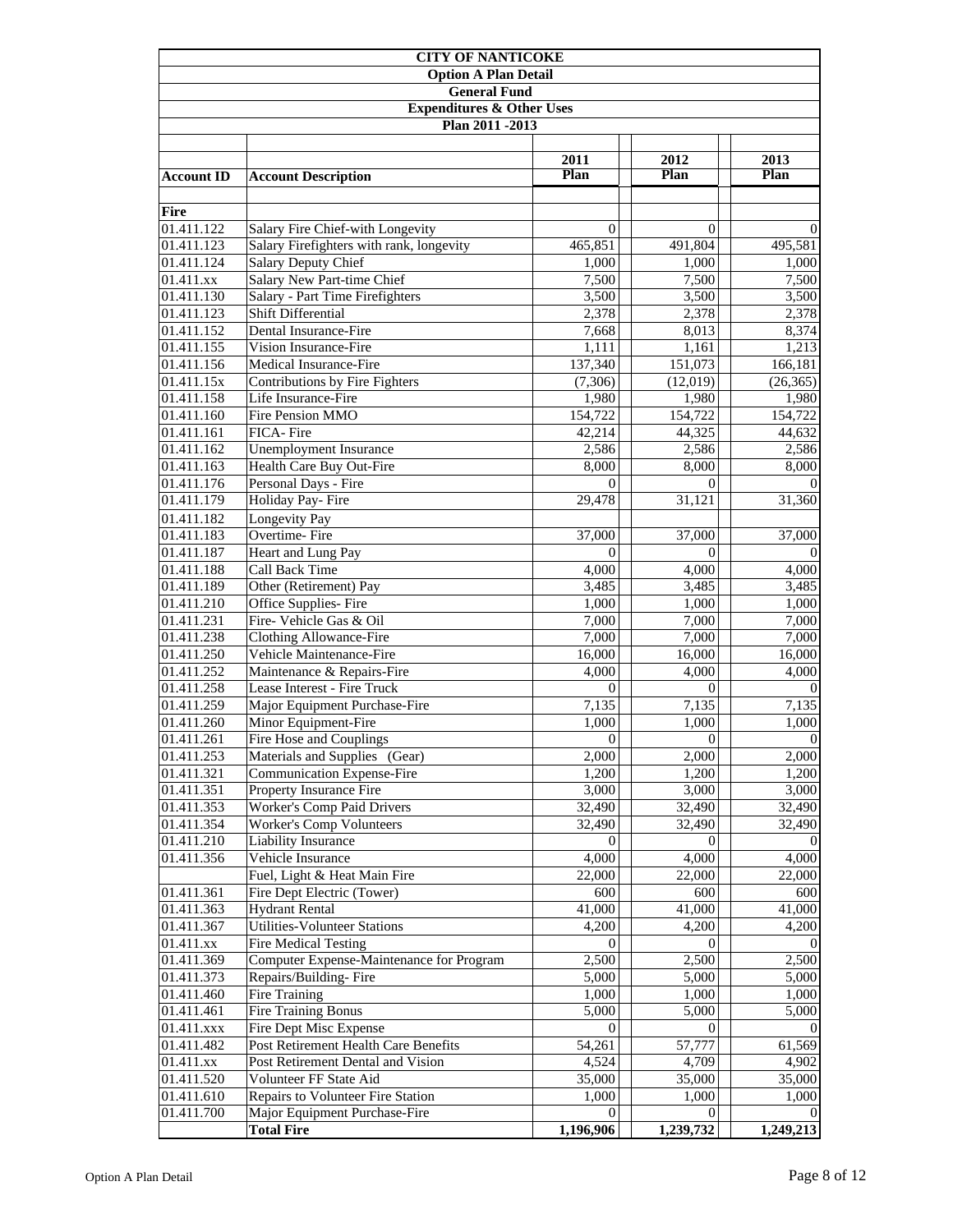| CITY OF NANTICOKE | | | | |
|---|---|---|---|---|
| Option A Plan Detail | | | | |
| General Fund | | | | |
| Expenditures & Other Uses | | | | |
| Plan 2011 -2013 | | | | |
| **Account ID** | **Account Description** | **2011 Plan** | **2012 Plan** | **2013 Plan** |
| **Fire** | | | | |
| 01.411.122 | Salary Fire Chief-with Longevity | 0 | 0 | 0 |
| 01.411.123 | Salary Firefighters with rank, longevity | 465,851 | 491,804 | 495,581 |
| 01.411.124 | Salary Deputy Chief | 1,000 | 1,000 | 1,000 |
| 01.411.xx | Salary New Part-time Chief | 7,500 | 7,500 | 7,500 |
| 01.411.130 | Salary - Part Time Firefighters | 3,500 | 3,500 | 3,500 |
| 01.411.123 | Shift Differential | 2,378 | 2,378 | 2,378 |
| 01.411.152 | Dental Insurance-Fire | 7,668 | 8,013 | 8,374 |
| 01.411.155 | Vision Insurance-Fire | 1,111 | 1,161 | 1,213 |
| 01.411.156 | Medical Insurance-Fire | 137,340 | 151,073 | 166,181 |
| 01.411.15x | Contributions by Fire Fighters | (7,306) | (12,019) | (26,365) |
| 01.411.158 | Life Insurance-Fire | 1,980 | 1,980 | 1,980 |
| 01.411.160 | Fire Pension MMO | 154,722 | 154,722 | 154,722 |
| 01.411.161 | FICA- Fire | 42,214 | 44,325 | 44,632 |
| 01.411.162 | Unemployment Insurance | 2,586 | 2,586 | 2,586 |
| 01.411.163 | Health Care Buy Out-Fire | 8,000 | 8,000 | 8,000 |
| 01.411.176 | Personal Days - Fire | 0 | 0 | 0 |
| 01.411.179 | Holiday Pay- Fire | 29,478 | 31,121 | 31,360 |
| 01.411.182 | Longevity Pay | | | |
| 01.411.183 | Overtime- Fire | 37,000 | 37,000 | 37,000 |
| 01.411.187 | Heart and Lung Pay | 0 | 0 | 0 |
| 01.411.188 | Call Back Time | 4,000 | 4,000 | 4,000 |
| 01.411.189 | Other (Retirement) Pay | 3,485 | 3,485 | 3,485 |
| 01.411.210 | Office Supplies- Fire | 1,000 | 1,000 | 1,000 |
| 01.411.231 | Fire- Vehicle Gas & Oil | 7,000 | 7,000 | 7,000 |
| 01.411.238 | Clothing Allowance-Fire | 7,000 | 7,000 | 7,000 |
| 01.411.250 | Vehicle Maintenance-Fire | 16,000 | 16,000 | 16,000 |
| 01.411.252 | Maintenance & Repairs-Fire | 4,000 | 4,000 | 4,000 |
| 01.411.258 | Lease Interest - Fire Truck | 0 | 0 | 0 |
| 01.411.259 | Major Equipment Purchase-Fire | 7,135 | 7,135 | 7,135 |
| 01.411.260 | Minor Equipment-Fire | 1,000 | 1,000 | 1,000 |
| 01.411.261 | Fire Hose and Couplings | 0 | 0 | 0 |
| 01.411.253 | Materials and Supplies (Gear) | 2,000 | 2,000 | 2,000 |
| 01.411.321 | Communication Expense-Fire | 1,200 | 1,200 | 1,200 |
| 01.411.351 | Property Insurance Fire | 3,000 | 3,000 | 3,000 |
| 01.411.353 | Worker's Comp Paid Drivers | 32,490 | 32,490 | 32,490 |
| 01.411.354 | Worker's Comp Volunteers | 32,490 | 32,490 | 32,490 |
| 01.411.210 | Liability Insurance | 0 | 0 | 0 |
| 01.411.356 | Vehicle Insurance | 4,000 | 4,000 | 4,000 |
| | Fuel, Light & Heat Main Fire | 22,000 | 22,000 | 22,000 |
| 01.411.361 | Fire Dept Electric (Tower) | 600 | 600 | 600 |
| 01.411.363 | Hydrant Rental | 41,000 | 41,000 | 41,000 |
| 01.411.367 | Utilities-Volunteer Stations | 4,200 | 4,200 | 4,200 |
| 01.411.xx | Fire Medical Testing | 0 | 0 | 0 |
| 01.411.369 | Computer Expense-Maintenance for Program | 2,500 | 2,500 | 2,500 |
| 01.411.373 | Repairs/Building- Fire | 5,000 | 5,000 | 5,000 |
| 01.411.460 | Fire Training | 1,000 | 1,000 | 1,000 |
| 01.411.461 | Fire Training Bonus | 5,000 | 5,000 | 5,000 |
| 01.411.xxx | Fire Dept Misc Expense | 0 | 0 | 0 |
| 01.411.482 | Post Retirement Health Care Benefits | 54,261 | 57,777 | 61,569 |
| 01.411.xx | Post Retirement Dental and Vision | 4,524 | 4,709 | 4,902 |
| 01.411.520 | Volunteer FF State Aid | 35,000 | 35,000 | 35,000 |
| 01.411.610 | Repairs to Volunteer Fire Station | 1,000 | 1,000 | 1,000 |
| 01.411.700 | Major Equipment Purchase-Fire | 0 | 0 | 0 |
| | **Total Fire** | **1,196,906** | **1,239,732** | **1,249,213** |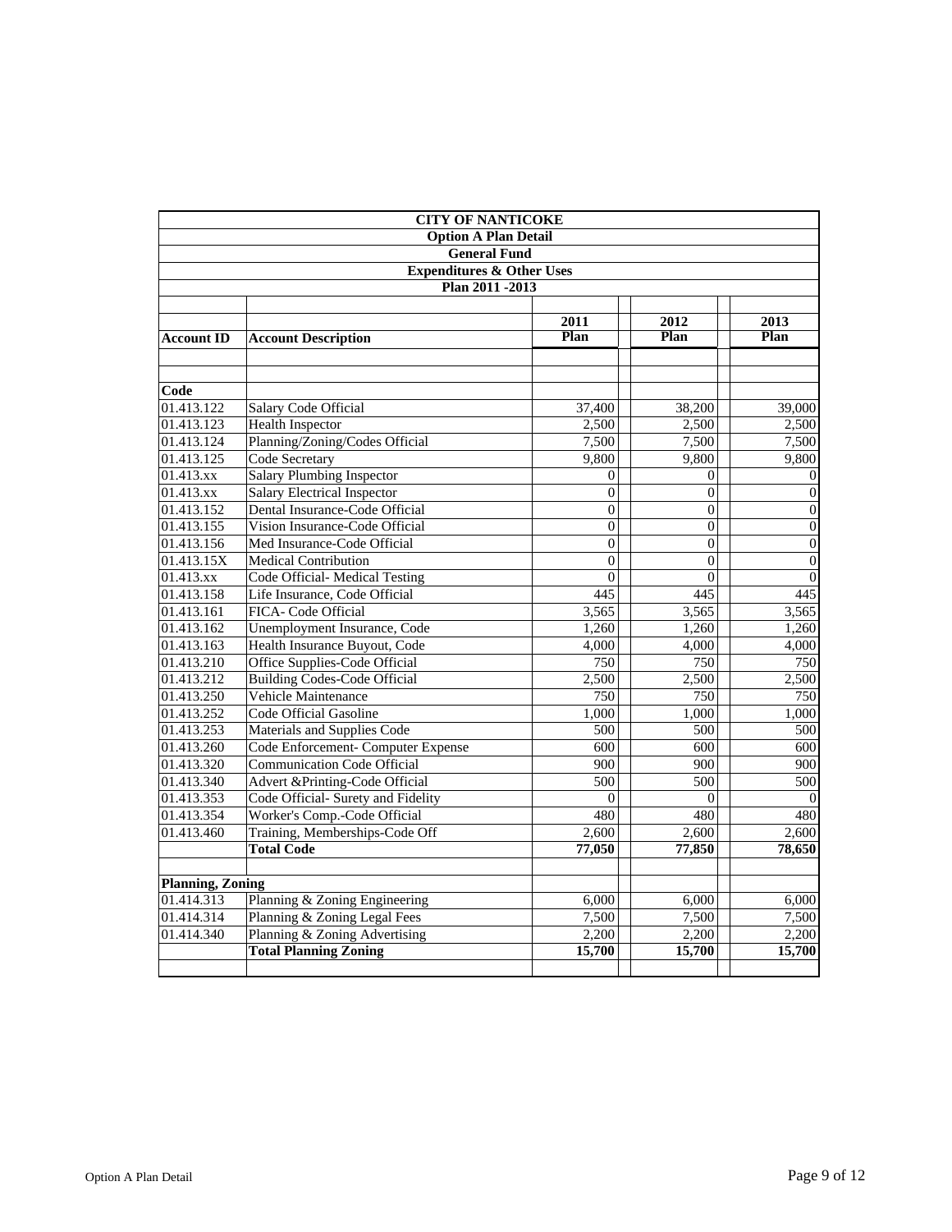**CITY OF NANTICOKE**

**Option A Plan Detail**

**General Fund**

**Expenditures & Other Uses**

**Plan 2011 -2013**

| Account ID | Account Description | 2011 Plan | 2012 Plan | 2013 Plan |
|---|---|---|---|---|
| **Code** | | | | |
| 01.413.122 | Salary Code Official | 37,400 | 38,200 | 39,000 |
| 01.413.123 | Health Inspector | 2,500 | 2,500 | 2,500 |
| 01.413.124 | Planning/Zoning/Codes Official | 7,500 | 7,500 | 7,500 |
| 01.413.125 | Code Secretary | 9,800 | 9,800 | 9,800 |
| 01.413.xx | Salary Plumbing Inspector | 0 | 0 | 0 |
| 01.413.xx | Salary Electrical Inspector | 0 | 0 | 0 |
| 01.413.152 | Dental Insurance-Code Official | 0 | 0 | 0 |
| 01.413.155 | Vision Insurance-Code Official | 0 | 0 | 0 |
| 01.413.156 | Med Insurance-Code Official | 0 | 0 | 0 |
| 01.413.15X | Medical Contribution | 0 | 0 | 0 |
| 01.413.xx | Code Official- Medical Testing | 0 | 0 | 0 |
| 01.413.158 | Life Insurance, Code Official | 445 | 445 | 445 |
| 01.413.161 | FICA- Code Official | 3,565 | 3,565 | 3,565 |
| 01.413.162 | Unemployment Insurance, Code | 1,260 | 1,260 | 1,260 |
| 01.413.163 | Health Insurance Buyout, Code | 4,000 | 4,000 | 4,000 |
| 01.413.210 | Office Supplies-Code Official | 750 | 750 | 750 |
| 01.413.212 | Building Codes-Code Official | 2,500 | 2,500 | 2,500 |
| 01.413.250 | Vehicle Maintenance | 750 | 750 | 750 |
| 01.413.252 | Code Official Gasoline | 1,000 | 1,000 | 1,000 |
| 01.413.253 | Materials and Supplies Code | 500 | 500 | 500 |
| 01.413.260 | Code Enforcement- Computer Expense | 600 | 600 | 600 |
| 01.413.320 | Communication Code Official | 900 | 900 | 900 |
| 01.413.340 | Advert &Printing-Code Official | 500 | 500 | 500 |
| 01.413.353 | Code Official- Surety and Fidelity | 0 | 0 | 0 |
| 01.413.354 | Worker's Comp.-Code Official | 480 | 480 | 480 |
| 01.413.460 | Training, Memberships-Code Off | 2,600 | 2,600 | 2,600 |
| | **Total Code** | **77,050** | **77,850** | **78,650** |
| **Planning, Zoning** | | | | |
| 01.414.313 | Planning & Zoning Engineering | 6,000 | 6,000 | 6,000 |
| 01.414.314 | Planning & Zoning Legal Fees | 7,500 | 7,500 | 7,500 |
| 01.414.340 | Planning & Zoning Advertising | 2,200 | 2,200 | 2,200 |
| | **Total Planning Zoning** | **15,700** | **15,700** | **15,700** |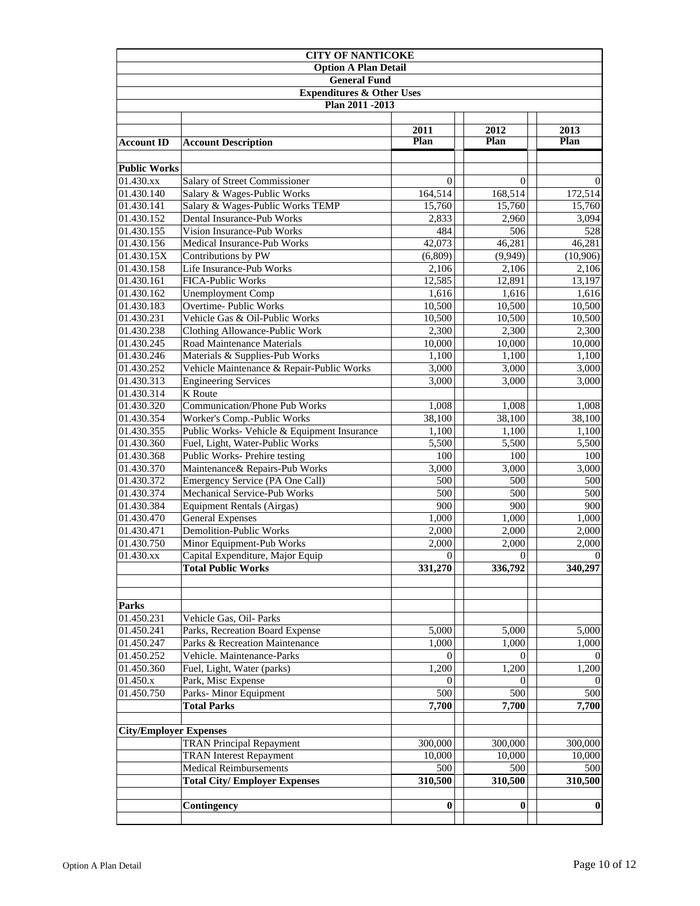| CITY OF NANTICOKE | | | | |
|---|---|---|---|---|
| **Option A Plan Detail** | | | | |
| **General Fund** | | | | |
| **Expenditures & Other Uses** | | | | |
| **Plan 2011 -2013** | | | | |
| **Account ID** | **Account Description** | **2011 Plan** | **2012 Plan** | **2013 Plan** |
| **Public Works** | | | | |
| 01.430.xx | Salary of Street Commissioner | 0 | 0 | 0 |
| 01.430.140 | Salary & Wages-Public Works | 164,514 | 168,514 | 172,514 |
| 01.430.141 | Salary & Wages-Public Works TEMP | 15,760 | 15,760 | 15,760 |
| 01.430.152 | Dental Insurance-Pub Works | 2,833 | 2,960 | 3,094 |
| 01.430.155 | Vision Insurance-Pub Works | 484 | 506 | 528 |
| 01.430.156 | Medical Insurance-Pub Works | 42,073 | 46,281 | 46,281 |
| 01.430.15X | Contributions by PW | (6,809) | (9,949) | (10,906) |
| 01.430.158 | Life Insurance-Pub Works | 2,106 | 2,106 | 2,106 |
| 01.430.161 | FICA-Public Works | 12,585 | 12,891 | 13,197 |
| 01.430.162 | Unemployment Comp | 1,616 | 1,616 | 1,616 |
| 01.430.183 | Overtime- Public Works | 10,500 | 10,500 | 10,500 |
| 01.430.231 | Vehicle Gas & Oil-Public Works | 10,500 | 10,500 | 10,500 |
| 01.430.238 | Clothing Allowance-Public Work | 2,300 | 2,300 | 2,300 |
| 01.430.245 | Road Maintenance Materials | 10,000 | 10,000 | 10,000 |
| 01.430.246 | Materials & Supplies-Pub Works | 1,100 | 1,100 | 1,100 |
| 01.430.252 | Vehicle Maintenance & Repair-Public Works | 3,000 | 3,000 | 3,000 |
| 01.430.313 | Engineering Services | 3,000 | 3,000 | 3,000 |
| 01.430.314 | K Route | | | |
| 01.430.320 | Communication/Phone Pub Works | 1,008 | 1,008 | 1,008 |
| 01.430.354 | Worker's Comp.-Public Works | 38,100 | 38,100 | 38,100 |
| 01.430.355 | Public Works- Vehicle & Equipment Insurance | 1,100 | 1,100 | 1,100 |
| 01.430.360 | Fuel, Light, Water-Public Works | 5,500 | 5,500 | 5,500 |
| 01.430.368 | Public Works- Prehire testing | 100 | 100 | 100 |
| 01.430.370 | Maintenance& Repairs-Pub Works | 3,000 | 3,000 | 3,000 |
| 01.430.372 | Emergency Service (PA One Call) | 500 | 500 | 500 |
| 01.430.374 | Mechanical Service-Pub Works | 500 | 500 | 500 |
| 01.430.384 | Equipment Rentals (Airgas) | 900 | 900 | 900 |
| 01.430.470 | General Expenses | 1,000 | 1,000 | 1,000 |
| 01.430.471 | Demolition-Public Works | 2,000 | 2,000 | 2,000 |
| 01.430.750 | Minor Equipment-Pub Works | 2,000 | 2,000 | 2,000 |
| 01.430.xx | Capital Expenditure, Major Equip | 0 | 0 | 0 |
| | **Total Public Works** | **331,270** | **336,792** | **340,297** |
| **Parks** | | | | |
| 01.450.231 | Vehicle Gas, Oil- Parks | | | |
| 01.450.241 | Parks, Recreation Board Expense | 5,000 | 5,000 | 5,000 |
| 01.450.247 | Parks & Recreation Maintenance | 1,000 | 1,000 | 1,000 |
| 01.450.252 | Vehicle. Maintenance-Parks | 0 | 0 | 0 |
| 01.450.360 | Fuel, Light, Water (parks) | 1,200 | 1,200 | 1,200 |
| 01.450.x | Park, Misc Expense | 0 | 0 | 0 |
| 01.450.750 | Parks- Minor Equipment | 500 | 500 | 500 |
| | **Total Parks** | **7,700** | **7,700** | **7,700** |
| **City/Employer Expenses** | | | | |
| | TRAN Principal Repayment | 300,000 | 300,000 | 300,000 |
| | TRAN Interest Repayment | 10,000 | 10,000 | 10,000 |
| | Medical Reimbursements | 500 | 500 | 500 |
| | **Total City/ Employer Expenses** | **310,500** | **310,500** | **310,500** |
| | **Contingency** | **0** | **0** | **0** |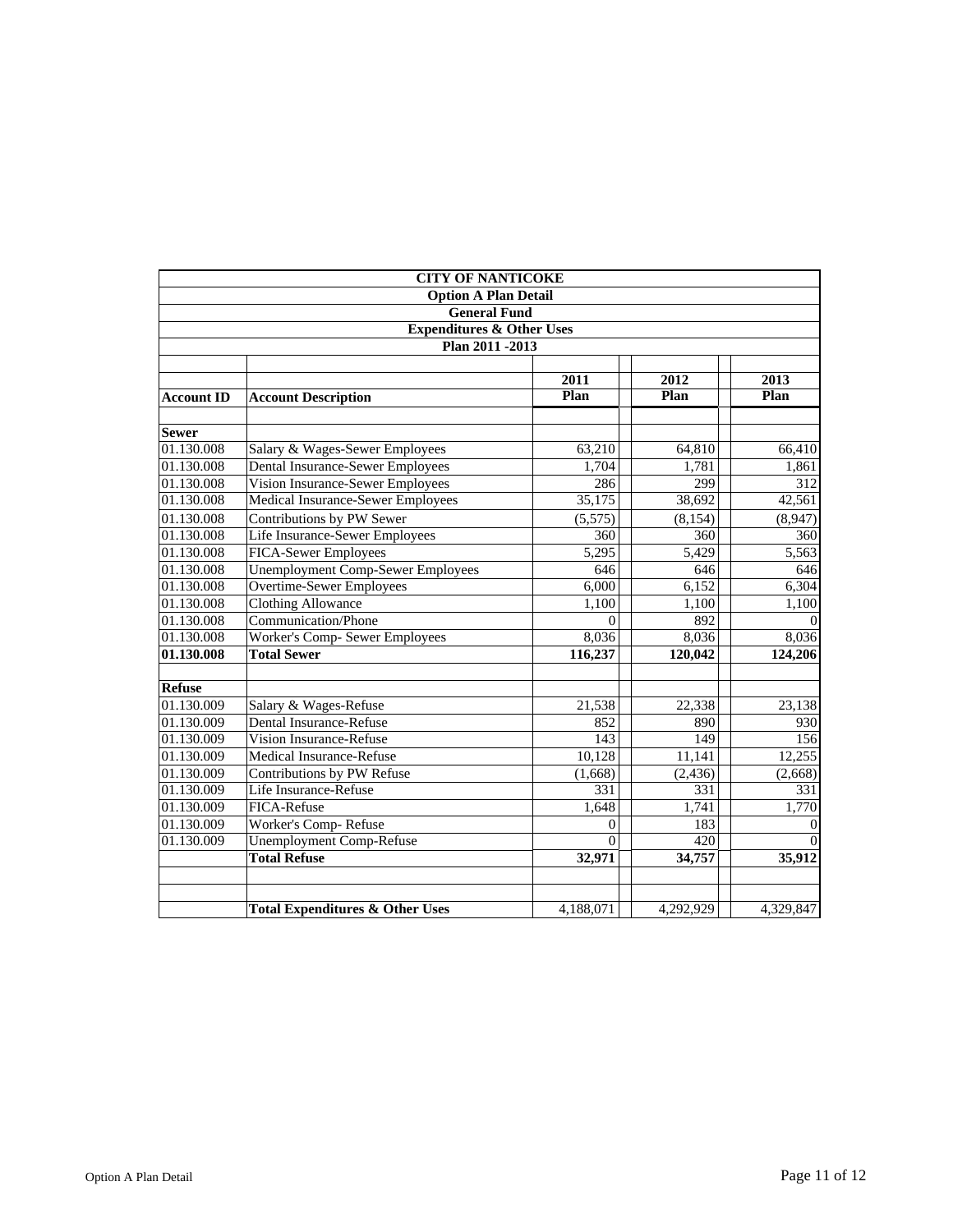| CITY OF NANTICOKE | | | | |
|---|---|---|---|---|
| Option A Plan Detail | | | | |
| General Fund | | | | |
| Expenditures & Other Uses | | | | |
| Plan 2011 -2013 | | | | |
| | | 2011 | 2012 | 2013 |
| **Account ID** | **Account Description** | **Plan** | **Plan** | **Plan** |
| **Sewer** | | | | |
| 01.130.008 | Salary & Wages-Sewer Employees | 63,210 | 64,810 | 66,410 |
| 01.130.008 | Dental Insurance-Sewer Employees | 1,704 | 1,781 | 1,861 |
| 01.130.008 | Vision Insurance-Sewer Employees | 286 | 299 | 312 |
| 01.130.008 | Medical Insurance-Sewer Employees | 35,175 | 38,692 | 42,561 |
| 01.130.008 | Contributions by PW Sewer | (5,575) | (8,154) | (8,947) |
| 01.130.008 | Life Insurance-Sewer Employees | 360 | 360 | 360 |
| 01.130.008 | FICA-Sewer Employees | 5,295 | 5,429 | 5,563 |
| 01.130.008 | Unemployment Comp-Sewer Employees | 646 | 646 | 646 |
| 01.130.008 | Overtime-Sewer Employees | 6,000 | 6,152 | 6,304 |
| 01.130.008 | Clothing Allowance | 1,100 | 1,100 | 1,100 |
| 01.130.008 | Communication/Phone | 0 | 892 | 0 |
| 01.130.008 | Worker's Comp- Sewer Employees | 8,036 | 8,036 | 8,036 |
| **01.130.008** | **Total Sewer** | **116,237** | **120,042** | **124,206** |
| **Refuse** | | | | |
| 01.130.009 | Salary & Wages-Refuse | 21,538 | 22,338 | 23,138 |
| 01.130.009 | Dental Insurance-Refuse | 852 | 890 | 930 |
| 01.130.009 | Vision Insurance-Refuse | 143 | 149 | 156 |
| 01.130.009 | Medical Insurance-Refuse | 10,128 | 11,141 | 12,255 |
| 01.130.009 | Contributions by PW Refuse | (1,668) | (2,436) | (2,668) |
| 01.130.009 | Life Insurance-Refuse | 331 | 331 | 331 |
| 01.130.009 | FICA-Refuse | 1,648 | 1,741 | 1,770 |
| 01.130.009 | Worker's Comp- Refuse | 0 | 183 | 0 |
| 01.130.009 | Unemployment Comp-Refuse | 0 | 420 | 0 |
| | **Total Refuse** | **32,971** | **34,757** | **35,912** |
| | **Total Expenditures & Other Uses** | 4,188,071 | 4,292,929 | 4,329,847 |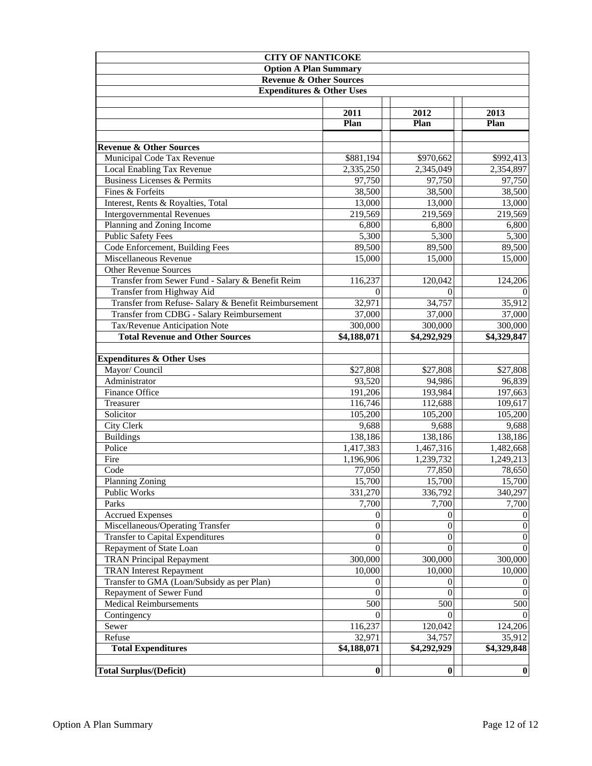| CITY OF NANTICOKE | | | |
|---|---|---|---|
| Option A Plan Summary | | | |
| Revenue & Other Sources | | | |
| Expenditures & Other Uses | | | |
| | 2011 Plan | 2012 Plan | 2013 Plan |
| **Revenue & Other Sources** | | | |
| Municipal Code Tax Revenue | $881,194 | $970,662 | $992,413 |
| Local Enabling Tax Revenue | 2,335,250 | 2,345,049 | 2,354,897 |
| Business Licenses & Permits | 97,750 | 97,750 | 97,750 |
| Fines & Forfeits | 38,500 | 38,500 | 38,500 |
| Interest, Rents & Royalties, Total | 13,000 | 13,000 | 13,000 |
| Intergovernmental Revenues | 219,569 | 219,569 | 219,569 |
| Planning and Zoning Income | 6,800 | 6,800 | 6,800 |
| Public Safety Fees | 5,300 | 5,300 | 5,300 |
| Code Enforcement, Building Fees | 89,500 | 89,500 | 89,500 |
| Miscellaneous Revenue | 15,000 | 15,000 | 15,000 |
| Other Revenue Sources | | | |
| Transfer from Sewer Fund - Salary & Benefit Reim | 116,237 | 120,042 | 124,206 |
| Transfer from Highway Aid | 0 | 0 | 0 |
| Transfer from Refuse- Salary & Benefit Reimbursement | 32,971 | 34,757 | 35,912 |
| Transfer from CDBG - Salary Reimbursement | 37,000 | 37,000 | 37,000 |
| Tax/Revenue Anticipation Note | 300,000 | 300,000 | 300,000 |
| **Total Revenue and Other Sources** | **$4,188,071** | **$4,292,929** | **$4,329,847** |
| **Expenditures & Other Uses** | | | |
| Mayor/ Council | $27,808 | $27,808 | $27,808 |
| Administrator | 93,520 | 94,986 | 96,839 |
| Finance Office | 191,206 | 193,984 | 197,663 |
| Treasurer | 116,746 | 112,688 | 109,617 |
| Solicitor | 105,200 | 105,200 | 105,200 |
| City Clerk | 9,688 | 9,688 | 9,688 |
| Buildings | 138,186 | 138,186 | 138,186 |
| Police | 1,417,383 | 1,467,316 | 1,482,668 |
| Fire | 1,196,906 | 1,239,732 | 1,249,213 |
| Code | 77,050 | 77,850 | 78,650 |
| Planning Zoning | 15,700 | 15,700 | 15,700 |
| Public Works | 331,270 | 336,792 | 340,297 |
| Parks | 7,700 | 7,700 | 7,700 |
| Accrued Expenses | 0 | 0 | 0 |
| Miscellaneous/Operating Transfer | 0 | 0 | 0 |
| Transfer to Capital Expenditures | 0 | 0 | 0 |
| Repayment of State Loan | 0 | 0 | 0 |
| TRAN Principal Repayment | 300,000 | 300,000 | 300,000 |
| TRAN Interest Repayment | 10,000 | 10,000 | 10,000 |
| Transfer to GMA (Loan/Subsidy as per Plan) | 0 | 0 | 0 |
| Repayment of Sewer Fund | 0 | 0 | 0 |
| Medical Reimbursements | 500 | 500 | 500 |
| Contingency | 0 | 0 | 0 |
| Sewer | 116,237 | 120,042 | 124,206 |
| Refuse | 32,971 | 34,757 | 35,912 |
| **Total Expenditures** | **$4,188,071** | **$4,292,929** | **$4,329,848** |
| **Total Surplus/(Deficit)** | **0** | **0** | **0** |